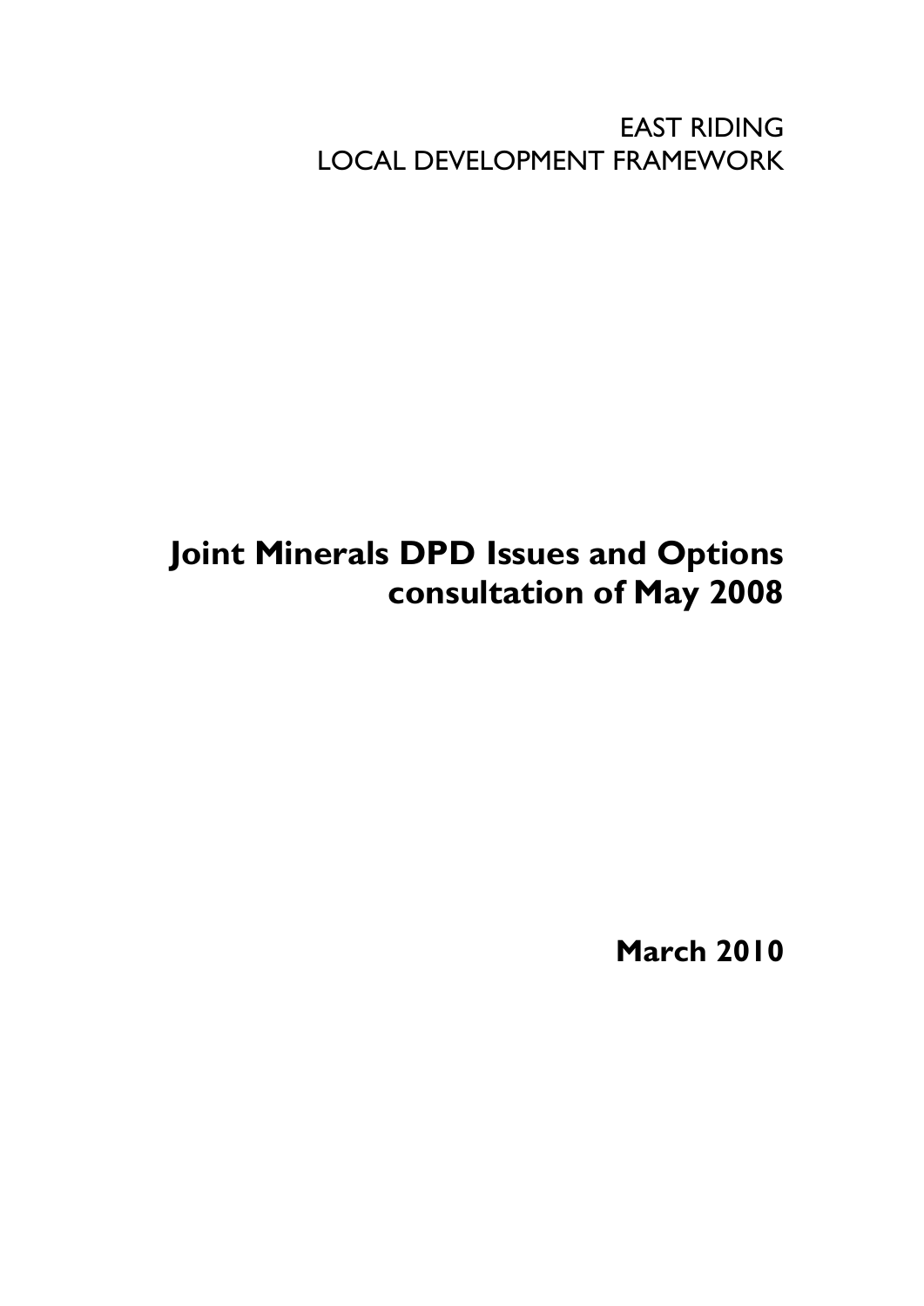EAST RIDING
LOCAL DEVELOPMENT FRAMEWORK

# Joint Minerals DPD Issues and Options consultation of May 2008

**March 2010**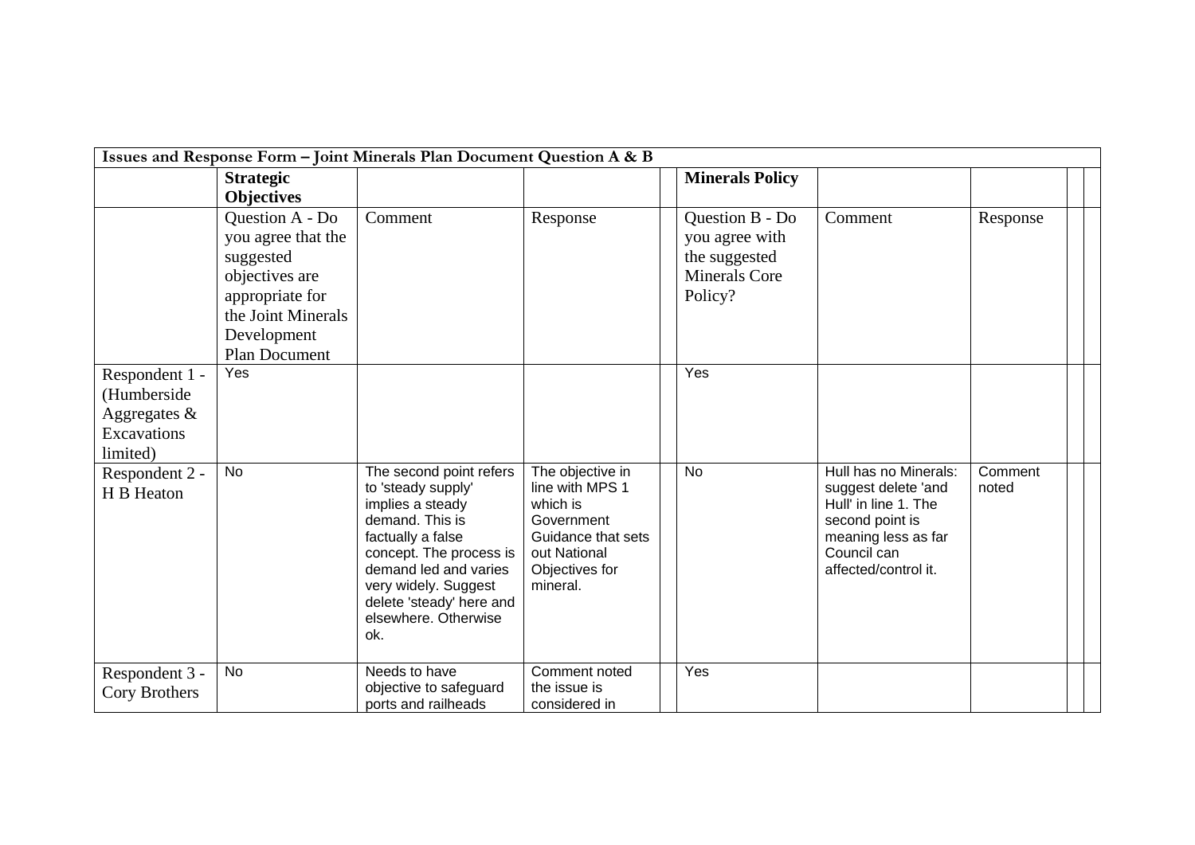| Issues and Response Form – Joint Minerals Plan Document Question A & B | | | | | | | | | |
|---|---|---|---|---|---|---|---|---|---|
| | **Strategic Objectives** | | | | **Minerals Policy** | | | | |
| | Question A - Do you agree that the suggested objectives are appropriate for the Joint Minerals Development Plan Document | Comment | Response | | Question B - Do you agree with the suggested Minerals Core Policy? | Comment | Response | | |
| Respondent 1 - (Humberside Aggregates & Excavations limited) | Yes | | | | Yes | | | | |
| Respondent 2 - H B Heaton | No | The second point refers to 'steady supply' implies a steady demand. This is factually a false concept. The process is demand led and varies very widely. Suggest delete 'steady' here and elsewhere. Otherwise ok. | The objective in line with MPS 1 which is Government Guidance that sets out National Objectives for mineral. | | No | Hull has no Minerals: suggest delete 'and Hull' in line 1. The second point is meaning less as far Council can affected/control it. | Comment noted | | |
| Respondent 3 - Cory Brothers | No | Needs to have objective to safeguard ports and railheads | Comment noted the issue is considered in | | Yes | | | | |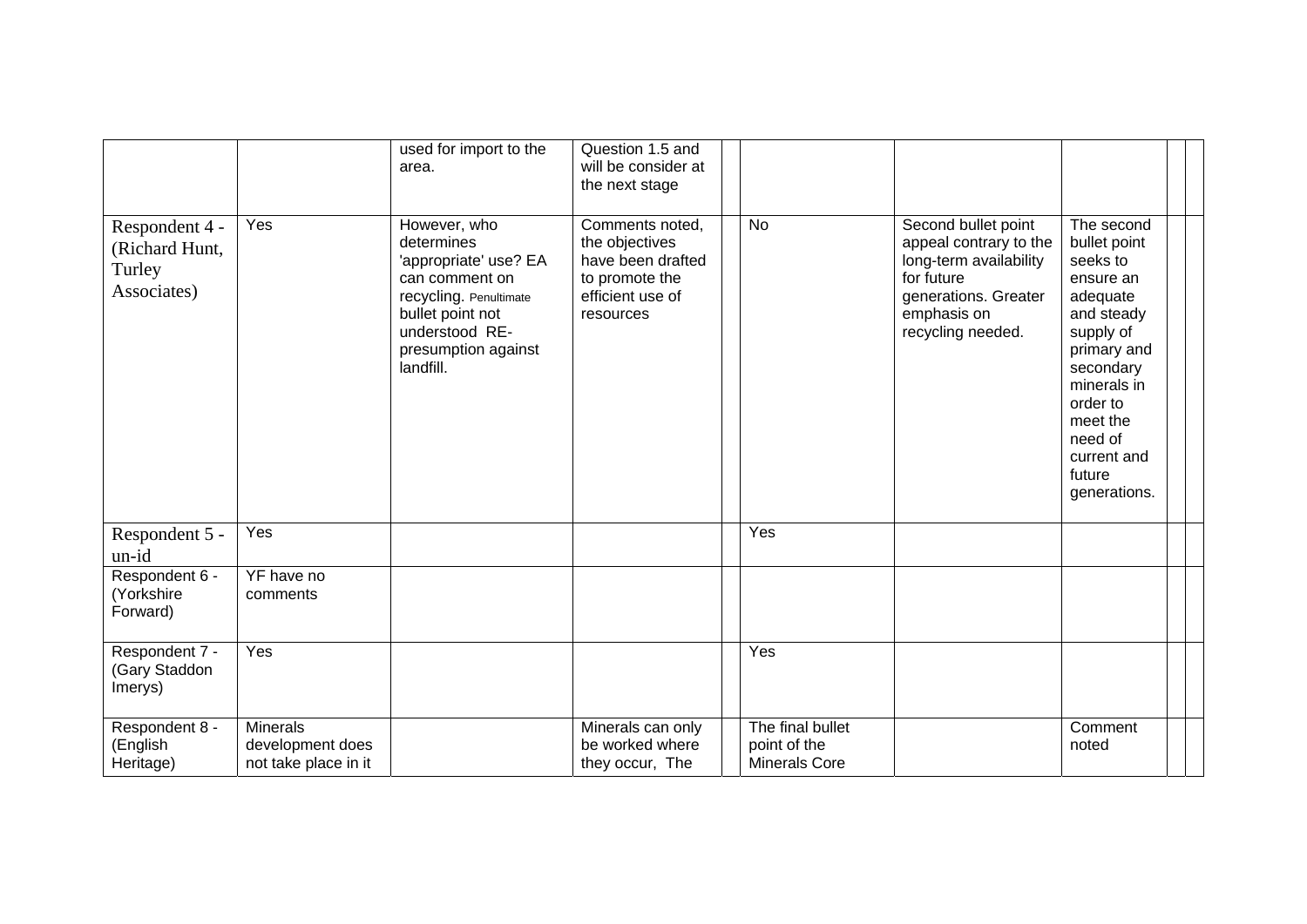| | | | | | | | | | |
|---|---|---|---|---|---|---|---|---|---|
| | | used for import to the area. | Question 1.5 and will be consider at the next stage | | | | | | |
| Respondent 4 - (Richard Hunt, Turley Associates) | Yes | However, who determines 'appropriate' use? EA can comment on recycling. Penultimate bullet point not understood RE- presumption against landfill. | Comments noted, the objectives have been drafted to promote the efficient use of resources | | No | Second bullet point appeal contrary to the long-term availability for future generations. Greater emphasis on recycling needed. | The second bullet point seeks to ensure an adequate and steady supply of primary and secondary minerals in order to meet the need of current and future generations. | | |
| Respondent 5 - un-id | Yes | | | | Yes | | | | |
| Respondent 6 - (Yorkshire Forward) | YF have no comments | | | | | | | | |
| Respondent 7 - (Gary Staddon Imerys) | Yes | | | | Yes | | | | |
| Respondent 8 - (English Heritage) | Minerals development does not take place in it | | Minerals can only be worked where they occur, The | | The final bullet point of the Minerals Core | | Comment noted | | |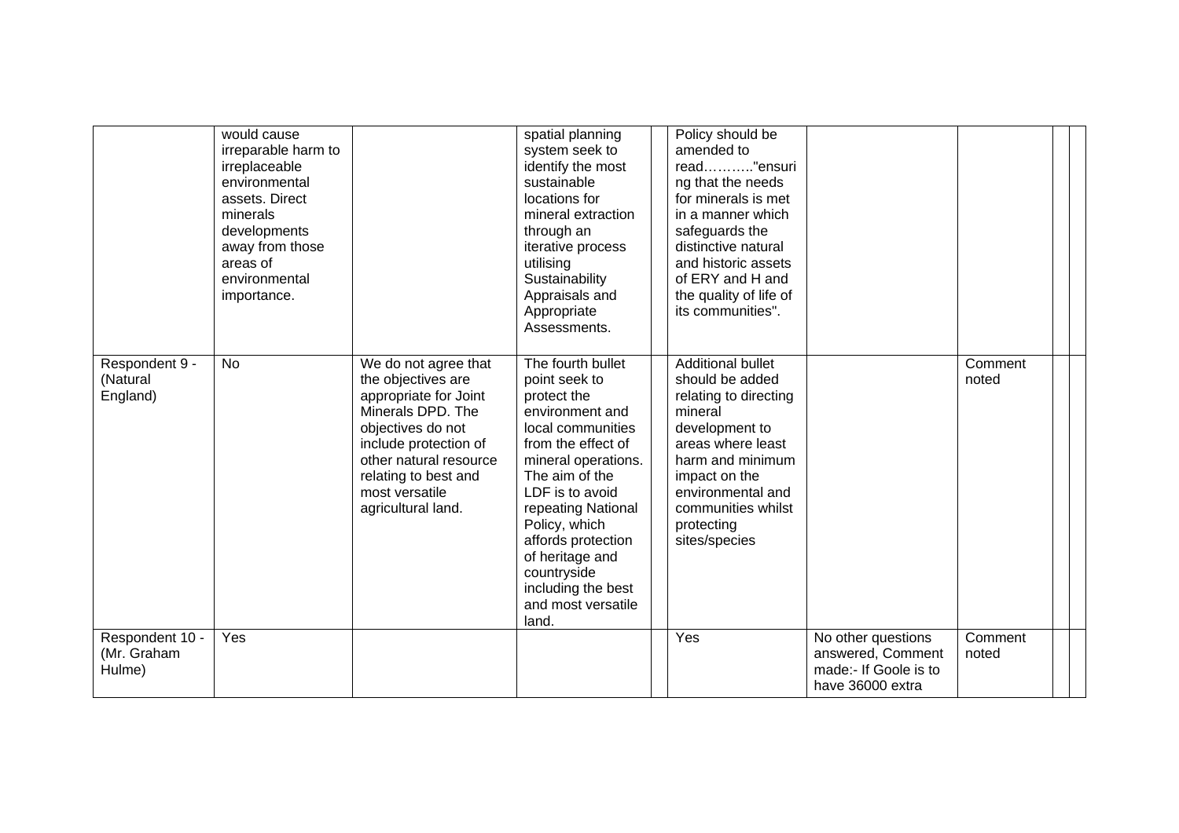| | | | | | | | | | |
|---|---|---|---|---|---|---|---|---|---|
| | would cause irreparable harm to irreplaceable environmental assets. Direct minerals developments away from those areas of environmental importance. | | spatial planning system seek to identify the most sustainable locations for mineral extraction through an iterative process utilising Sustainability Appraisals and Appropriate Assessments. | | Policy should be amended to read………."ensuring that the needs for minerals is met in a manner which safeguards the distinctive natural and historic assets of ERY and H and the quality of life of its communities". | | | | |
| Respondent 9 - (Natural England) | No | We do not agree that the objectives are appropriate for Joint Minerals DPD. The objectives do not include protection of other natural resource relating to best and most versatile agricultural land. | The fourth bullet point seek to protect the environment and local communities from the effect of mineral operations. The aim of the LDF is to avoid repeating National Policy, which affords protection of heritage and countryside including the best and most versatile land. | | Additional bullet should be added relating to directing mineral development to areas where least harm and minimum impact on the environmental and communities whilst protecting sites/species | | Comment noted | | |
| Respondent 10 - (Mr. Graham Hulme) | Yes | | | | Yes | No other questions answered, Comment made:- If Goole is to have 36000 extra | Comment noted | | |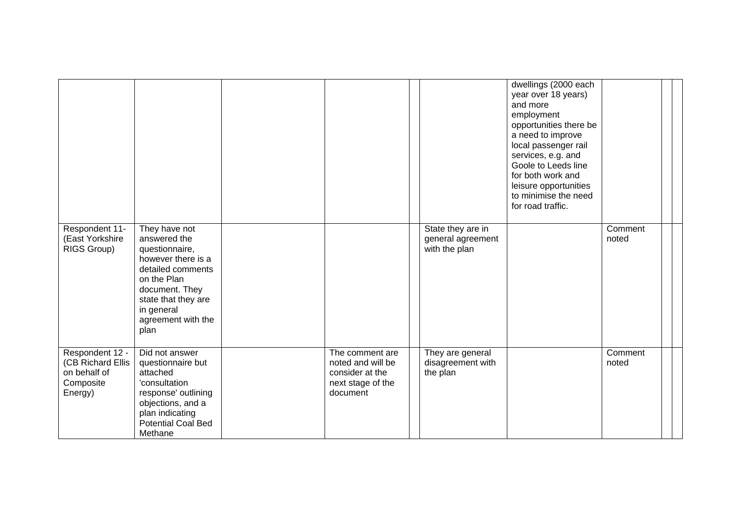| | | | | | | | | | |
|---|---|---|---|---|---|---|---|---|---|
| | | | | | | dwellings (2000 each year over 18 years) and more employment opportunities there be a need to improve local passenger rail services, e.g. and Goole to Leeds line for both work and leisure opportunities to minimise the need for road traffic. | | | |
| Respondent 11- (East Yorkshire RIGS Group) | They have not answered the questionnaire, however there is a detailed comments on the Plan document. They state that they are in general agreement with the plan | | | | State they are in general agreement with the plan | | Comment noted | | |
| Respondent 12 - (CB Richard Ellis on behalf of Composite Energy) | Did not answer questionnaire but attached 'consultation response' outlining objections, and a plan indicating Potential Coal Bed Methane | | The comment are noted and will be consider at the next stage of the document | | They are general disagreement with the plan | | Comment noted | | |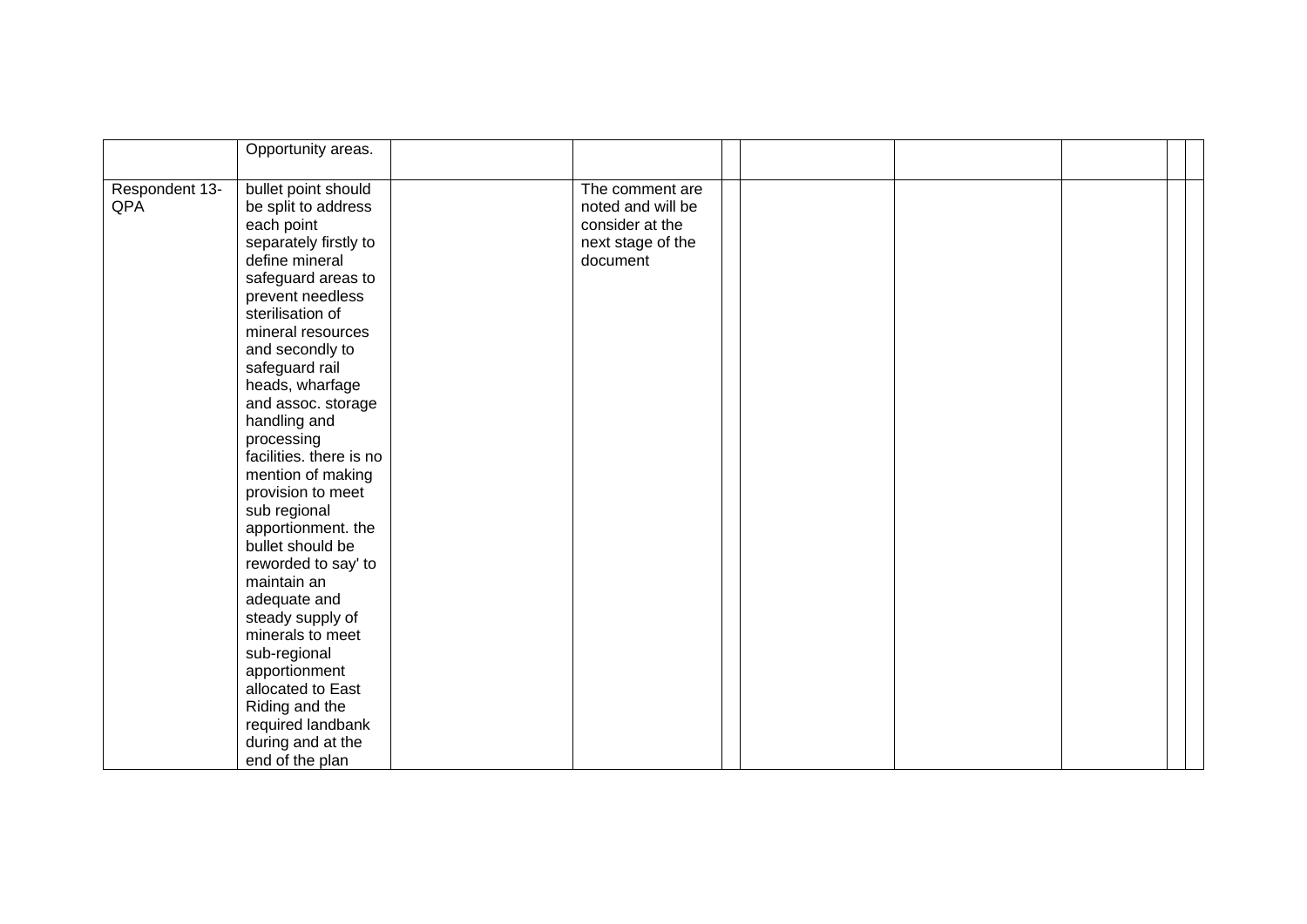|  |  |  |  |  |  |  |  |  |  |
|---|---|---|---|---|---|---|---|---|---|
|  | Opportunity areas. |  |  |  |  |  |  |  |  |
| Respondent 13- QPA | bullet point should be split to address each point separately firstly to define mineral safeguard areas to prevent needless sterilisation of mineral resources and secondly to safeguard rail heads, wharfage and assoc. storage handling and processing facilities. there is no mention of making provision to meet sub regional apportionment. the bullet should be reworded to say' to maintain an adequate and steady supply of minerals to meet sub-regional apportionment allocated to East Riding and the required landbank during and at the end of the plan |  | The comment are noted and will be consider at the next stage of the document |  |  |  |  |  |  |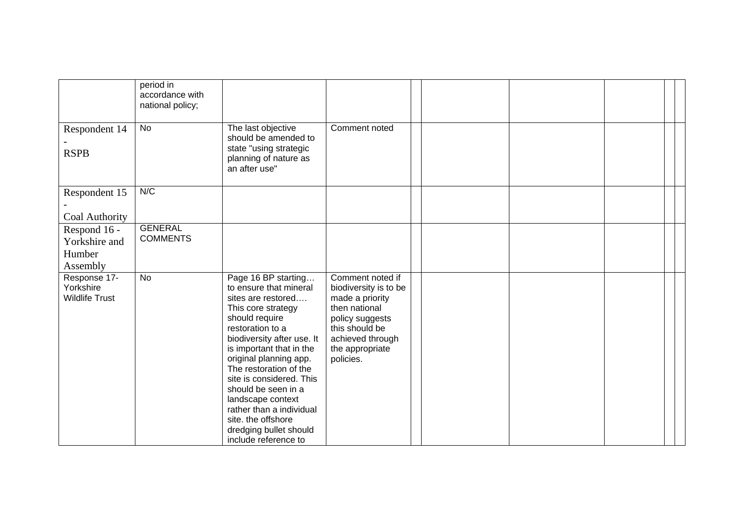| | | | | | | | | | |
|---|---|---|---|---|---|---|---|---|---|
| | period in accordance with national policy; | | | | | | | | |
| Respondent 14 - RSPB | No | The last objective should be amended to state "using strategic planning of nature as an after use" | Comment noted | | | | | | |
| Respondent 15 - Coal Authority | N/C | | | | | | | | |
| Respond 16 - Yorkshire and Humber Assembly | GENERAL COMMENTS | | | | | | | | |
| Response 17- Yorkshire Wildlife Trust | No | Page 16 BP starting… to ensure that mineral sites are restored…. This core strategy should require restoration to a biodiversity after use. It is important that in the original planning app. The restoration of the site is considered. This should be seen in a landscape context rather than a individual site. the offshore dredging bullet should include reference to | Comment noted if biodiversity is to be made a priority then national policy suggests this should be achieved through the appropriate policies. | | | | | | |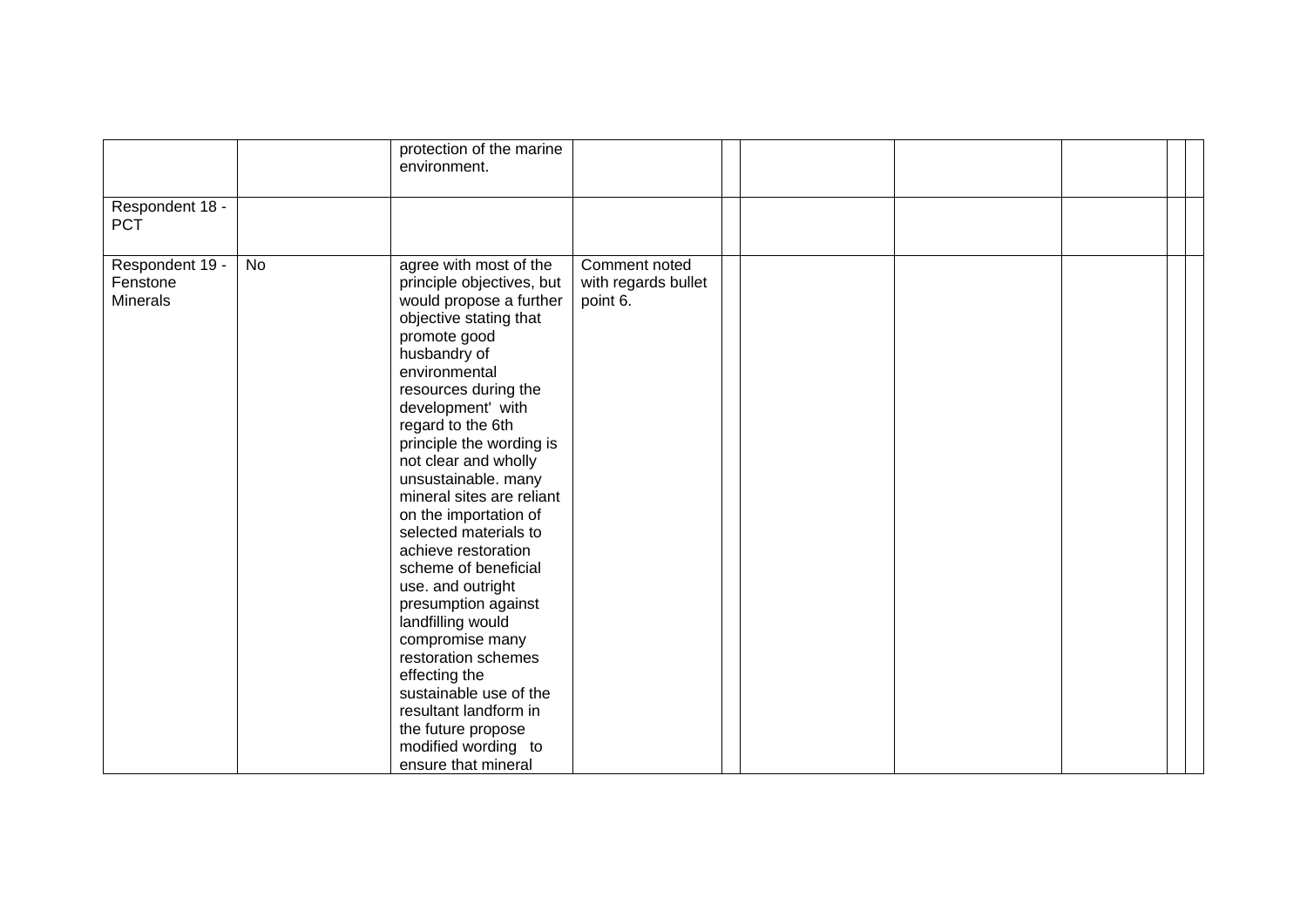| | | | | | | | | | |
|---|---|---|---|---|---|---|---|---|---|
| | | protection of the marine environment. | | | | | | | |
| Respondent 18 - PCT | | | | | | | | | |
| Respondent 19 - Fenstone Minerals | No | agree with most of the principle objectives, but would propose a further objective stating that promote good husbandry of environmental resources during the development' with regard to the 6th principle the wording is not clear and wholly unsustainable. many mineral sites are reliant on the importation of selected materials to achieve restoration scheme of beneficial use. and outright presumption against landfilling would compromise many restoration schemes effecting the sustainable use of the resultant landform in the future propose modified wording to ensure that mineral | Comment noted with regards bullet point 6. | | | | | | |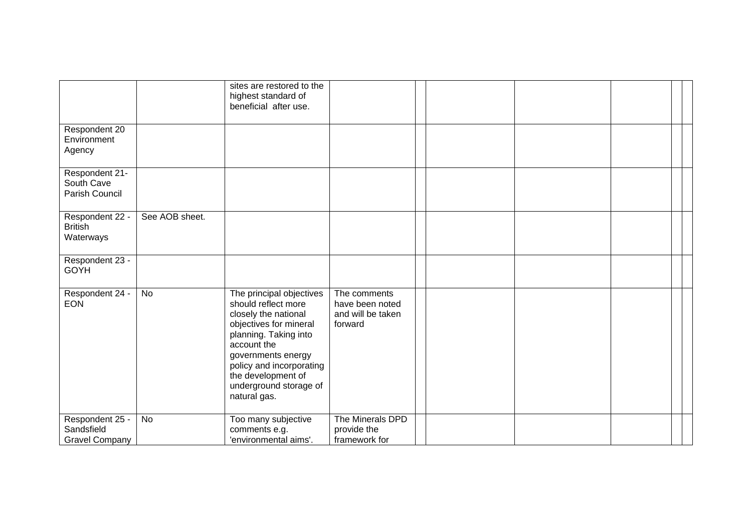| | | | | | | | | | |
|---|---|---|---|---|---|---|---|---|---|
| | | sites are restored to the highest standard of beneficial after use. | | | | | | | |
| Respondent 20 Environment Agency | | | | | | | | | |
| Respondent 21- South Cave Parish Council | | | | | | | | | |
| Respondent 22 - British Waterways | See AOB sheet. | | | | | | | | |
| Respondent 23 - GOYH | | | | | | | | | |
| Respondent 24 - EON | No | The principal objectives should reflect more closely the national objectives for mineral planning. Taking into account the governments energy policy and incorporating the development of underground storage of natural gas. | The comments have been noted and will be taken forward | | | | | | |
| Respondent 25 - Sandsfield Gravel Company | No | Too many subjective comments e.g. 'environmental aims'. | The Minerals DPD provide the framework for | | | | | | |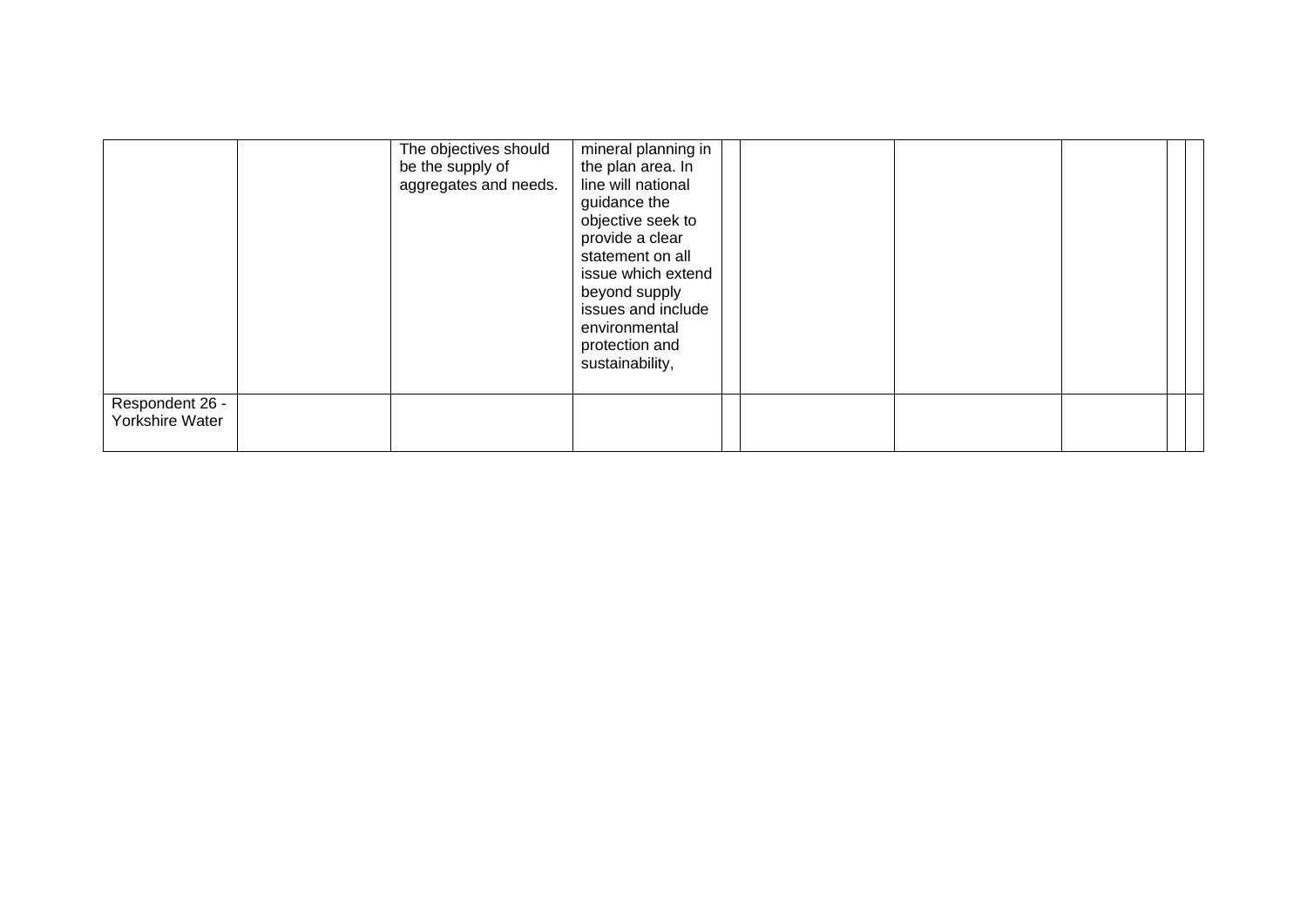| | | | | | | | | | |
|---|---|---|---|---|---|---|---|---|---|
| | | The objectives should be the supply of aggregates and needs. | mineral planning in the plan area. In line will national guidance the objective seek to provide a clear statement on all issue which extend beyond supply issues and include environmental protection and sustainability, | | | | | | |
| Respondent 26 - Yorkshire Water | | | | | | | | | |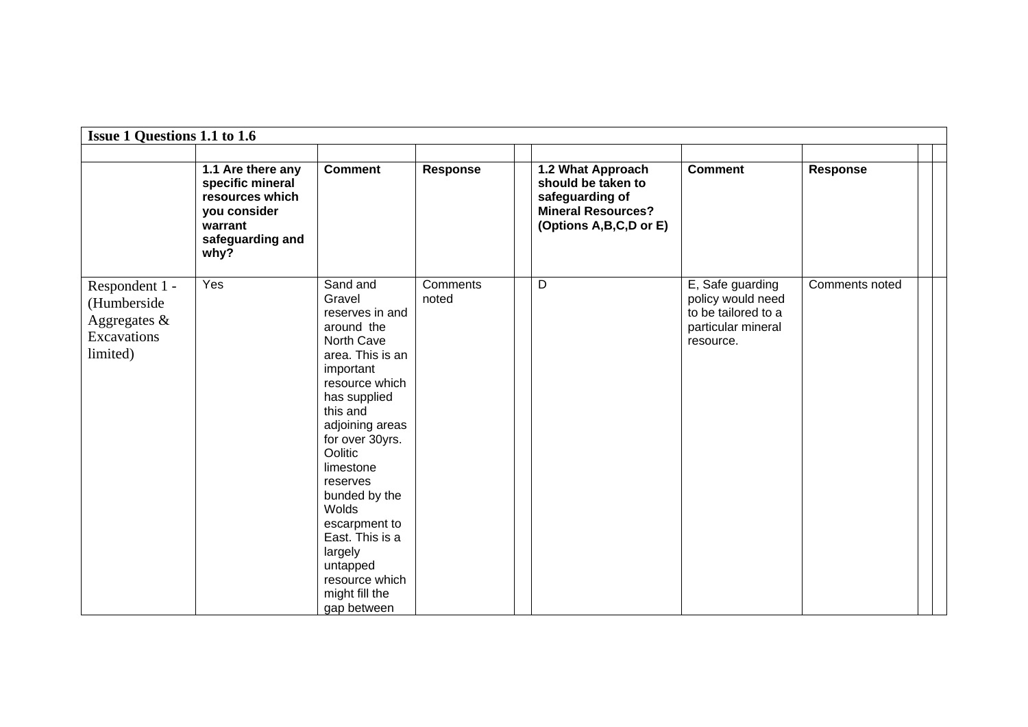| Issue 1 Questions 1.1 to 1.6 | | | | | | | | | |
|---|---|---|---|---|---|---|---|---|---|
| | | | | | | | | | |
| | **1.1 Are there any specific mineral resources which you consider warrant safeguarding and why?** | **Comment** | **Response** | | **1.2 What Approach should be taken to safeguarding of Mineral Resources? (Options A,B,C,D or E)** | **Comment** | **Response** | | |
| Respondent 1 - (Humberside Aggregates & Excavations limited) | Yes | Sand and Gravel reserves in and around the North Cave area. This is an important resource which has supplied this and adjoining areas for over 30yrs. Oolitic limestone reserves bunded by the Wolds escarpment to East. This is a largely untapped resource which might fill the gap between | Comments noted | | D | E, Safe guarding policy would need to be tailored to a particular mineral resource. | Comments noted | | |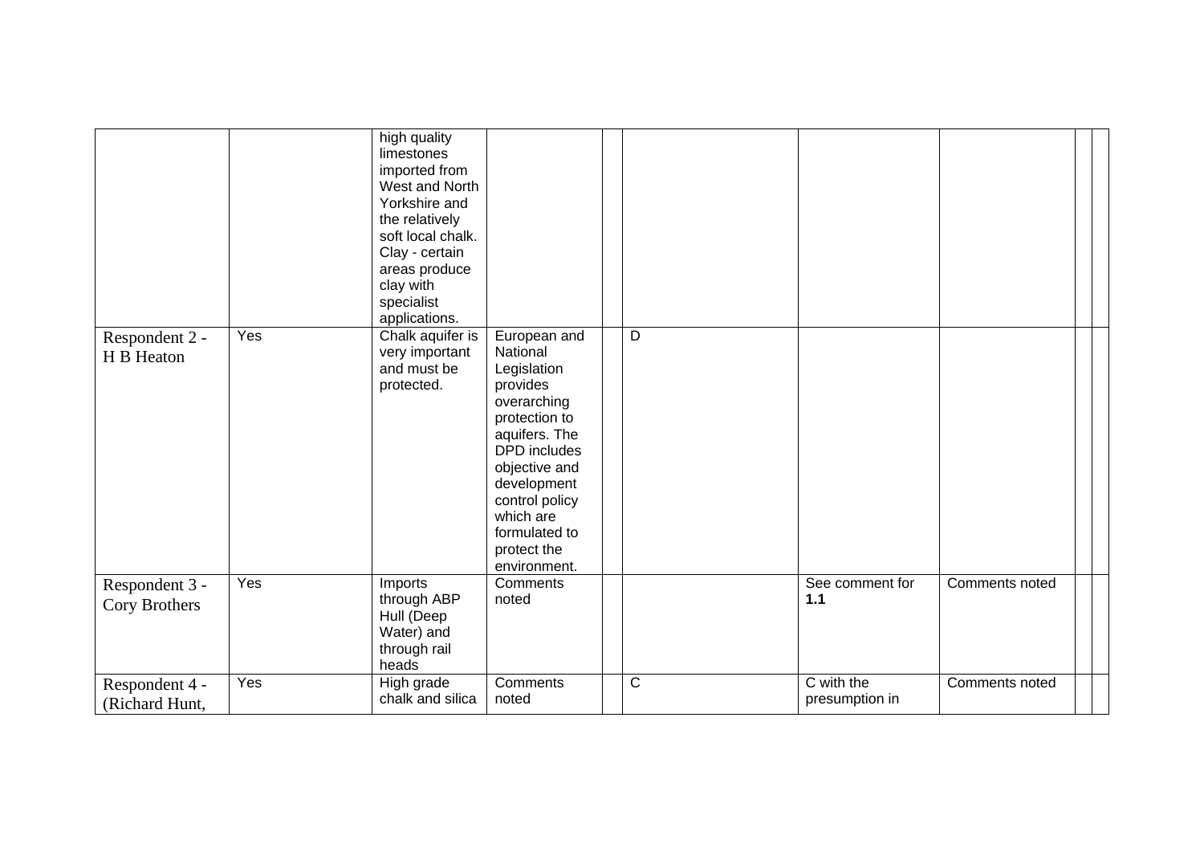| | | | | | | | | | |
|---|---|---|---|---|---|---|---|---|---|
| | | high quality limestones imported from West and North Yorkshire and the relatively soft local chalk. Clay - certain areas produce clay with specialist applications. | | | | | | | |
| Respondent 2 - H B Heaton | Yes | Chalk aquifer is very important and must be protected. | European and National Legislation provides overarching protection to aquifers. The DPD includes objective and development control policy which are formulated to protect the environment. | | D | | | | |
| Respondent 3 - Cory Brothers | Yes | Imports through ABP Hull (Deep Water) and through rail heads | Comments noted | | | See comment for **1.1** | Comments noted | | |
| Respondent 4 - (Richard Hunt, | Yes | High grade chalk and silica | Comments noted | | C | C with the presumption in | Comments noted | | |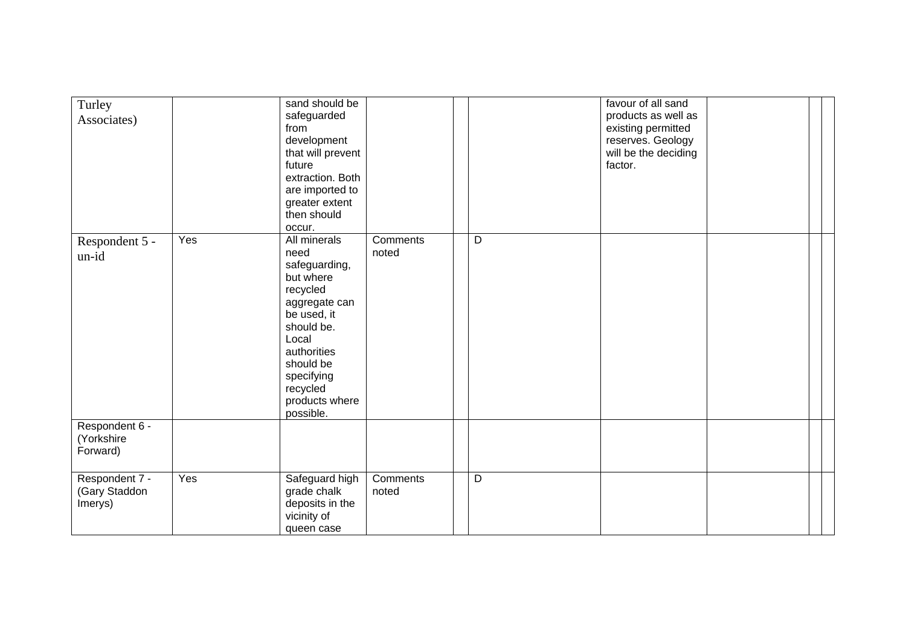| | | | | | | | | | |
|---|---|---|---|---|---|---|---|---|---|
| Turley Associates) | | sand should be safeguarded from development that will prevent future extraction. Both are imported to greater extent then should occur. | | | | favour of all sand products as well as existing permitted reserves. Geology will be the deciding factor. | | | |
| Respondent 5 - un-id | Yes | All minerals need safeguarding, but where recycled aggregate can be used, it should be. Local authorities should be specifying recycled products where possible. | Comments noted | | D | | | | |
| Respondent 6 - (Yorkshire Forward) | | | | | | | | | |
| Respondent 7 - (Gary Staddon Imerys) | Yes | Safeguard high grade chalk deposits in the vicinity of queen case | Comments noted | | D | | | | |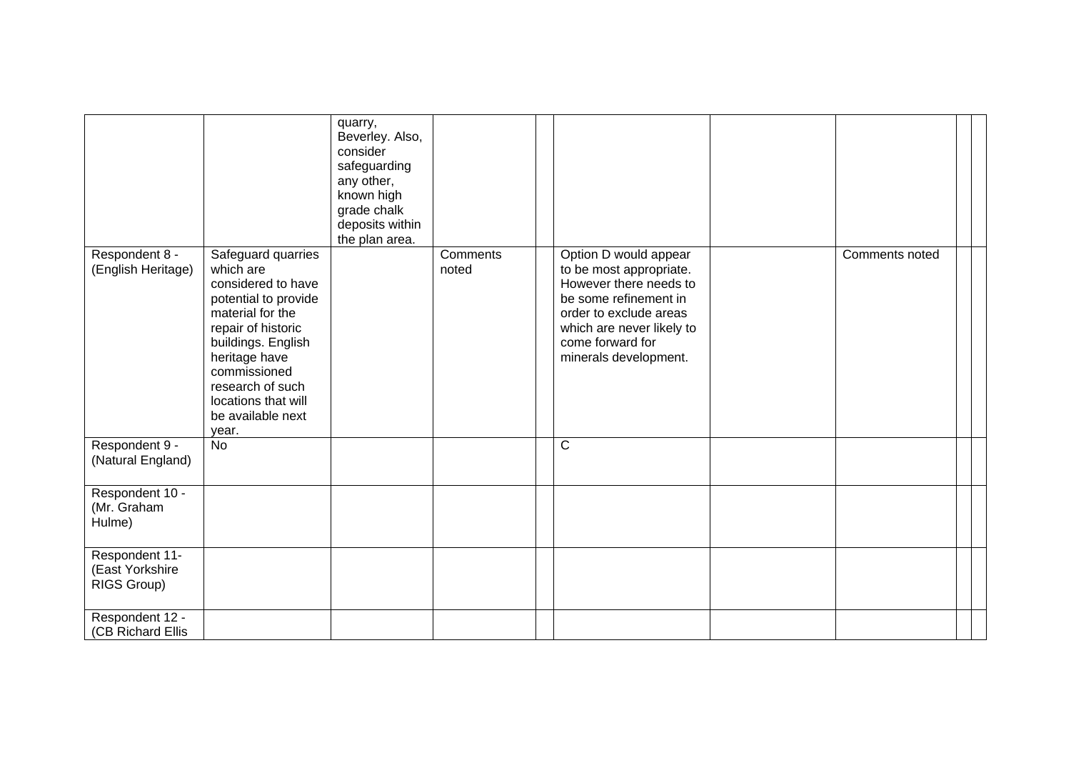| | | | | | | | | | |
|---|---|---|---|---|---|---|---|---|---|
| | | quarry, Beverley. Also, consider safeguarding any other, known high grade chalk deposits within the plan area. | | | | | | | |
| Respondent 8 - (English Heritage) | Safeguard quarries which are considered to have potential to provide material for the repair of historic buildings. English heritage have commissioned research of such locations that will be available next year. | | Comments noted | | Option D would appear to be most appropriate. However there needs to be some refinement in order to exclude areas which are never likely to come forward for minerals development. | | Comments noted | | |
| Respondent 9 - (Natural England) | No | | | | C | | | | |
| Respondent 10 - (Mr. Graham Hulme) | | | | | | | | | |
| Respondent 11- (East Yorkshire RIGS Group) | | | | | | | | | |
| Respondent 12 - (CB Richard Ellis | | | | | | | | | |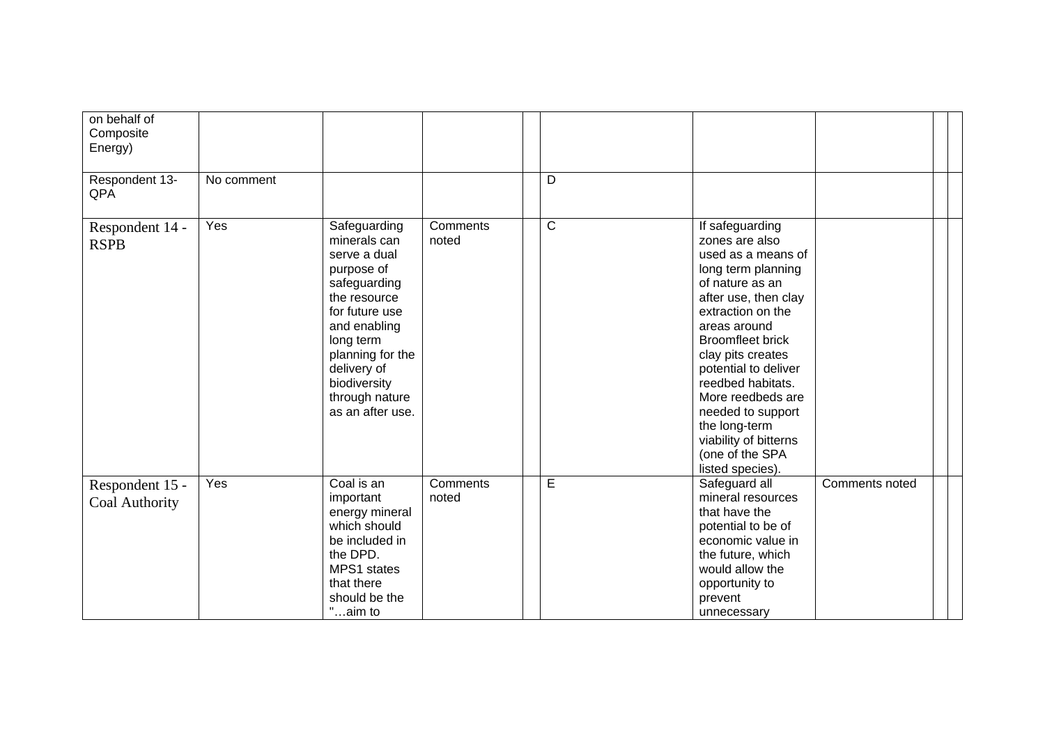| | | | | | | | | | |
|---|---|---|---|---|---|---|---|---|---|
| on behalf of Composite Energy) | | | | | | | | | |
| Respondent 13- QPA | No comment | | | | D | | | | |
| Respondent 14 - RSPB | Yes | Safeguarding minerals can serve a dual purpose of safeguarding the resource for future use and enabling long term planning for the delivery of biodiversity through nature as an after use. | Comments noted | | C | If safeguarding zones are also used as a means of long term planning of nature as an after use, then clay extraction on the areas around Broomfleet brick clay pits creates potential to deliver reedbed habitats. More reedbeds are needed to support the long-term viability of bitterns (one of the SPA listed species). | | | |
| Respondent 15 - Coal Authority | Yes | Coal is an important energy mineral which should be included in the DPD. MPS1 states that there should be the "…aim to | Comments noted | | E | Safeguard all mineral resources that have the potential to be of economic value in the future, which would allow the opportunity to prevent unnecessary | Comments noted | | |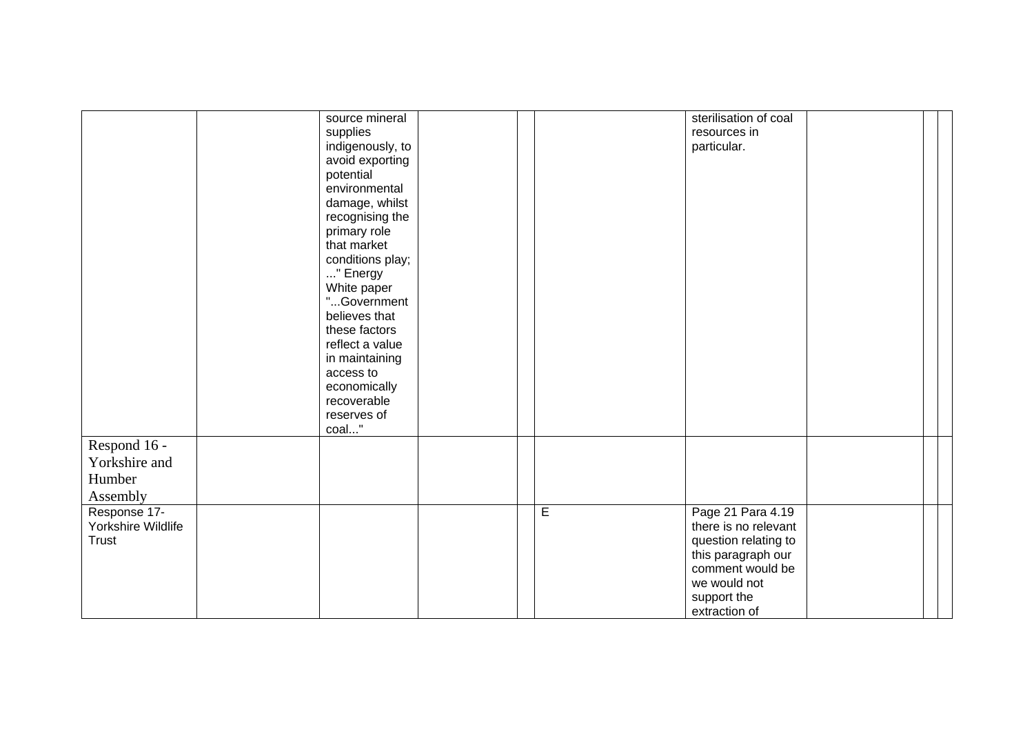| | | | | | | | | | |
|---|---|---|---|---|---|---|---|---|---|
| | | source mineral supplies indigenously, to avoid exporting potential environmental damage, whilst recognising the primary role that market conditions play; ..." Energy White paper "...Government believes that these factors reflect a value in maintaining access to economically recoverable reserves of coal..." | | | | sterilisation of coal resources in particular. | | | |
| Respond 16 - Yorkshire and Humber Assembly | | | | | | | | | |
| Response 17- Yorkshire Wildlife Trust | | | | | E | Page 21 Para 4.19 there is no relevant question relating to this paragraph our comment would be we would not support the extraction of | | | |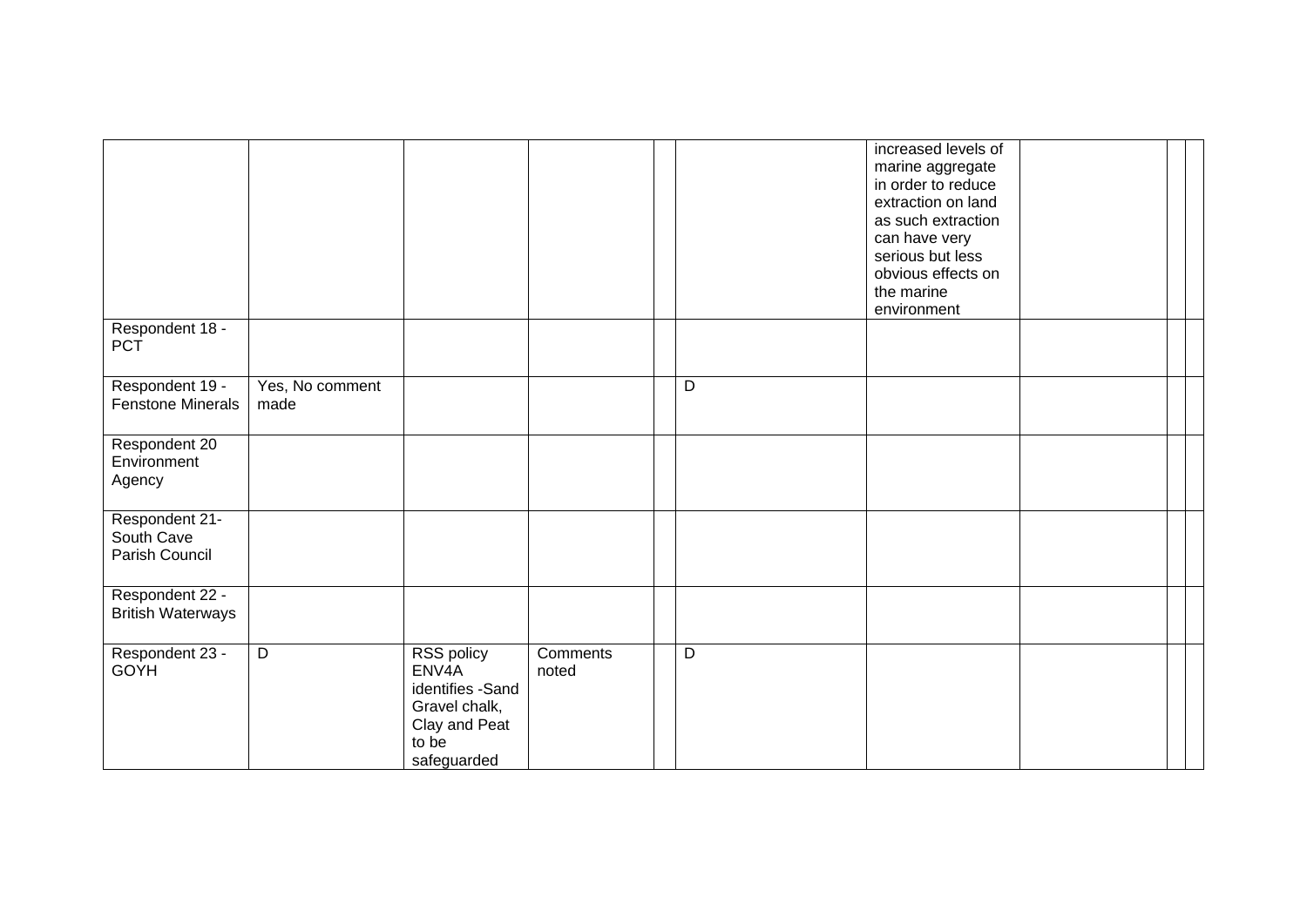| | | | | | | | | | |
|---|---|---|---|---|---|---|---|---|---|
| | | | | | | increased levels of marine aggregate in order to reduce extraction on land as such extraction can have very serious but less obvious effects on the marine environment | | | |
| Respondent 18 - PCT | | | | | | | | | |
| Respondent 19 - Fenstone Minerals | Yes, No comment made | | | | D | | | | |
| Respondent 20 Environment Agency | | | | | | | | | |
| Respondent 21- South Cave Parish Council | | | | | | | | | |
| Respondent 22 - British Waterways | | | | | | | | | |
| Respondent 23 - GOYH | D | RSS policy ENV4A identifies -Sand Gravel chalk, Clay and Peat to be safeguarded | Comments noted | | D | | | | |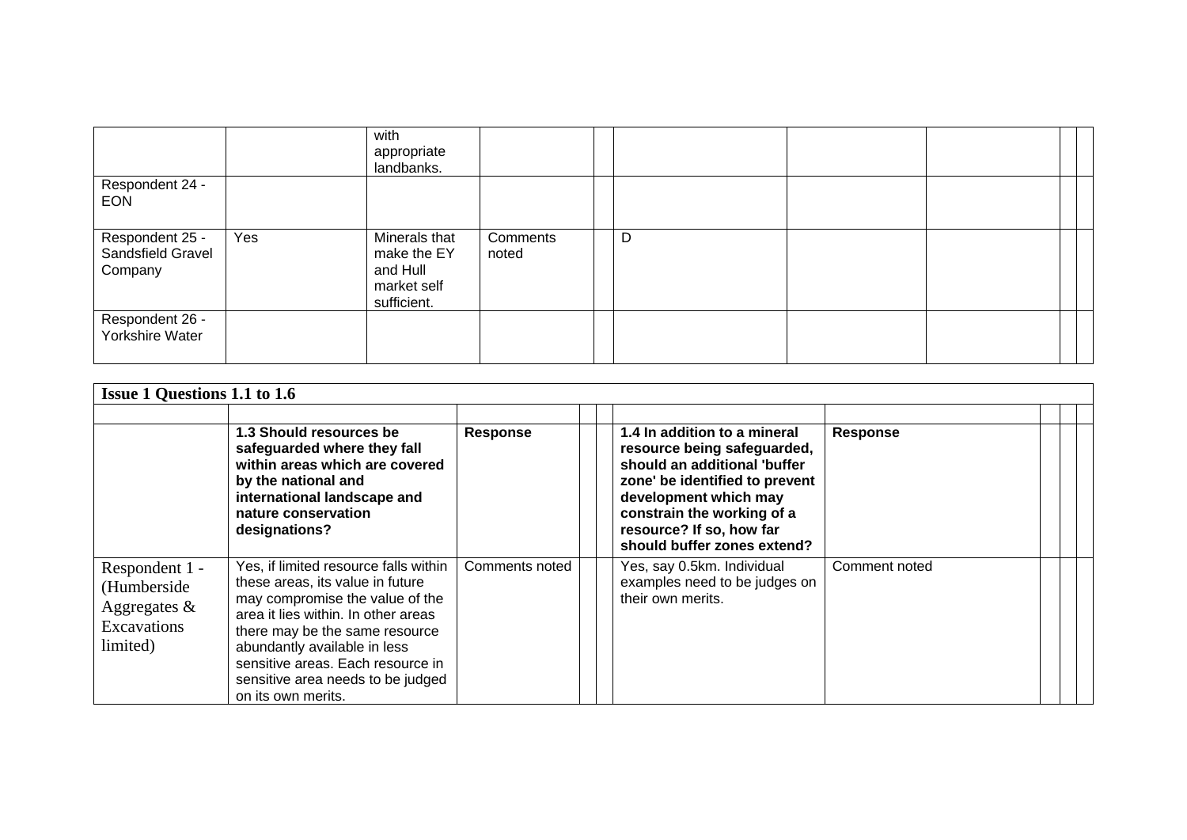| | | | | | | | | | |
|---|---|---|---|---|---|---|---|---|---|
| | | with appropriate landbanks. | | | | | | | |
| Respondent 24 - EON | | | | | | | | | |
| Respondent 25 - Sandsfield Gravel Company | Yes | Minerals that make the EY and Hull market self sufficient. | Comments noted | | D | | | | |
| Respondent 26 - Yorkshire Water | | | | | | | | | |

| **Issue 1 Questions 1.1 to 1.6** | | | | | | | | | |
|---|---|---|---|---|---|---|---|---|---|
| | | | | | | | | | |
| | **1.3 Should resources be safeguarded where they fall within areas which are covered by the national and international landscape and nature conservation designations?** | **Response** | | | **1.4 In addition to a mineral resource being safeguarded, should an additional 'buffer zone' be identified to prevent development which may constrain the working of a resource? If so, how far should buffer zones extend?** | **Response** | | | |
| Respondent 1 - (Humberside Aggregates & Excavations limited) | Yes, if limited resource falls within these areas, its value in future may compromise the value of the area it lies within. In other areas there may be the same resource abundantly available in less sensitive areas. Each resource in sensitive area needs to be judged on its own merits. | Comments noted | | | Yes, say 0.5km. Individual examples need to be judges on their own merits. | Comment noted | | | |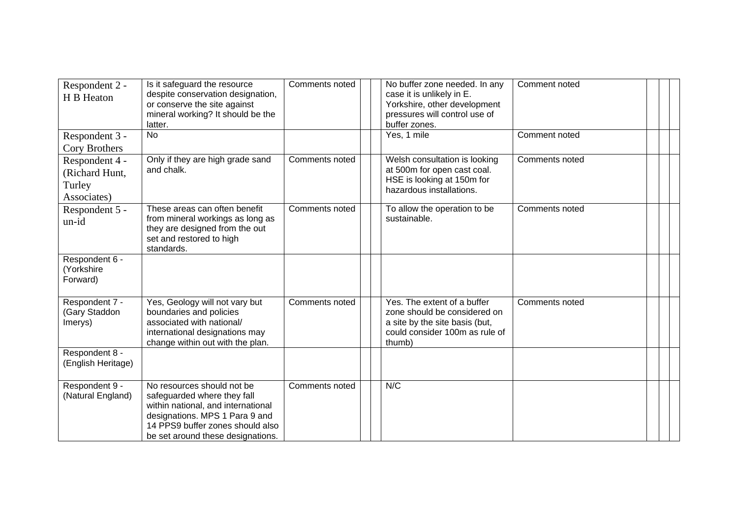| | | | | | | | | | |
|---|---|---|---|---|---|---|---|---|---|
| Respondent 2 - H B Heaton | Is it safeguard the resource despite conservation designation, or conserve the site against mineral working? It should be the latter. | Comments noted | | | No buffer zone needed. In any case it is unlikely in E. Yorkshire, other development pressures will control use of buffer zones. | Comment noted | | | |
| Respondent 3 - Cory Brothers | No | | | | Yes, 1 mile | Comment noted | | | |
| Respondent 4 - (Richard Hunt, Turley Associates) | Only if they are high grade sand and chalk. | Comments noted | | | Welsh consultation is looking at 500m for open cast coal. HSE is looking at 150m for hazardous installations. | Comments noted | | | |
| Respondent 5 - un-id | These areas can often benefit from mineral workings as long as they are designed from the out set and restored to high standards. | Comments noted | | | To allow the operation to be sustainable. | Comments noted | | | |
| Respondent 6 - (Yorkshire Forward) | | | | | | | | | |
| Respondent 7 - (Gary Staddon Imerys) | Yes, Geology will not vary but boundaries and policies associated with national/ international designations may change within out with the plan. | Comments noted | | | Yes. The extent of a buffer zone should be considered on a site by the site basis (but, could consider 100m as rule of thumb) | Comments noted | | | |
| Respondent 8 - (English Heritage) | | | | | | | | | |
| Respondent 9 - (Natural England) | No resources should not be safeguarded where they fall within national, and international designations. MPS 1 Para 9 and 14 PPS9 buffer zones should also be set around these designations. | Comments noted | | | N/C | | | | |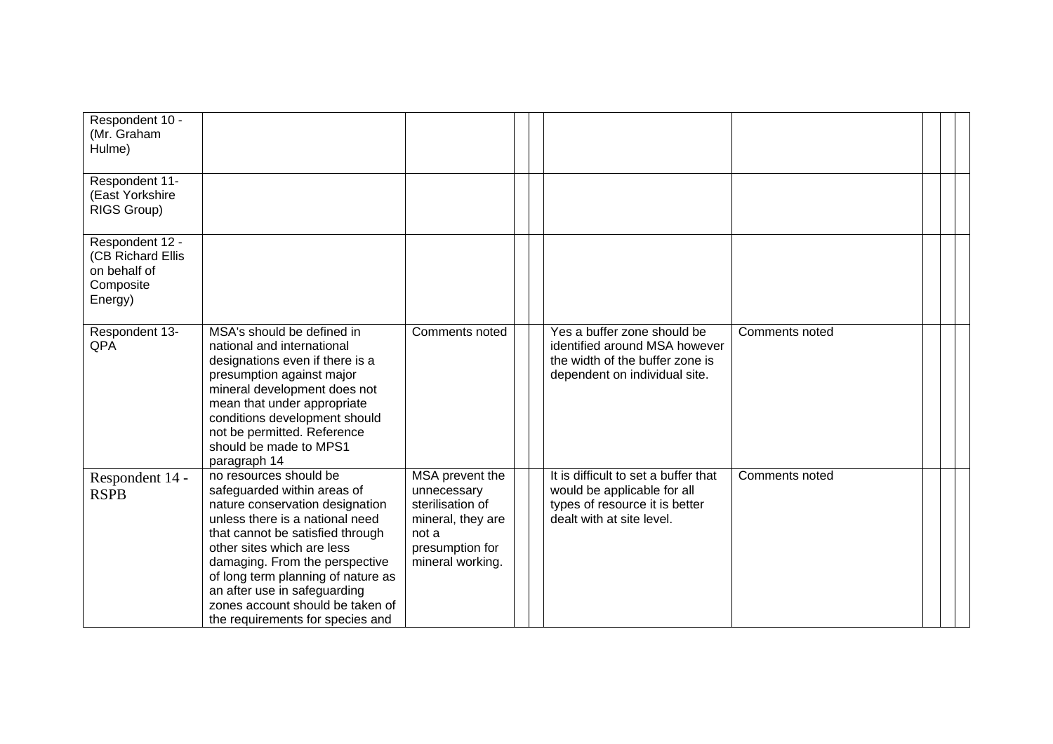| | | | | | | | | | |
|---|---|---|---|---|---|---|---|---|---|
| Respondent 10 - (Mr. Graham Hulme) | | | | | | | | | |
| Respondent 11- (East Yorkshire RIGS Group) | | | | | | | | | |
| Respondent 12 - (CB Richard Ellis on behalf of Composite Energy) | | | | | | | | | |
| Respondent 13- QPA | MSA's should be defined in national and international designations even if there is a presumption against major mineral development does not mean that under appropriate conditions development should not be permitted. Reference should be made to MPS1 paragraph 14 | Comments noted | | | Yes a buffer zone should be identified around MSA however the width of the buffer zone is dependent on individual site. | Comments noted | | | |
| Respondent 14 - RSPB | no resources should be safeguarded within areas of nature conservation designation unless there is a national need that cannot be satisfied through other sites which are less damaging. From the perspective of long term planning of nature as an after use in safeguarding zones account should be taken of the requirements for species and | MSA prevent the unnecessary sterilisation of mineral, they are not a presumption for mineral working. | | | It is difficult to set a buffer that would be applicable for all types of resource it is better dealt with at site level. | Comments noted | | | |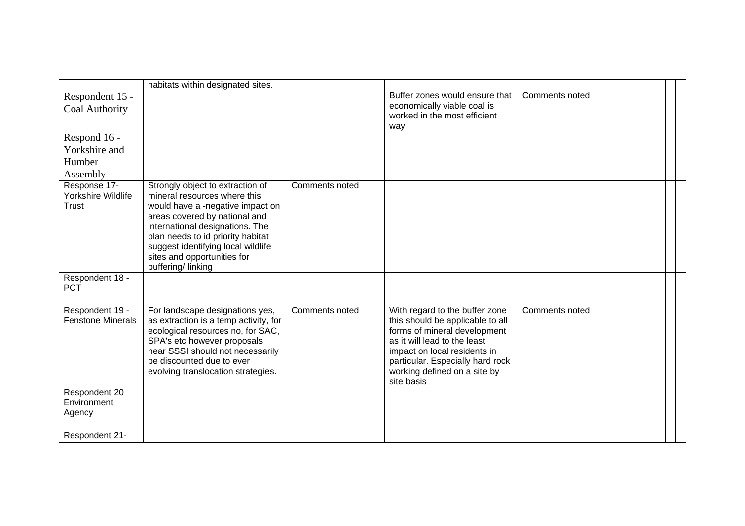|  |  |  |  |  |  |  |  |  |  |
|---|---|---|---|---|---|---|---|---|---|
|  | habitats within designated sites. |  |  |  |  |  |  |  |  |
| Respondent 15 - Coal Authority |  |  |  |  | Buffer zones would ensure that economically viable coal is worked in the most efficient way | Comments noted |  |  |  |
| Respond 16 - Yorkshire and Humber Assembly |  |  |  |  |  |  |  |  |  |
| Response 17- Yorkshire Wildlife Trust | Strongly object to extraction of mineral resources where this would have a -negative impact on areas covered by national and international designations. The plan needs to id priority habitat suggest identifying local wildlife sites and opportunities for buffering/ linking | Comments noted |  |  |  |  |  |  |  |
| Respondent 18 - PCT |  |  |  |  |  |  |  |  |  |
| Respondent 19 - Fenstone Minerals | For landscape designations yes, as extraction is a temp activity, for ecological resources no, for SAC, SPA's etc however proposals near SSSI should not necessarily be discounted due to ever evolving translocation strategies. | Comments noted |  |  | With regard to the buffer zone this should be applicable to all forms of mineral development as it will lead to the least impact on local residents in particular. Especially hard rock working defined on a site by site basis | Comments noted |  |  |  |
| Respondent 20 Environment Agency |  |  |  |  |  |  |  |  |  |
| Respondent 21- |  |  |  |  |  |  |  |  |  |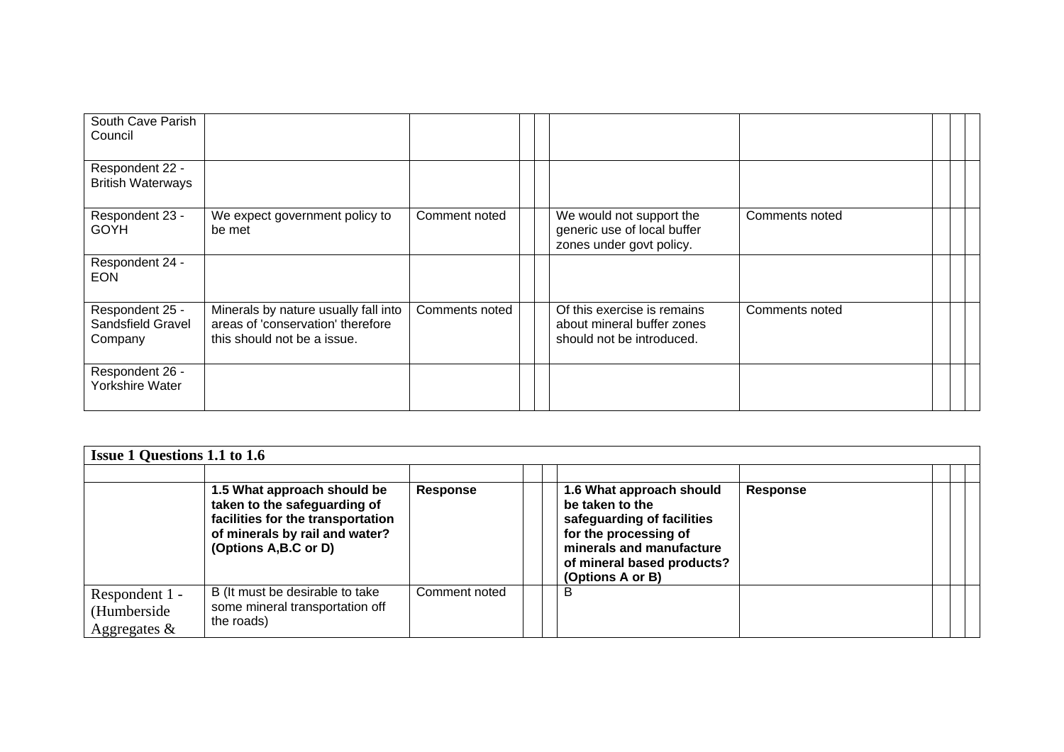| | | | | | | | | | |
|---|---|---|---|---|---|---|---|---|---|
| South Cave Parish Council | | | | | | | | | |
| Respondent 22 - British Waterways | | | | | | | | | |
| Respondent 23 - GOYH | We expect government policy to be met | Comment noted | | | We would not support the generic use of local buffer zones under govt policy. | Comments noted | | | |
| Respondent 24 - EON | | | | | | | | | |
| Respondent 25 - Sandsfield Gravel Company | Minerals by nature usually fall into areas of 'conservation' therefore this should not be a issue. | Comments noted | | | Of this exercise is remains about mineral buffer zones should not be introduced. | Comments noted | | | |
| Respondent 26 - Yorkshire Water | | | | | | | | | |

| **Issue 1 Questions 1.1 to 1.6** | | | | | | | | | |
|---|---|---|---|---|---|---|---|---|---|
| | | | | | | | | | |
| | **1.5 What approach should be taken to the safeguarding of facilities for the transportation of minerals by rail and water? (Options A,B.C or D)** | **Response** | | | **1.6 What approach should be taken to the safeguarding of facilities for the processing of minerals and manufacture of mineral based products? (Options A or B)** | **Response** | | | |
| Respondent 1 - (Humberside Aggregates & | B (It must be desirable to take some mineral transportation off the roads) | Comment noted | | | B | | | | |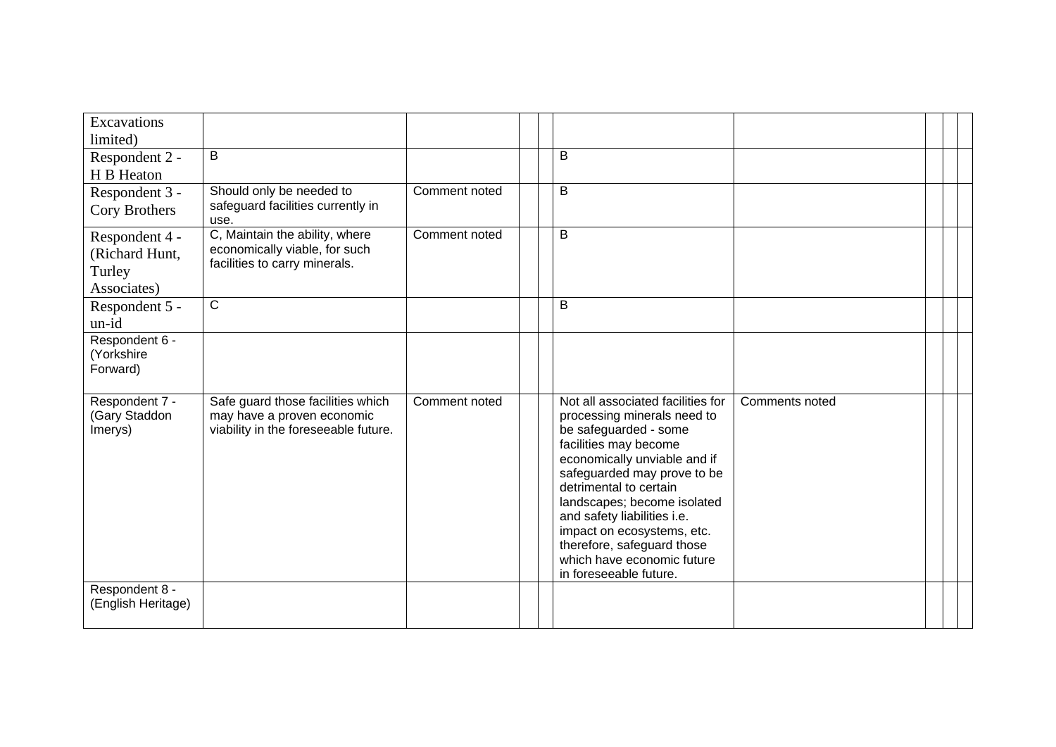| | | | | | | | | | |
|---|---|---|---|---|---|---|---|---|---|
| Excavations limited) | | | | | | | | | |
| Respondent 2 - H B Heaton | B | | | | B | | | | |
| Respondent 3 - Cory Brothers | Should only be needed to safeguard facilities currently in use. | Comment noted | | | B | | | | |
| Respondent 4 - (Richard Hunt, Turley Associates) | C, Maintain the ability, where economically viable, for such facilities to carry minerals. | Comment noted | | | B | | | | |
| Respondent 5 - un-id | C | | | | B | | | | |
| Respondent 6 - (Yorkshire Forward) | | | | | | | | | |
| Respondent 7 - (Gary Staddon Imerys) | Safe guard those facilities which may have a proven economic viability in the foreseeable future. | Comment noted | | | Not all associated facilities for processing minerals need to be safeguarded - some facilities may become economically unviable and if safeguarded may prove to be detrimental to certain landscapes; become isolated and safety liabilities i.e. impact on ecosystems, etc. therefore, safeguard those which have economic future in foreseeable future. | Comments noted | | | |
| Respondent 8 - (English Heritage) | | | | | | | | | |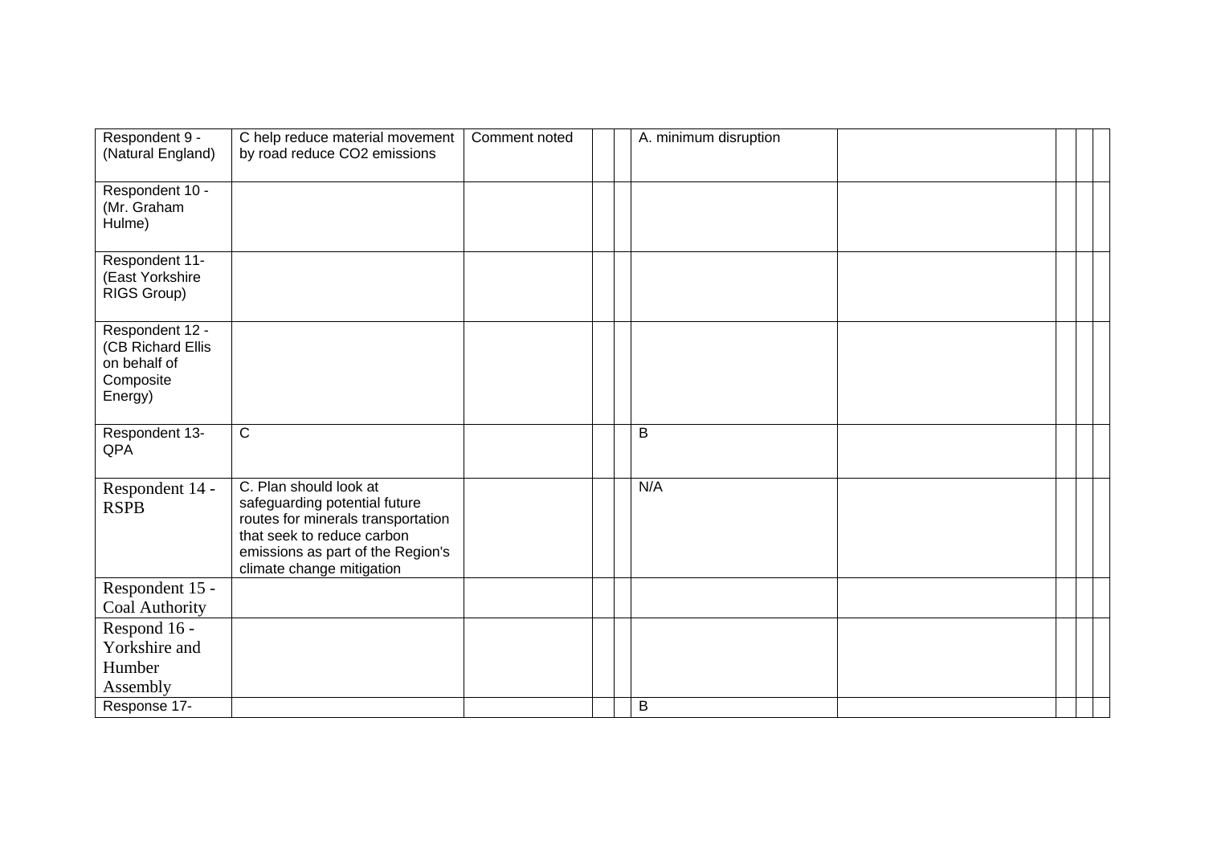| | | | | | | | | | |
|---|---|---|---|---|---|---|---|---|---|
| Respondent 9 - (Natural England) | C help reduce material movement by road reduce $CO_2$ emissions | Comment noted | | | A. minimum disruption | | | | |
| Respondent 10 - (Mr. Graham Hulme) | | | | | | | | | |
| Respondent 11- (East Yorkshire RIGS Group) | | | | | | | | | |
| Respondent 12 - (CB Richard Ellis on behalf of Composite Energy) | | | | | | | | | |
| Respondent 13- QPA | C | | | | B | | | | |
| Respondent 14 - RSPB | C. Plan should look at safeguarding potential future routes for minerals transportation that seek to reduce carbon emissions as part of the Region's climate change mitigation | | | | N/A | | | | |
| Respondent 15 - Coal Authority | | | | | | | | | |
| Respond 16 - Yorkshire and Humber Assembly | | | | | | | | | |
| Response 17- | | | | | B | | | | |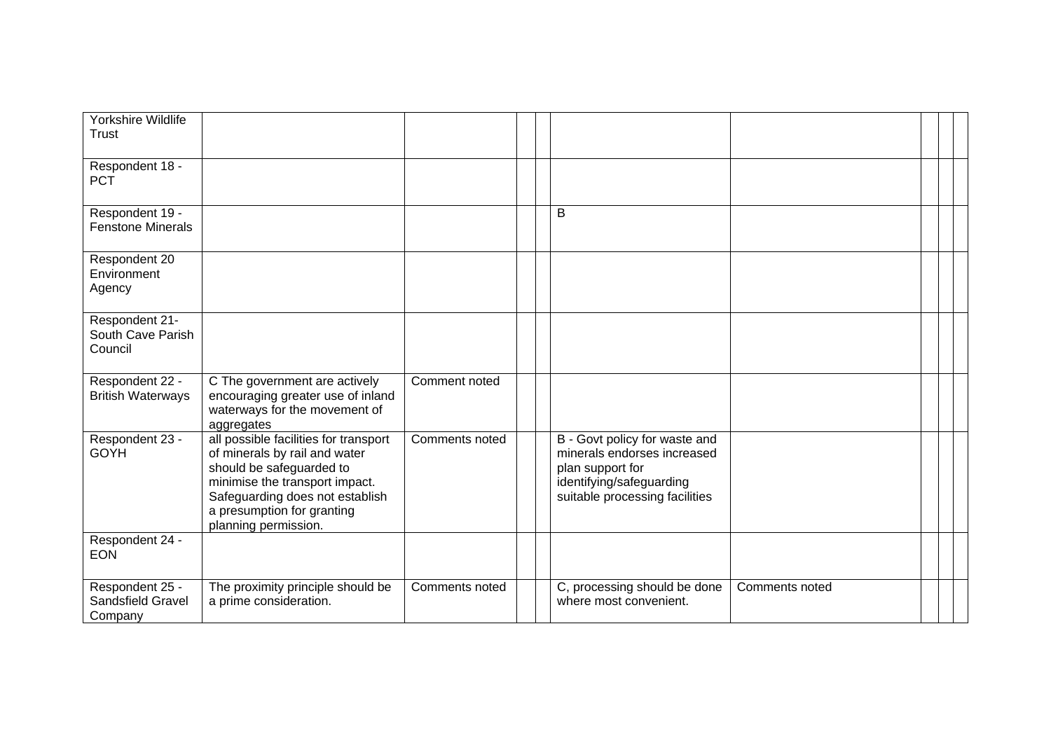| | | | | | | | | | |
|---|---|---|---|---|---|---|---|---|---|
| Yorkshire Wildlife Trust | | | | | | | | | |
| Respondent 18 - PCT | | | | | | | | | |
| Respondent 19 - Fenstone Minerals | | | | | B | | | | |
| Respondent 20 Environment Agency | | | | | | | | | |
| Respondent 21- South Cave Parish Council | | | | | | | | | |
| Respondent 22 - British Waterways | C The government are actively encouraging greater use of inland waterways for the movement of aggregates | Comment noted | | | | | | | |
| Respondent 23 - GOYH | all possible facilities for transport of minerals by rail and water should be safeguarded to minimise the transport impact. Safeguarding does not establish a presumption for granting planning permission. | Comments noted | | | B - Govt policy for waste and minerals endorses increased plan support for identifying/safeguarding suitable processing facilities | | | | |
| Respondent 24 - EON | | | | | | | | | |
| Respondent 25 - Sandsfield Gravel Company | The proximity principle should be a prime consideration. | Comments noted | | | C, processing should be done where most convenient. | Comments noted | | | |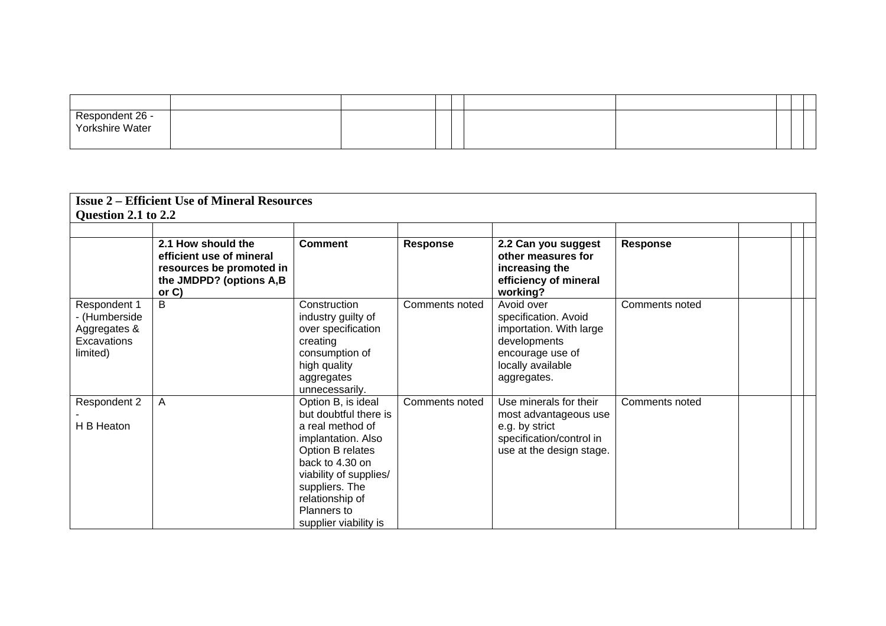| | | | | | | | | | |
|---|---|---|---|---|---|---|---|---|---|
| Respondent 26 - Yorkshire Water | | | | | | | | | |

**Issue 2 – Efficient Use of Mineral Resources**
**Question 2.1 to 2.2**

| | | | | | | | | |
|---|---|---|---|---|---|---|---|---|
| | **2.1 How should the efficient use of mineral resources be promoted in the JMDPD? (options A,B or C)** | **Comment** | **Response** | **2.2 Can you suggest other measures for increasing the efficiency of mineral working?** | **Response** | | | |
| Respondent 1 - (Humberside Aggregates & Excavations limited) | B | Construction industry guilty of over specification creating consumption of high quality aggregates unnecessarily. | Comments noted | Avoid over specification. Avoid importation. With large developments encourage use of locally available aggregates. | Comments noted | | | |
| Respondent 2 - H B Heaton | A | Option B, is ideal but doubtful there is a real method of implantation. Also Option B relates back to 4.30 on viability of supplies/ suppliers. The relationship of Planners to supplier viability is | Comments noted | Use minerals for their most advantageous use e.g. by strict specification/control in use at the design stage. | Comments noted | | | |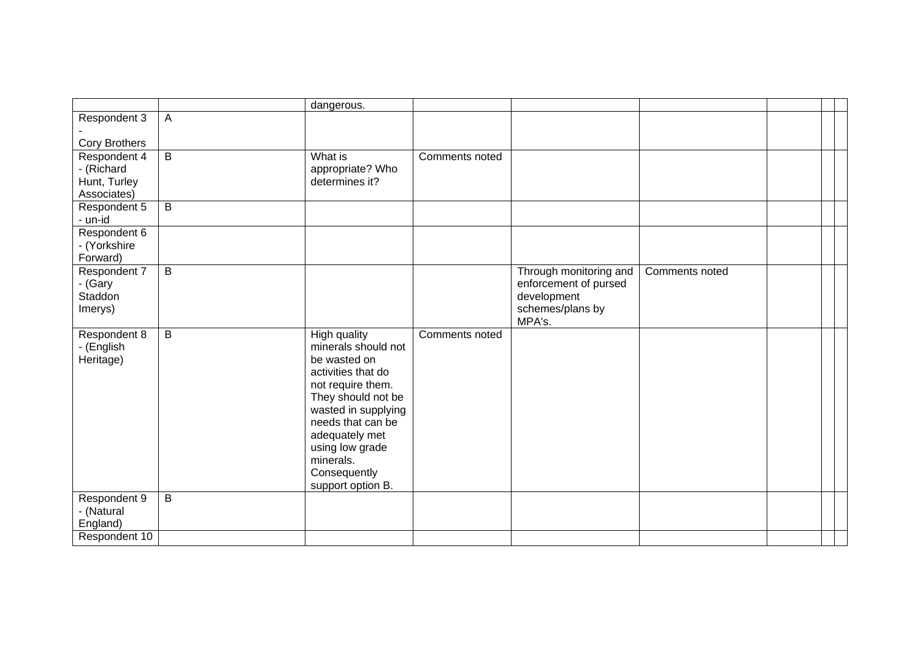| | | | | | | | | |
|---|---|---|---|---|---|---|---|---|
| | | dangerous. | | | | | | |
| Respondent 3 - Cory Brothers | A | | | | | | | |
| Respondent 4 - (Richard Hunt, Turley Associates) | B | What is appropriate? Who determines it? | Comments noted | | | | | |
| Respondent 5 - un-id | B | | | | | | | |
| Respondent 6 - (Yorkshire Forward) | | | | | | | | |
| Respondent 7 - (Gary Staddon Imerys) | B | | | Through monitoring and enforcement of pursed development schemes/plans by MPA's. | Comments noted | | | |
| Respondent 8 - (English Heritage) | B | High quality minerals should not be wasted on activities that do not require them. They should not be wasted in supplying needs that can be adequately met using low grade minerals. Consequently support option B. | Comments noted | | | | | |
| Respondent 9 - (Natural England) | B | | | | | | | |
| Respondent 10 | | | | | | | | |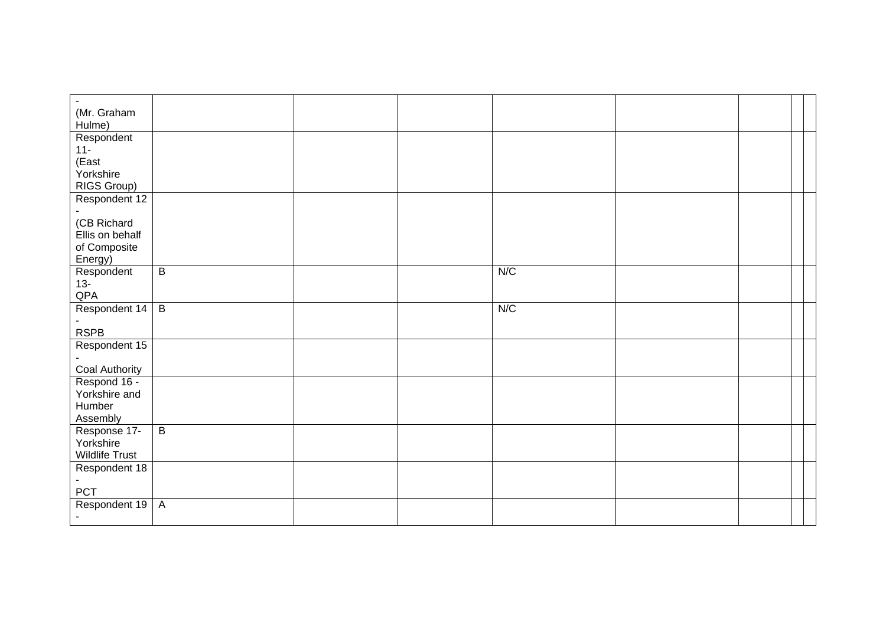| | | | | | | | | |
|---|---|---|---|---|---|---|---|---|
| - (Mr. Graham Hulme) | | | | | | | | |
| Respondent 11- (East Yorkshire RIGS Group) | | | | | | | | |
| Respondent 12 - (CB Richard Ellis on behalf of Composite Energy) | | | | | | | | |
| Respondent 13- QPA | B | | | N/C | | | | |
| Respondent 14 - RSPB | B | | | N/C | | | | |
| Respondent 15 - Coal Authority | | | | | | | | |
| Respond 16 - Yorkshire and Humber Assembly | | | | | | | | |
| Response 17- Yorkshire Wildlife Trust | B | | | | | | | |
| Respondent 18 - PCT | | | | | | | | |
| Respondent 19 - | A | | | | | | | |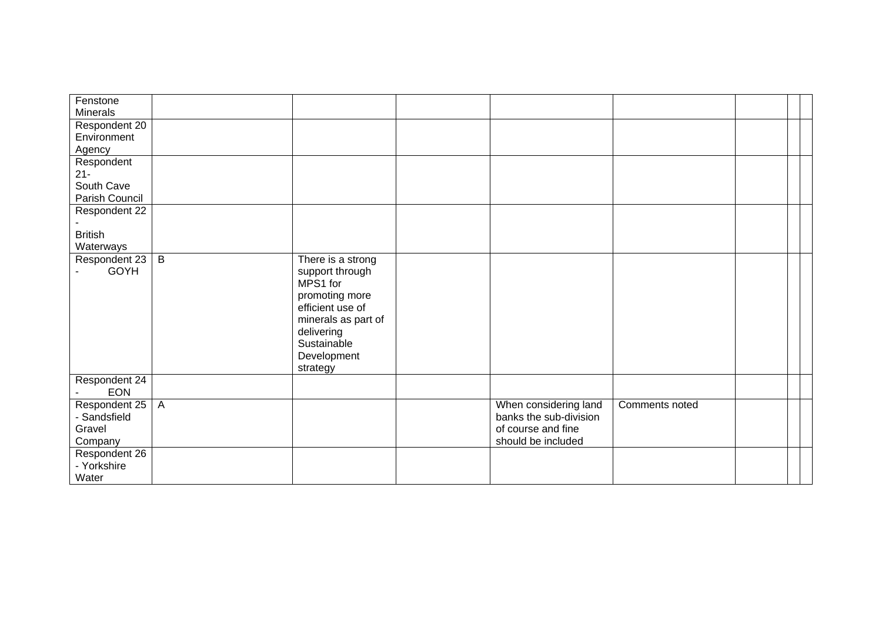| | | | | | | | | |
|---|---|---|---|---|---|---|---|---|
| Fenstone Minerals | | | | | | | | |
| Respondent 20 Environment Agency | | | | | | | | |
| Respondent 21- South Cave Parish Council | | | | | | | | |
| Respondent 22 - British Waterways | | | | | | | | |
| Respondent 23 - GOYH | B | There is a strong support through MPS1 for promoting more efficient use of minerals as part of delivering Sustainable Development strategy | | | | | | |
| Respondent 24 - EON | | | | | | | | |
| Respondent 25 - Sandsfield Gravel Company | A | | | When considering land banks the sub-division of course and fine should be included | Comments noted | | | |
| Respondent 26 - Yorkshire Water | | | | | | | | |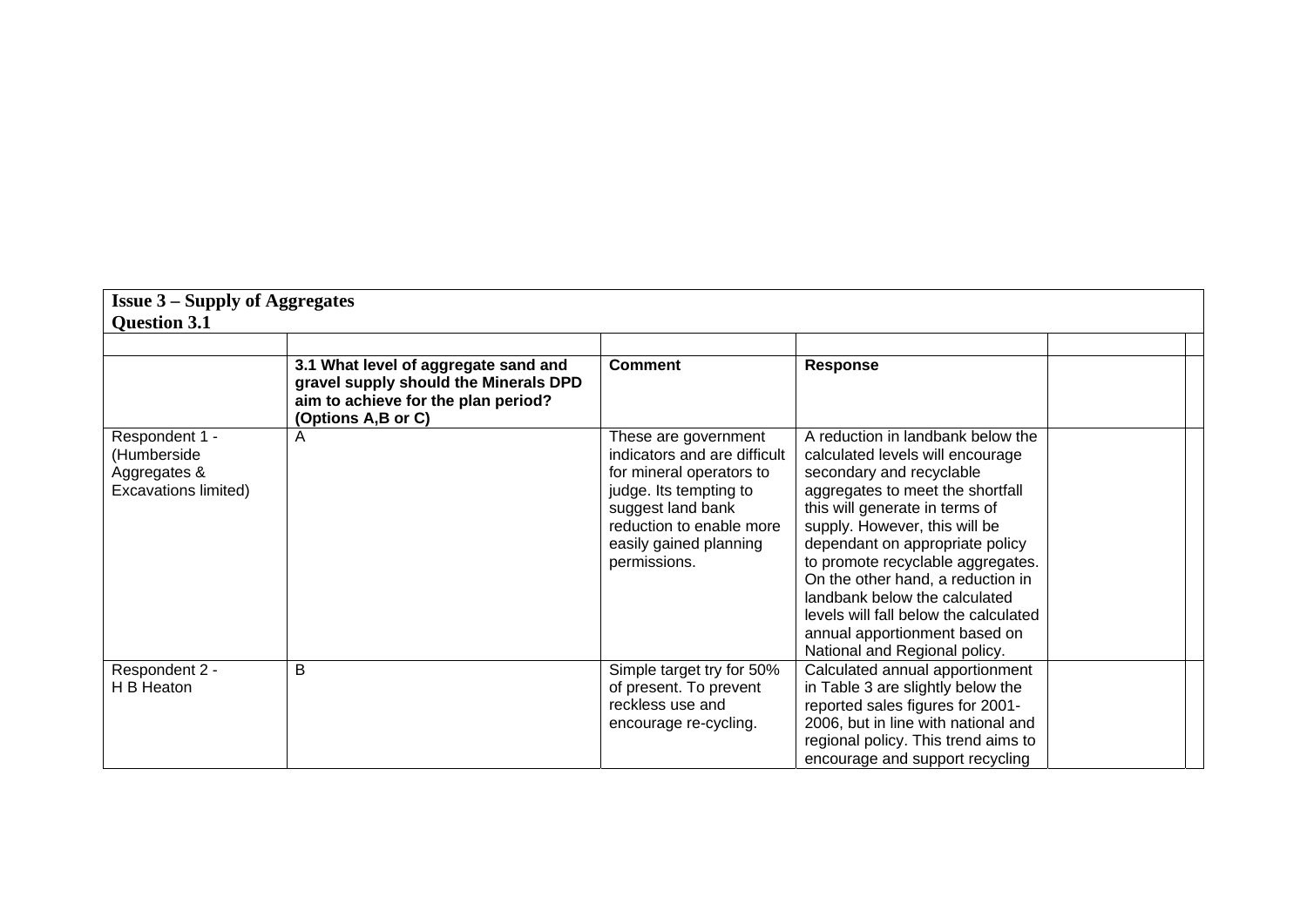**Issue 3 – Supply of Aggregates**
**Question 3.1**

| | | | | | |
|---|---|---|---|---|---|
| | **3.1 What level of aggregate sand and gravel supply should the Minerals DPD aim to achieve for the plan period? (Options A,B or C)** | **Comment** | **Response** | | |
| Respondent 1 - (Humberside Aggregates & Excavations limited) | A | These are government indicators and are difficult for mineral operators to judge. Its tempting to suggest land bank reduction to enable more easily gained planning permissions. | A reduction in landbank below the calculated levels will encourage secondary and recyclable aggregates to meet the shortfall this will generate in terms of supply. However, this will be dependant on appropriate policy to promote recyclable aggregates. On the other hand, a reduction in landbank below the calculated levels will fall below the calculated annual apportionment based on National and Regional policy. | | |
| Respondent 2 - H B Heaton | B | Simple target try for 50% of present. To prevent reckless use and encourage re-cycling. | Calculated annual apportionment in Table 3 are slightly below the reported sales figures for 2001-2006, but in line with national and regional policy. This trend aims to encourage and support recycling | | |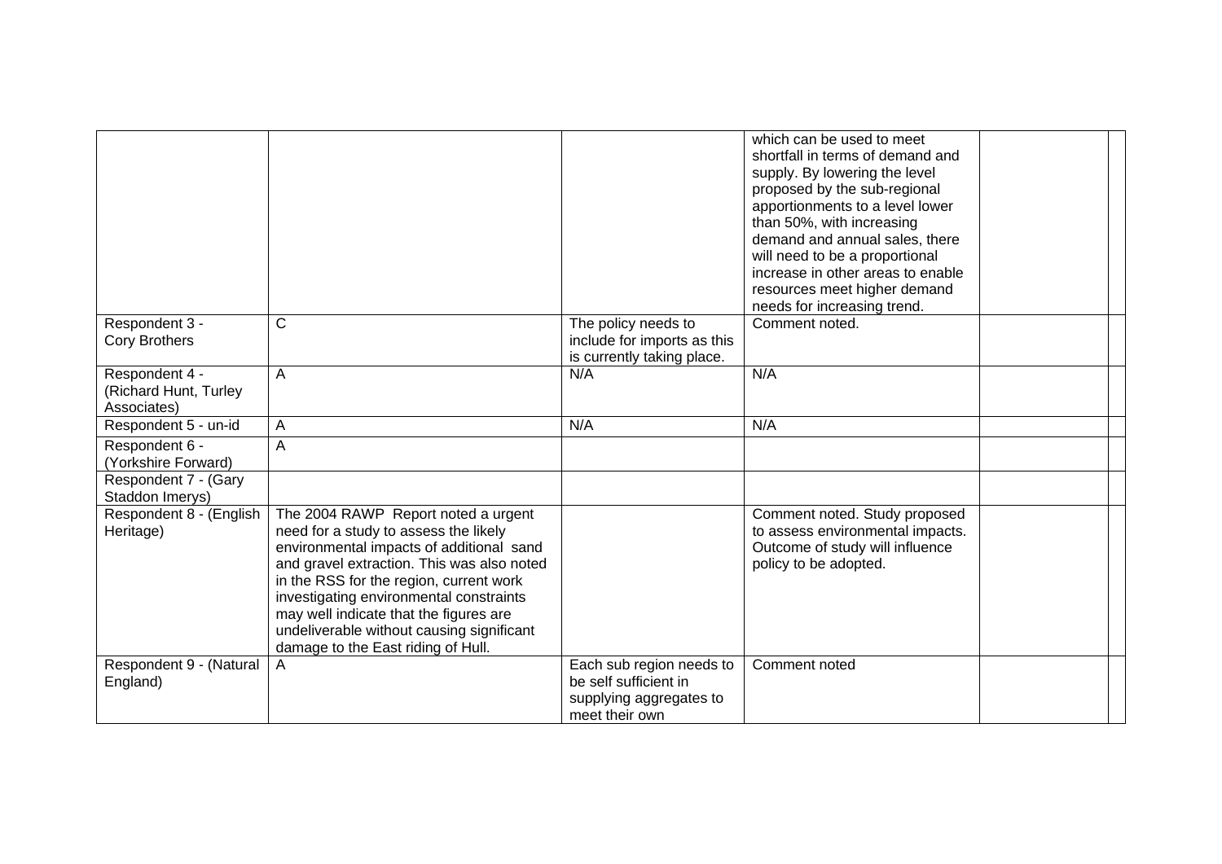| | | | | | |
|---|---|---|---|---|---|
| | | | which can be used to meet shortfall in terms of demand and supply. By lowering the level proposed by the sub-regional apportionments to a level lower than 50%, with increasing demand and annual sales, there will need to be a proportional increase in other areas to enable resources meet higher demand needs for increasing trend. | | |
| Respondent 3 - Cory Brothers | C | The policy needs to include for imports as this is currently taking place. | Comment noted. | | |
| Respondent 4 - (Richard Hunt, Turley Associates) | A | N/A | N/A | | |
| Respondent 5 - un-id | A | N/A | N/A | | |
| Respondent 6 - (Yorkshire Forward) | A | | | | |
| Respondent 7 - (Gary Staddon Imerys) | | | | | |
| Respondent 8 - (English Heritage) | The 2004 RAWP Report noted a urgent need for a study to assess the likely environmental impacts of additional sand and gravel extraction. This was also noted in the RSS for the region, current work investigating environmental constraints may well indicate that the figures are undeliverable without causing significant damage to the East riding of Hull. | | Comment noted. Study proposed to assess environmental impacts. Outcome of study will influence policy to be adopted. | | |
| Respondent 9 - (Natural England) | A | Each sub region needs to be self sufficient in supplying aggregates to meet their own | Comment noted | | |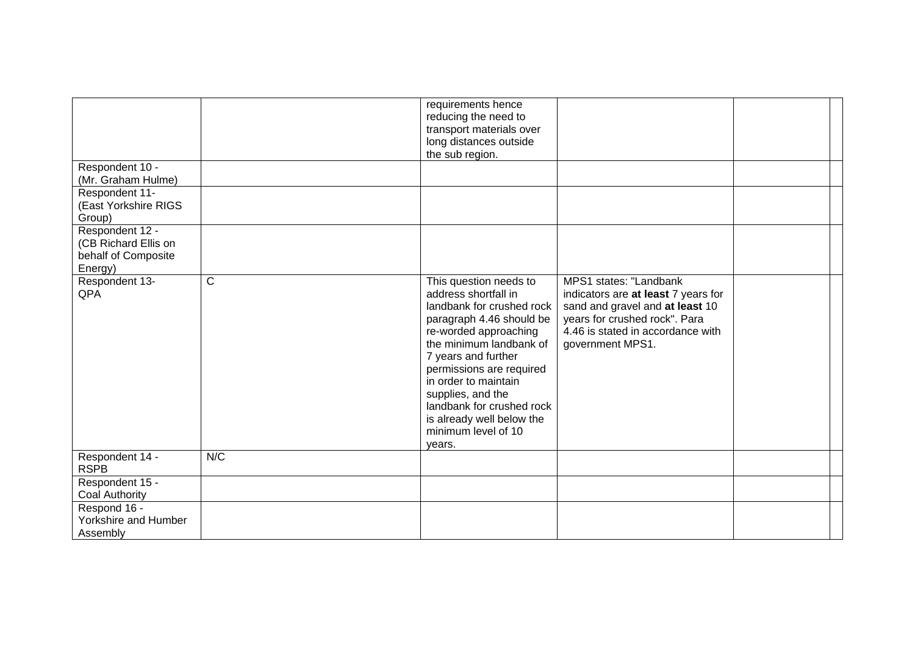| | | | | | |
|---|---|---|---|---|---|
| | | requirements hence reducing the need to transport materials over long distances outside the sub region. | | | |
| Respondent 10 - (Mr. Graham Hulme) | | | | | |
| Respondent 11- (East Yorkshire RIGS Group) | | | | | |
| Respondent 12 - (CB Richard Ellis on behalf of Composite Energy) | | | | | |
| Respondent 13- QPA | C | This question needs to address shortfall in landbank for crushed rock paragraph 4.46 should be re-worded approaching the minimum landbank of 7 years and further permissions are required in order to maintain supplies, and the landbank for crushed rock is already well below the minimum level of 10 years. | MPS1 states: "Landbank indicators are **at least** 7 years for sand and gravel and **at least** 10 years for crushed rock". Para 4.46 is stated in accordance with government MPS1. | | |
| Respondent 14 - RSPB | N/C | | | | |
| Respondent 15 - Coal Authority | | | | | |
| Respond 16 - Yorkshire and Humber Assembly | | | | | |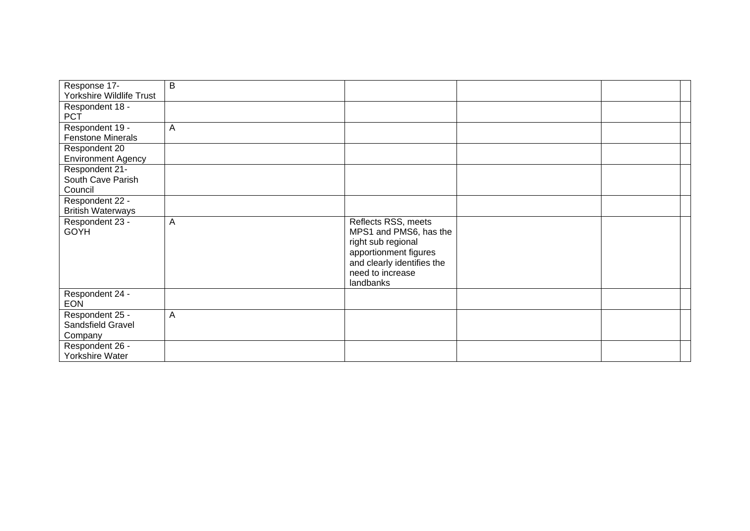| | | | | | |
|---|---|---|---|---|---|
| Response 17- Yorkshire Wildlife Trust | B | | | | |
| Respondent 18 - PCT | | | | | |
| Respondent 19 - Fenstone Minerals | A | | | | |
| Respondent 20 Environment Agency | | | | | |
| Respondent 21- South Cave Parish Council | | | | | |
| Respondent 22 - British Waterways | | | | | |
| Respondent 23 - GOYH | A | Reflects RSS, meets MPS1 and PMS6, has the right sub regional apportionment figures and clearly identifies the need to increase landbanks | | | |
| Respondent 24 - EON | | | | | |
| Respondent 25 - Sandsfield Gravel Company | A | | | | |
| Respondent 26 - Yorkshire Water | | | | | |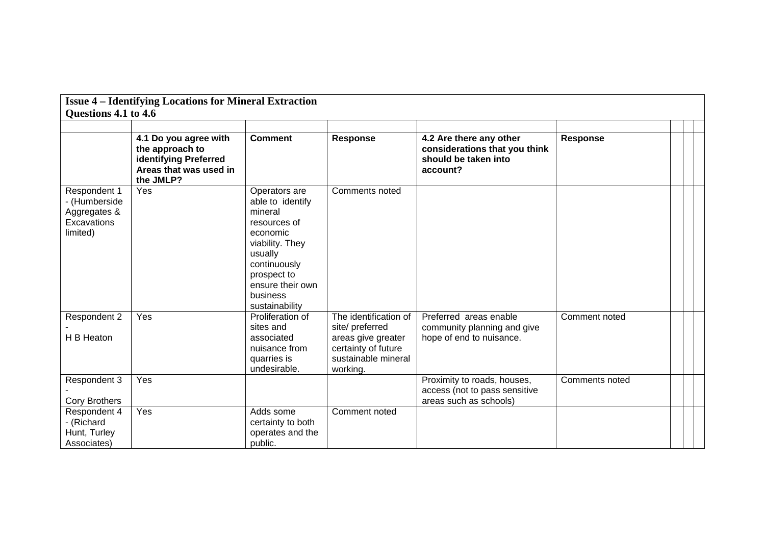**Issue 4 – Identifying Locations for Mineral Extraction**
**Questions 4.1 to 4.6**

| | 4.1 Do you agree with the approach to identifying Preferred Areas that was used in the JMLP? | Comment | Response | 4.2 Are there any other considerations that you think should be taken into account? | Response | | | |
|---|---|---|---|---|---|---|---|---|
| Respondent 1 - (Humberside Aggregates & Excavations limited) | Yes | Operators are able to identify mineral resources of economic viability. They usually continuously prospect to ensure their own business sustainability | Comments noted | | | | | |
| Respondent 2 - H B Heaton | Yes | Proliferation of sites and associated nuisance from quarries is undesirable. | The identification of site/ preferred areas give greater certainty of future sustainable mineral working. | Preferred areas enable community planning and give hope of end to nuisance. | Comment noted | | | |
| Respondent 3 - Cory Brothers | Yes | | | Proximity to roads, houses, access (not to pass sensitive areas such as schools) | Comments noted | | | |
| Respondent 4 - (Richard Hunt, Turley Associates) | Yes | Adds some certainty to both operates and the public. | Comment noted | | | | | |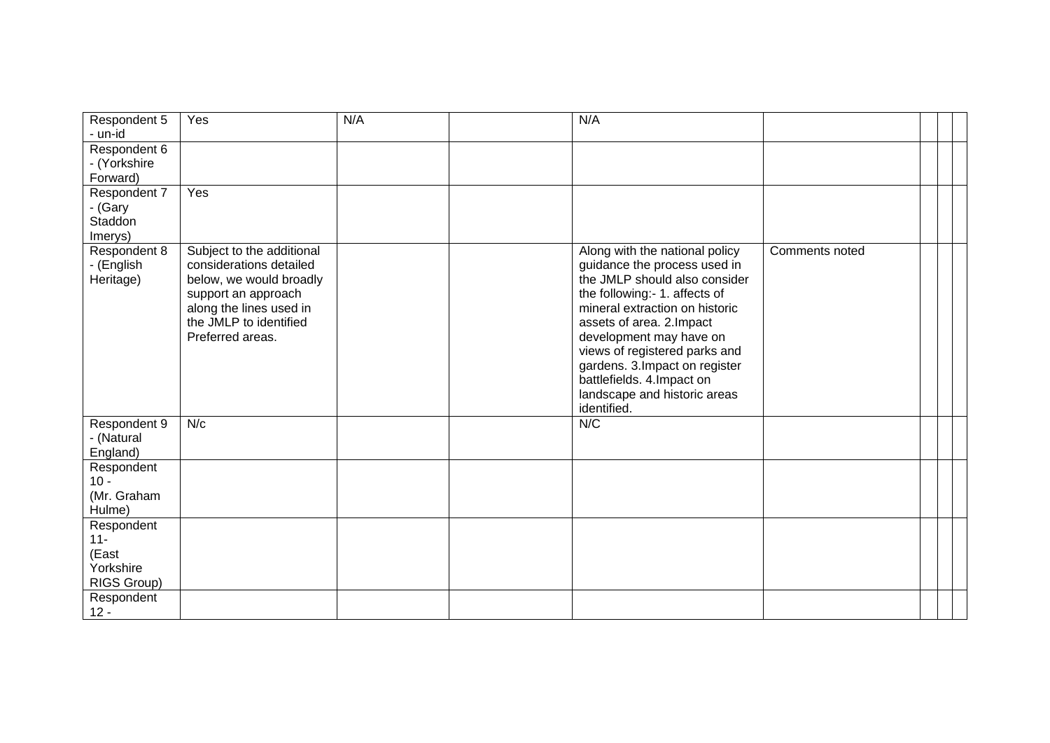| | | | | | | | | |
|---|---|---|---|---|---|---|---|---|
| Respondent 5 - un-id | Yes | N/A | | N/A | | | | |
| Respondent 6 - (Yorkshire Forward) | | | | | | | | |
| Respondent 7 - (Gary Staddon Imerys) | Yes | | | | | | | |
| Respondent 8 - (English Heritage) | Subject to the additional considerations detailed below, we would broadly support an approach along the lines used in the JMLP to identified Preferred areas. | | | Along with the national policy guidance the process used in the JMLP should also consider the following:- 1. affects of mineral extraction on historic assets of area. 2.Impact development may have on views of registered parks and gardens. 3.Impact on register battlefields. 4.Impact on landscape and historic areas identified. | Comments noted | | | |
| Respondent 9 - (Natural England) | N/c | | | N/C | | | | |
| Respondent 10 - (Mr. Graham Hulme) | | | | | | | | |
| Respondent 11- (East Yorkshire RIGS Group) | | | | | | | | |
| Respondent 12 - | | | | | | | | |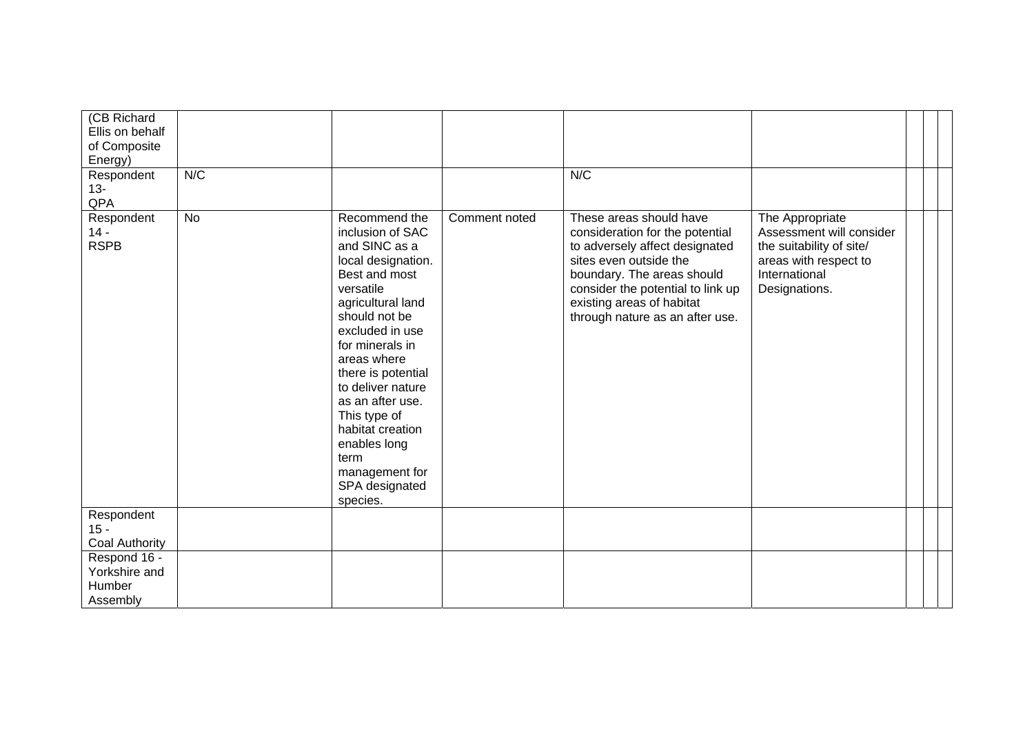| | | | | | | | | |
|---|---|---|---|---|---|---|---|---|
| (CB Richard Ellis on behalf of Composite Energy) | | | | | | | | |
| Respondent 13- QPA | N/C | | | N/C | | | | |
| Respondent 14 - RSPB | No | Recommend the inclusion of SAC and SINC as a local designation. Best and most versatile agricultural land should not be excluded in use for minerals in areas where there is potential to deliver nature as an after use. This type of habitat creation enables long term management for SPA designated species. | Comment noted | These areas should have consideration for the potential to adversely affect designated sites even outside the boundary. The areas should consider the potential to link up existing areas of habitat through nature as an after use. | The Appropriate Assessment will consider the suitability of site/ areas with respect to International Designations. | | | |
| Respondent 15 - Coal Authority | | | | | | | | |
| Respond 16 - Yorkshire and Humber Assembly | | | | | | | | |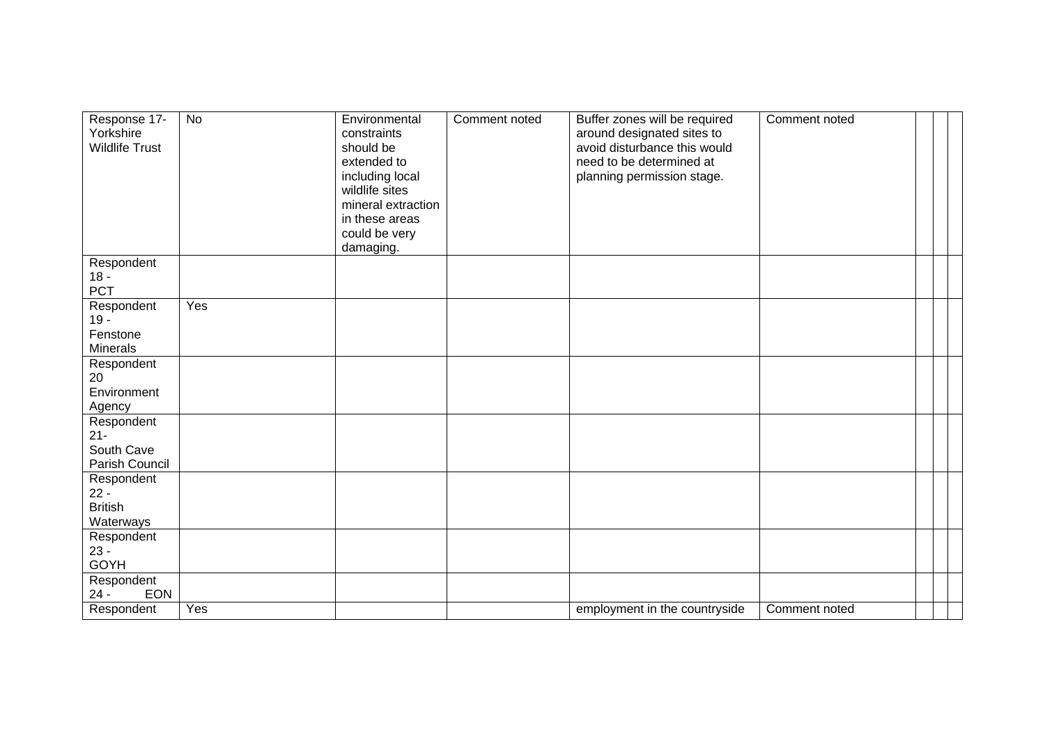| Response 17- Yorkshire Wildlife Trust | No | Environmental constraints should be extended to including local wildlife sites mineral extraction in these areas could be very damaging. | Comment noted | Buffer zones will be required around designated sites to avoid disturbance this would need to be determined at planning permission stage. | Comment noted | | | |
|---|---|---|---|---|---|---|---|---|
| Respondent 18 - PCT | | | | | | | | |
| Respondent 19 - Fenstone Minerals | Yes | | | | | | | |
| Respondent 20 Environment Agency | | | | | | | | |
| Respondent 21- South Cave Parish Council | | | | | | | | |
| Respondent 22 - British Waterways | | | | | | | | |
| Respondent 23 - GOYH | | | | | | | | |
| Respondent 24 - EON | | | | | | | | |
| Respondent | Yes | | | employment in the countryside | Comment noted | | | |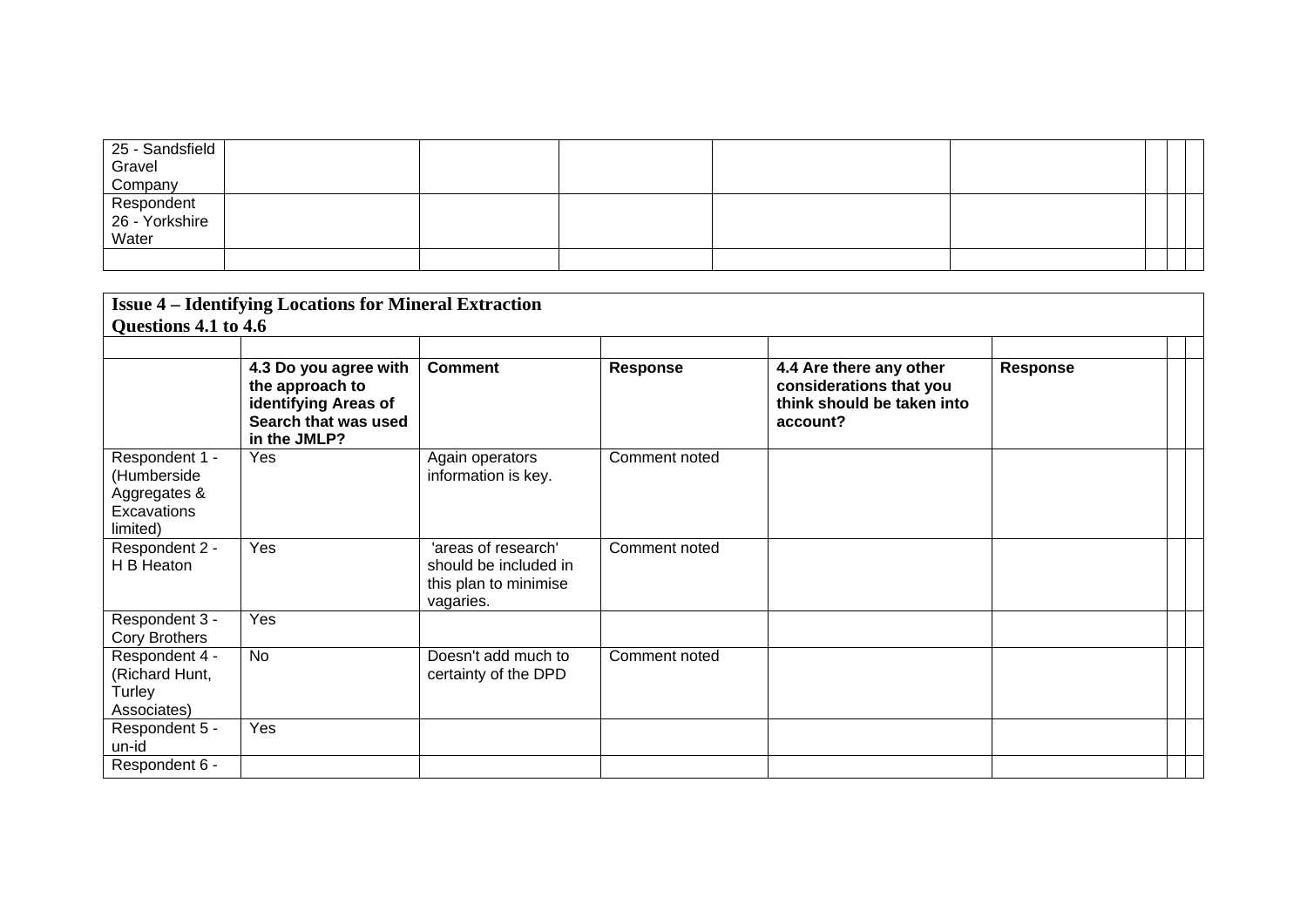| 25 - Sandsfield Gravel Company | | | | | | | |
|---|---|---|---|---|---|---|---|
| Respondent 26 - Yorkshire Water | | | | | | | |
| | | | | | | | |

**Issue 4 – Identifying Locations for Mineral Extraction**
**Questions 4.1 to 4.6**

| | | | | | | | |
|---|---|---|---|---|---|---|---|
| | **4.3 Do you agree with the approach to identifying Areas of Search that was used in the JMLP?** | **Comment** | **Response** | **4.4 Are there any other considerations that you think should be taken into account?** | **Response** | | |
| Respondent 1 - (Humberside Aggregates & Excavations limited) | Yes | Again operators information is key. | Comment noted | | | | |
| Respondent 2 - H B Heaton | Yes | 'areas of research' should be included in this plan to minimise vagaries. | Comment noted | | | | |
| Respondent 3 - Cory Brothers | Yes | | | | | | |
| Respondent 4 - (Richard Hunt, Turley Associates) | No | Doesn't add much to certainty of the DPD | Comment noted | | | | |
| Respondent 5 - un-id | Yes | | | | | | |
| Respondent 6 - | | | | | | | |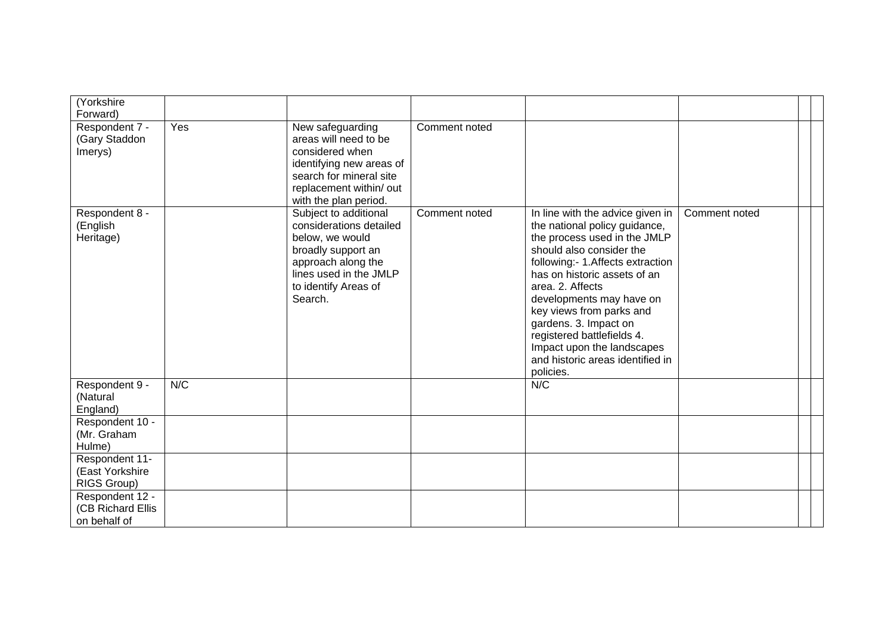| (Yorkshire Forward) | | | | | | | |
|---|---|---|---|---|---|---|---|
| Respondent 7 - (Gary Staddon Imerys) | Yes | New safeguarding areas will need to be considered when identifying new areas of search for mineral site replacement within/ out with the plan period. | Comment noted | | | | |
| Respondent 8 - (English Heritage) | | Subject to additional considerations detailed below, we would broadly support an approach along the lines used in the JMLP to identify Areas of Search. | Comment noted | In line with the advice given in the national policy guidance, the process used in the JMLP should also consider the following:- 1.Affects extraction has on historic assets of an area. 2. Affects developments may have on key views from parks and gardens. 3. Impact on registered battlefields 4. Impact upon the landscapes and historic areas identified in policies. | Comment noted | | |
| Respondent 9 - (Natural England) | N/C | | | N/C | | | |
| Respondent 10 - (Mr. Graham Hulme) | | | | | | | |
| Respondent 11- (East Yorkshire RIGS Group) | | | | | | | |
| Respondent 12 - (CB Richard Ellis on behalf of | | | | | | | |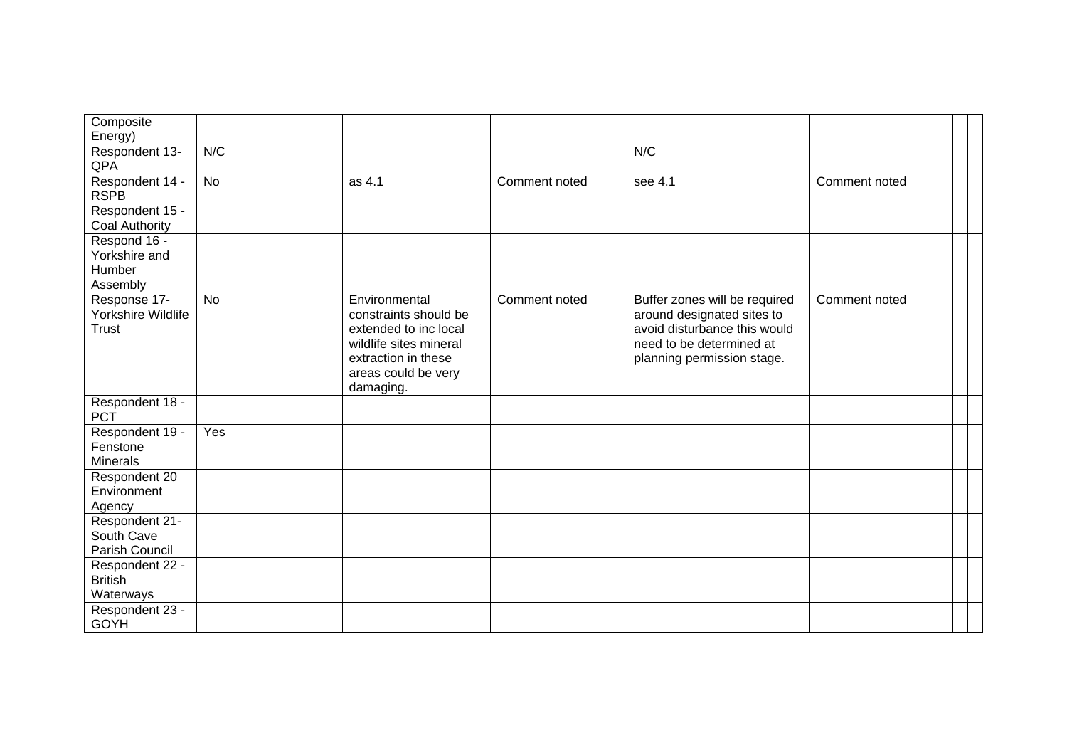| Composite Energy) | | | | | | | |
|---|---|---|---|---|---|---|---|
| Respondent 13- QPA | N/C | | | N/C | | | |
| Respondent 14 - RSPB | No | as 4.1 | Comment noted | see 4.1 | Comment noted | | |
| Respondent 15 - Coal Authority | | | | | | | |
| Respond 16 - Yorkshire and Humber Assembly | | | | | | | |
| Response 17- Yorkshire Wildlife Trust | No | Environmental constraints should be extended to inc local wildlife sites mineral extraction in these areas could be very damaging. | Comment noted | Buffer zones will be required around designated sites to avoid disturbance this would need to be determined at planning permission stage. | Comment noted | | |
| Respondent 18 - PCT | | | | | | | |
| Respondent 19 - Fenstone Minerals | Yes | | | | | | |
| Respondent 20 Environment Agency | | | | | | | |
| Respondent 21- South Cave Parish Council | | | | | | | |
| Respondent 22 - British Waterways | | | | | | | |
| Respondent 23 - GOYH | | | | | | | |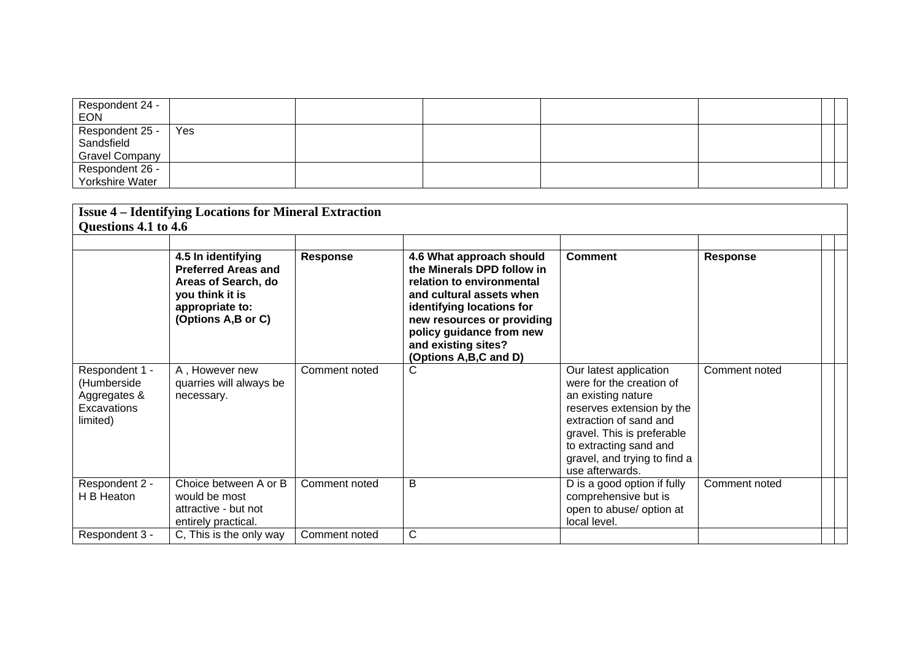| | | | | | | | |
|---|---|---|---|---|---|---|---|
| Respondent 24 - EON | | | | | | | |
| Respondent 25 - Sandsfield Gravel Company | Yes | | | | | | |
| Respondent 26 - Yorkshire Water | | | | | | | |

**Issue 4 – Identifying Locations for Mineral Extraction**
**Questions 4.1 to 4.6**

| | | | | | | | |
|---|---|---|---|---|---|---|---|
| | | | | | | | |
| | **4.5 In identifying Preferred Areas and Areas of Search, do you think it is appropriate to: (Options A,B or C)** | **Response** | **4.6 What approach should the Minerals DPD follow in relation to environmental and cultural assets when identifying locations for new resources or providing policy guidance from new and existing sites? (Options A,B,C and D)** | **Comment** | **Response** | | |
| Respondent 1 - (Humberside Aggregates & Excavations limited) | A , However new quarries will always be necessary. | Comment noted | C | Our latest application were for the creation of an existing nature reserves extension by the extraction of sand and gravel. This is preferable to extracting sand and gravel, and trying to find a use afterwards. | Comment noted | | |
| Respondent 2 - H B Heaton | Choice between A or B would be most attractive - but not entirely practical. | Comment noted | B | D is a good option if fully comprehensive but is open to abuse/ option at local level. | Comment noted | | |
| Respondent 3 - | C, This is the only way | Comment noted | C | | | | |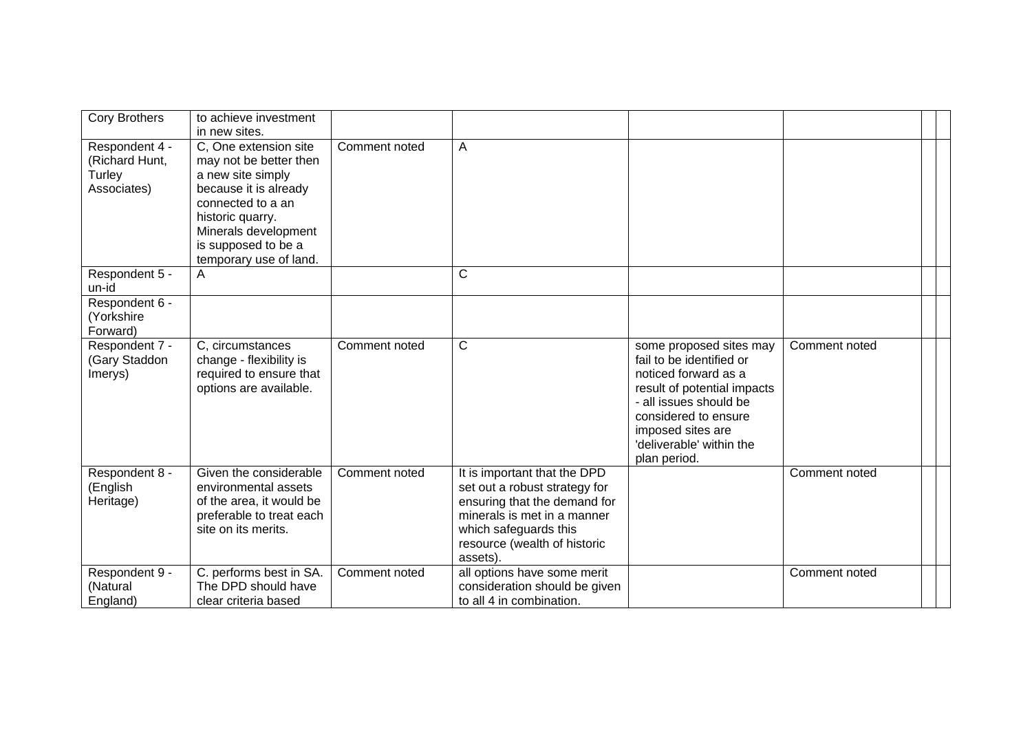| | | | | | | | |
|---|---|---|---|---|---|---|---|
| Cory Brothers | to achieve investment in new sites. | | | | | | |
| Respondent 4 - (Richard Hunt, Turley Associates) | C, One extension site may not be better then a new site simply because it is already connected to a an historic quarry. Minerals development is supposed to be a temporary use of land. | Comment noted | A | | | | |
| Respondent 5 - un-id | A | | C | | | | |
| Respondent 6 - (Yorkshire Forward) | | | | | | | |
| Respondent 7 - (Gary Staddon Imerys) | C, circumstances change - flexibility is required to ensure that options are available. | Comment noted | C | some proposed sites may fail to be identified or noticed forward as a result of potential impacts - all issues should be considered to ensure imposed sites are 'deliverable' within the plan period. | Comment noted | | |
| Respondent 8 - (English Heritage) | Given the considerable environmental assets of the area, it would be preferable to treat each site on its merits. | Comment noted | It is important that the DPD set out a robust strategy for ensuring that the demand for minerals is met in a manner which safeguards this resource (wealth of historic assets). | | Comment noted | | |
| Respondent 9 - (Natural England) | C. performs best in SA. The DPD should have clear criteria based | Comment noted | all options have some merit consideration should be given to all 4 in combination. | | Comment noted | | |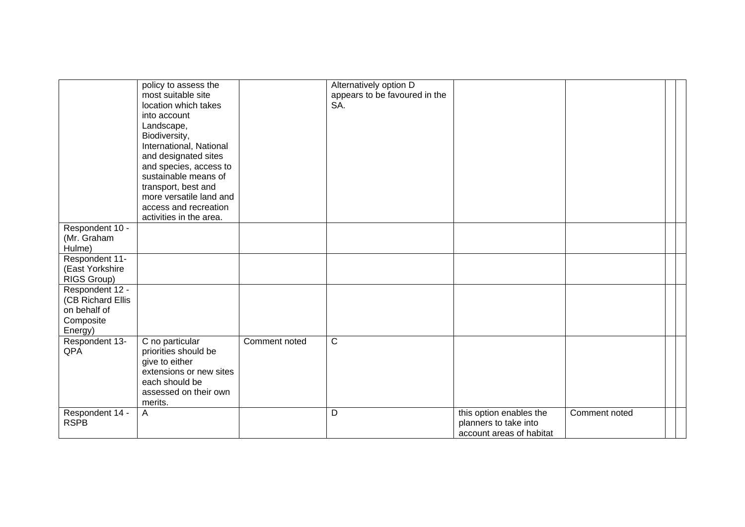| | | | | | | | |
|---|---|---|---|---|---|---|---|
| | policy to assess the most suitable site location which takes into account Landscape, Biodiversity, International, National and designated sites and species, access to sustainable means of transport, best and more versatile land and access and recreation activities in the area. | | Alternatively option D appears to be favoured in the SA. | | | | |
| Respondent 10 - (Mr. Graham Hulme) | | | | | | | |
| Respondent 11- (East Yorkshire RIGS Group) | | | | | | | |
| Respondent 12 - (CB Richard Ellis on behalf of Composite Energy) | | | | | | | |
| Respondent 13- QPA | C no particular priorities should be give to either extensions or new sites each should be assessed on their own merits. | Comment noted | C | | | | |
| Respondent 14 - RSPB | A | | D | this option enables the planners to take into account areas of habitat | Comment noted | | |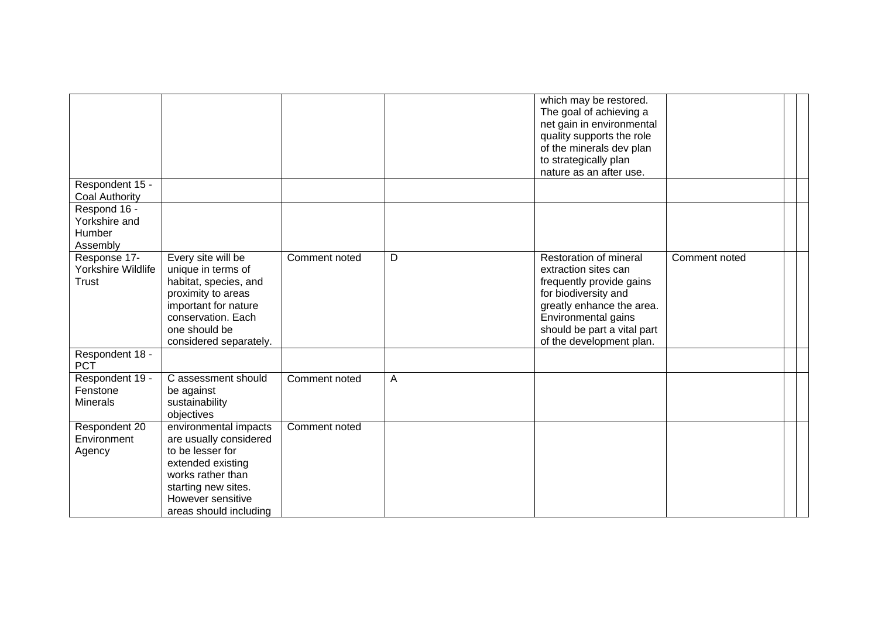| | | | | | | | |
|---|---|---|---|---|---|---|---|
| | | | | which may be restored. The goal of achieving a net gain in environmental quality supports the role of the minerals dev plan to strategically plan nature as an after use. | | | |
| Respondent 15 - Coal Authority | | | | | | | |
| Respond 16 - Yorkshire and Humber Assembly | | | | | | | |
| Response 17- Yorkshire Wildlife Trust | Every site will be unique in terms of habitat, species, and proximity to areas important for nature conservation. Each one should be considered separately. | Comment noted | D | Restoration of mineral extraction sites can frequently provide gains for biodiversity and greatly enhance the area. Environmental gains should be part a vital part of the development plan. | Comment noted | | |
| Respondent 18 - PCT | | | | | | | |
| Respondent 19 - Fenstone Minerals | C assessment should be against sustainability objectives | Comment noted | A | | | | |
| Respondent 20 Environment Agency | environmental impacts are usually considered to be lesser for extended existing works rather than starting new sites. However sensitive areas should including | Comment noted | | | | | |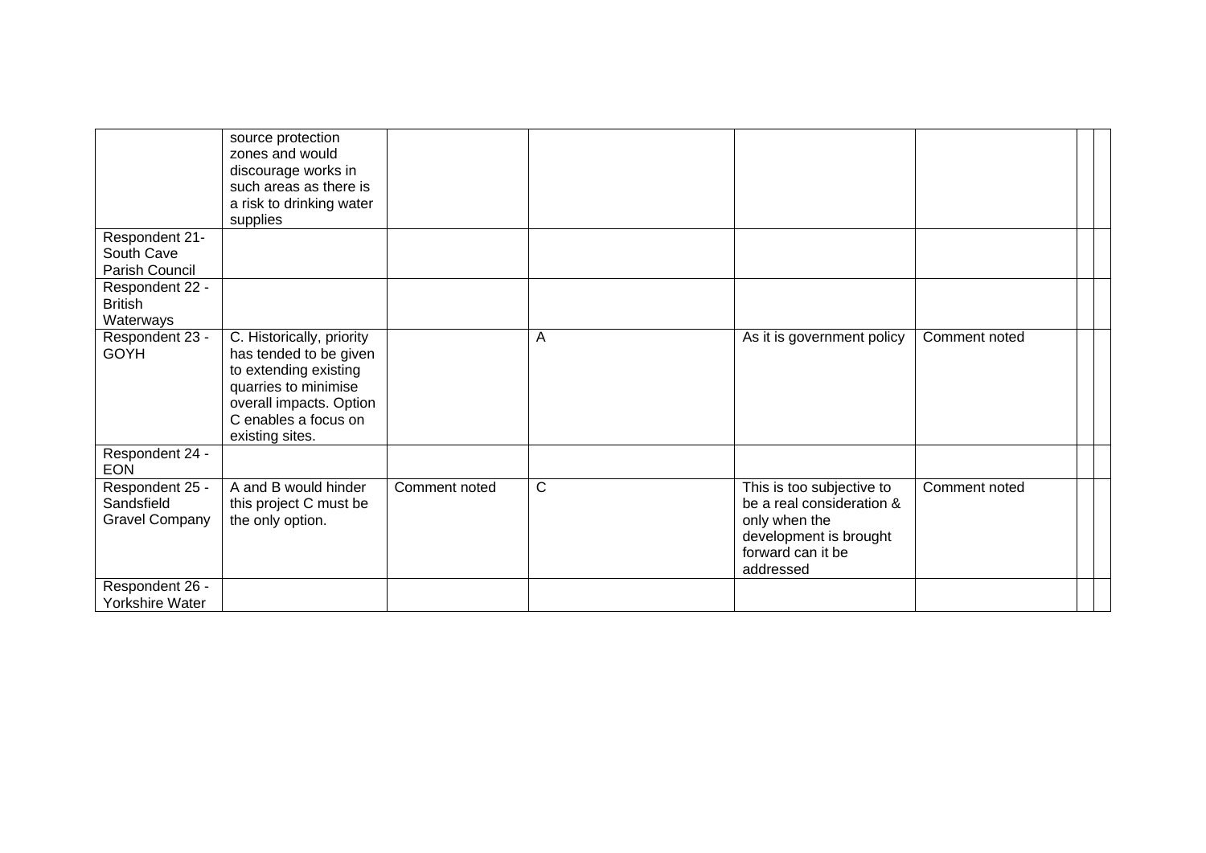|  |  |  |  |  |  |  |  |
|---|---|---|---|---|---|---|---|
|  | source protection zones and would discourage works in such areas as there is a risk to drinking water supplies |  |  |  |  |  |  |
| Respondent 21- South Cave Parish Council |  |  |  |  |  |  |  |
| Respondent 22 - British Waterways |  |  |  |  |  |  |  |
| Respondent 23 - GOYH | C. Historically, priority has tended to be given to extending existing quarries to minimise overall impacts. Option C enables a focus on existing sites. |  | A | As it is government policy | Comment noted |  |  |
| Respondent 24 - EON |  |  |  |  |  |  |  |
| Respondent 25 - Sandsfield Gravel Company | A and B would hinder this project C must be the only option. | Comment noted | C | This is too subjective to be a real consideration & only when the development is brought forward can it be addressed | Comment noted |  |  |
| Respondent 26 - Yorkshire Water |  |  |  |  |  |  |  |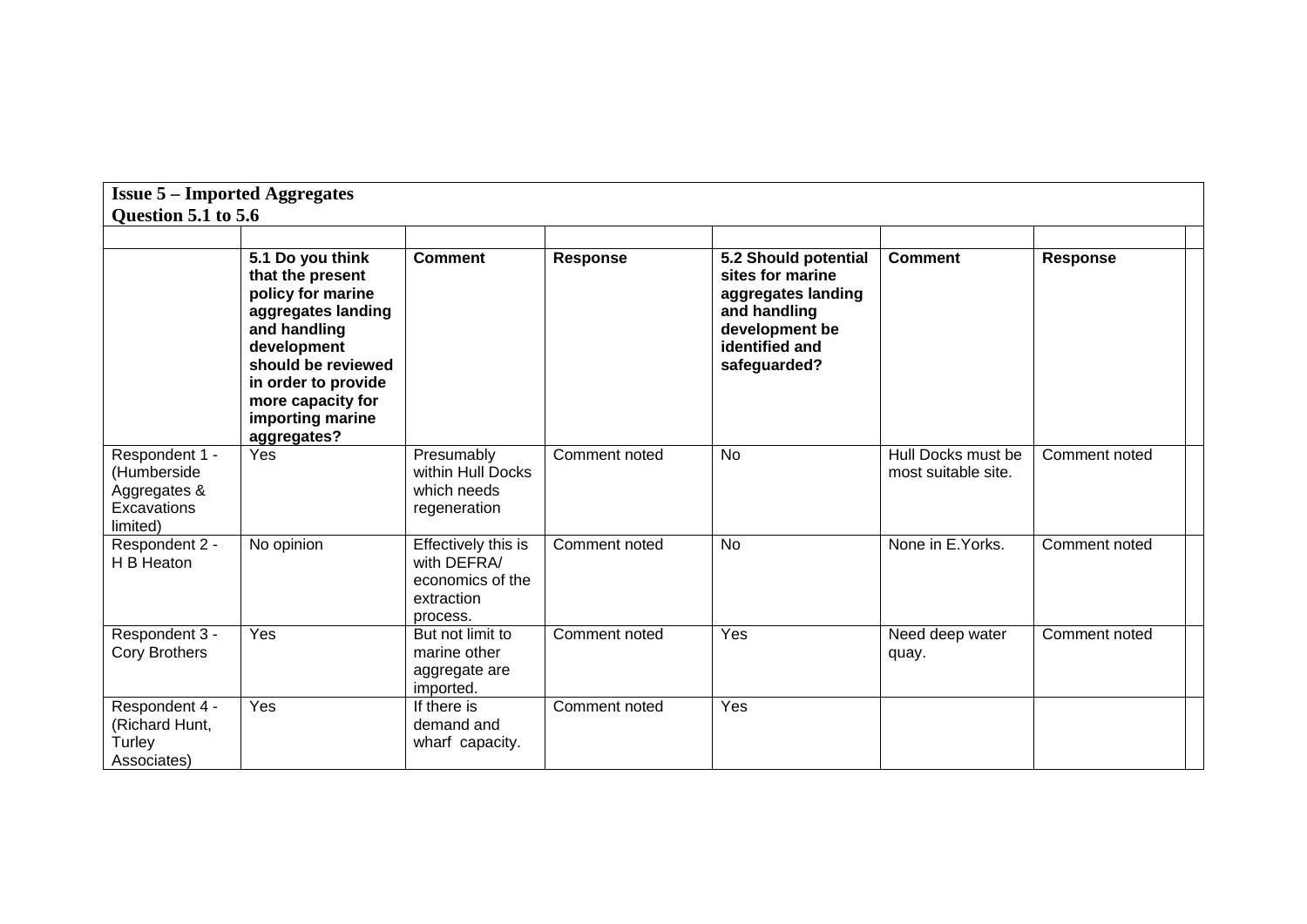**Issue 5 – Imported Aggregates**
**Question 5.1 to 5.6**

| | 5.1 Do you think that the present policy for marine aggregates landing and handling development should be reviewed in order to provide more capacity for importing marine aggregates? | Comment | Response | 5.2 Should potential sites for marine aggregates landing and handling development be identified and safeguarded? | Comment | Response |
|---|---|---|---|---|---|---|
| Respondent 1 - (Humberside Aggregates & Excavations limited) | Yes | Presumably within Hull Docks which needs regeneration | Comment noted | No | Hull Docks must be most suitable site. | Comment noted |
| Respondent 2 - H B Heaton | No opinion | Effectively this is with DEFRA/ economics of the extraction process. | Comment noted | No | None in E.Yorks. | Comment noted |
| Respondent 3 - Cory Brothers | Yes | But not limit to marine other aggregate are imported. | Comment noted | Yes | Need deep water quay. | Comment noted |
| Respondent 4 - (Richard Hunt, Turley Associates) | Yes | If there is demand and wharf capacity. | Comment noted | Yes | | |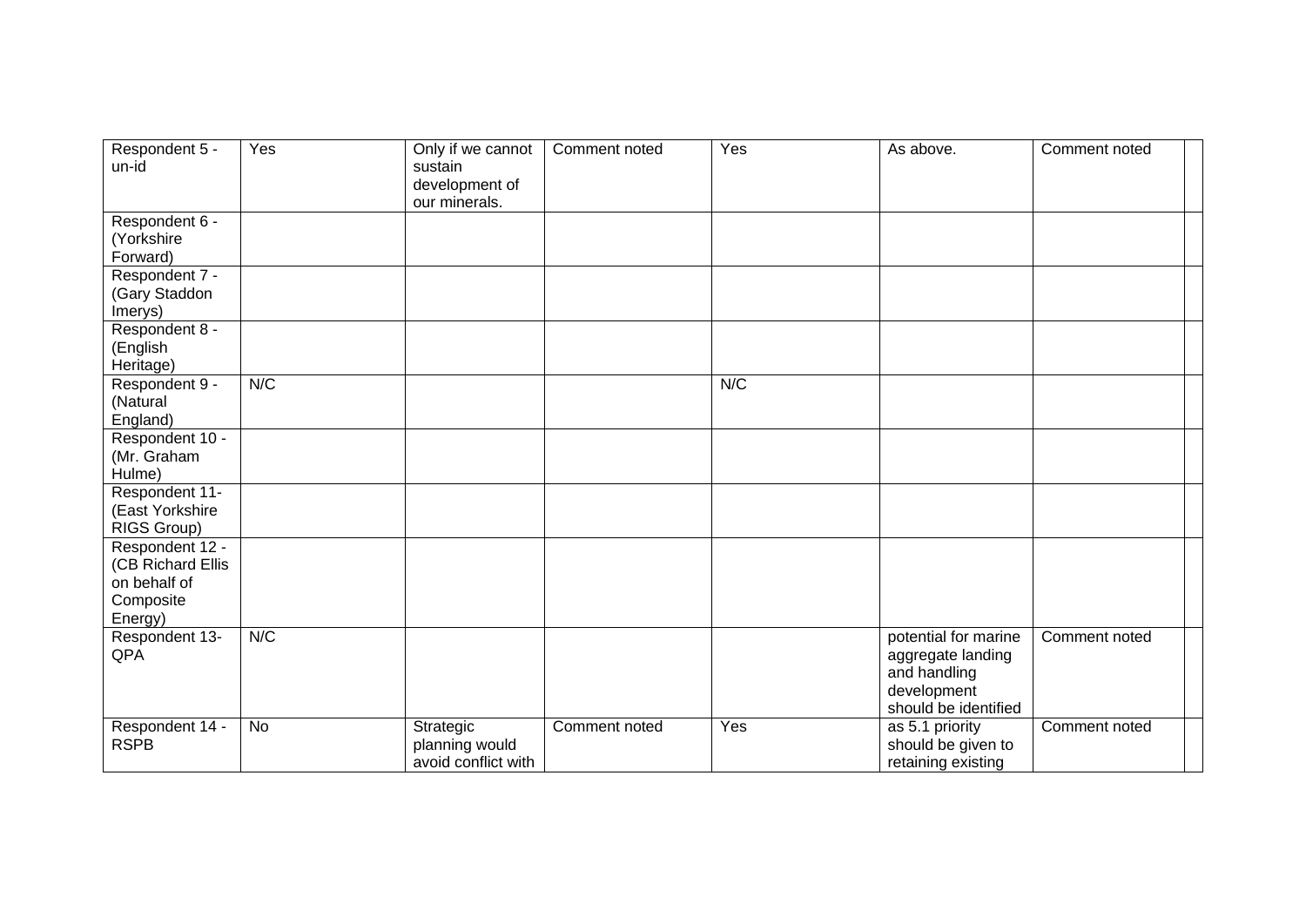| Respondent 5 - un-id | Yes | Only if we cannot sustain development of our minerals. | Comment noted | Yes | As above. | Comment noted | |
|---|---|---|---|---|---|---|---|
| Respondent 6 - (Yorkshire Forward) | | | | | | | |
| Respondent 7 - (Gary Staddon Imerys) | | | | | | | |
| Respondent 8 - (English Heritage) | | | | | | | |
| Respondent 9 - (Natural England) | N/C | | | N/C | | | |
| Respondent 10 - (Mr. Graham Hulme) | | | | | | | |
| Respondent 11- (East Yorkshire RIGS Group) | | | | | | | |
| Respondent 12 - (CB Richard Ellis on behalf of Composite Energy) | | | | | | | |
| Respondent 13- QPA | N/C | | | | potential for marine aggregate landing and handling development should be identified | Comment noted | |
| Respondent 14 - RSPB | No | Strategic planning would avoid conflict with | Comment noted | Yes | as 5.1 priority should be given to retaining existing | Comment noted | |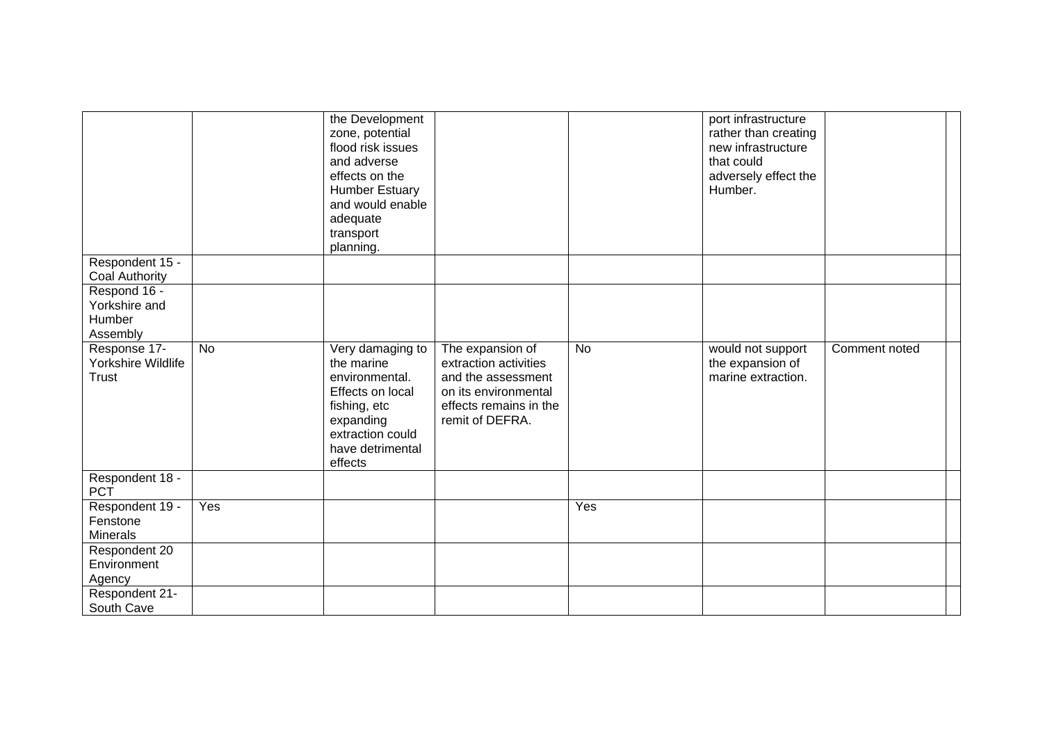| | | | | | | | |
|---|---|---|---|---|---|---|---|
| | | the Development zone, potential flood risk issues and adverse effects on the Humber Estuary and would enable adequate transport planning. | | | port infrastructure rather than creating new infrastructure that could adversely effect the Humber. | | |
| Respondent 15 - Coal Authority | | | | | | | |
| Respond 16 - Yorkshire and Humber Assembly | | | | | | | |
| Response 17- Yorkshire Wildlife Trust | No | Very damaging to the marine environmental. Effects on local fishing, etc expanding extraction could have detrimental effects | The expansion of extraction activities and the assessment on its environmental effects remains in the remit of DEFRA. | No | would not support the expansion of marine extraction. | Comment noted | |
| Respondent 18 - PCT | | | | | | | |
| Respondent 19 - Fenstone Minerals | Yes | | | Yes | | | |
| Respondent 20 Environment Agency | | | | | | | |
| Respondent 21- South Cave | | | | | | | |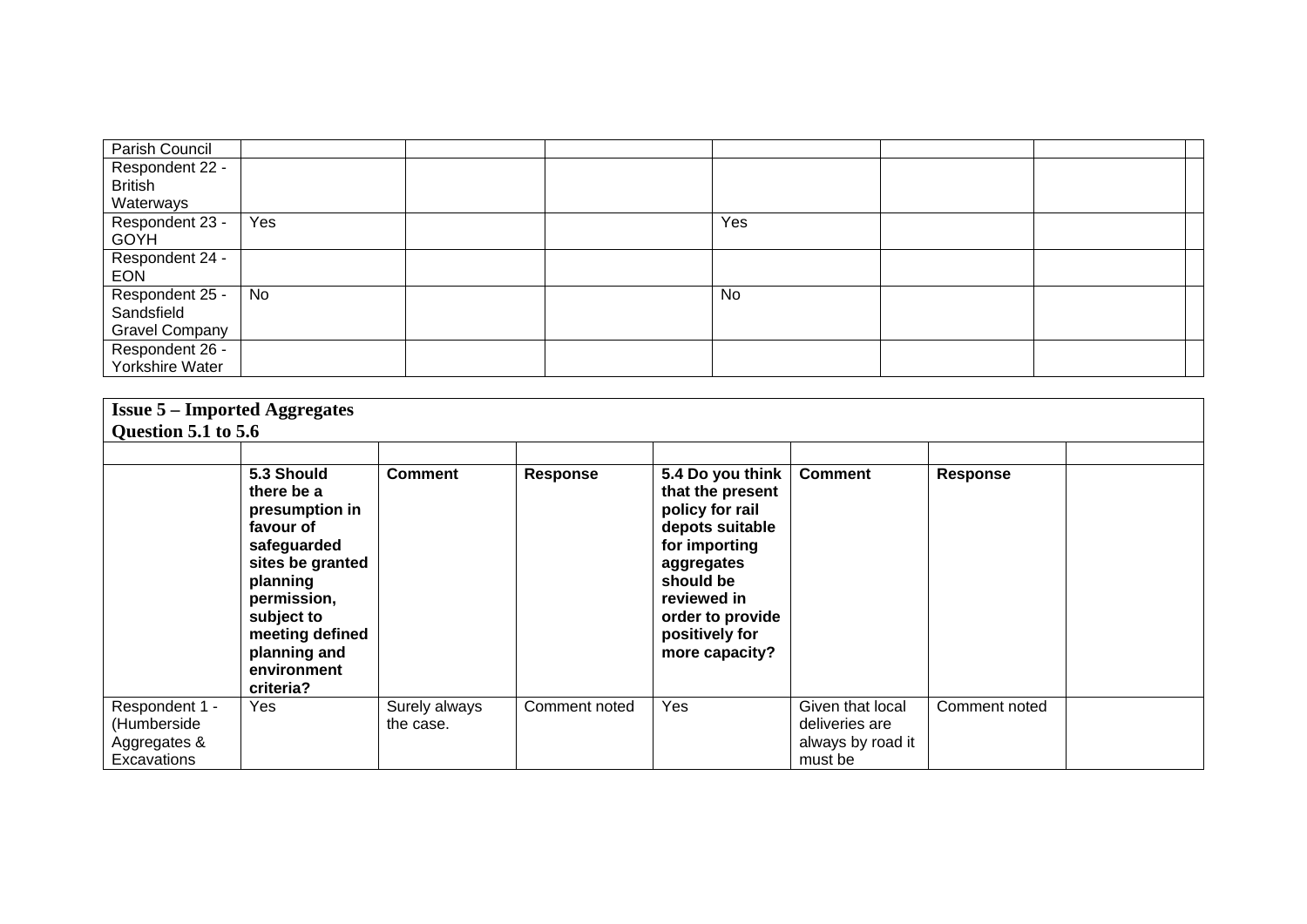| Parish Council | | | | | | | |
|---|---|---|---|---|---|---|---|
| Respondent 22 - British Waterways | | | | | | | |
| Respondent 23 - GOYH | Yes | | | Yes | | | |
| Respondent 24 - EON | | | | | | | |
| Respondent 25 - Sandsfield Gravel Company | No | | | No | | | |
| Respondent 26 - Yorkshire Water | | | | | | | |

**Issue 5 – Imported Aggregates**
**Question 5.1 to 5.6**

| | | | | | | | |
|---|---|---|---|---|---|---|---|
| | **5.3 Should there be a presumption in favour of safeguarded sites be granted planning permission, subject to meeting defined planning and environment criteria?** | **Comment** | **Response** | **5.4 Do you think that the present policy for rail depots suitable for importing aggregates should be reviewed in order to provide positively for more capacity?** | **Comment** | **Response** | |
| Respondent 1 - (Humberside Aggregates & Excavations | Yes | Surely always the case. | Comment noted | Yes | Given that local deliveries are always by road it must be | Comment noted | |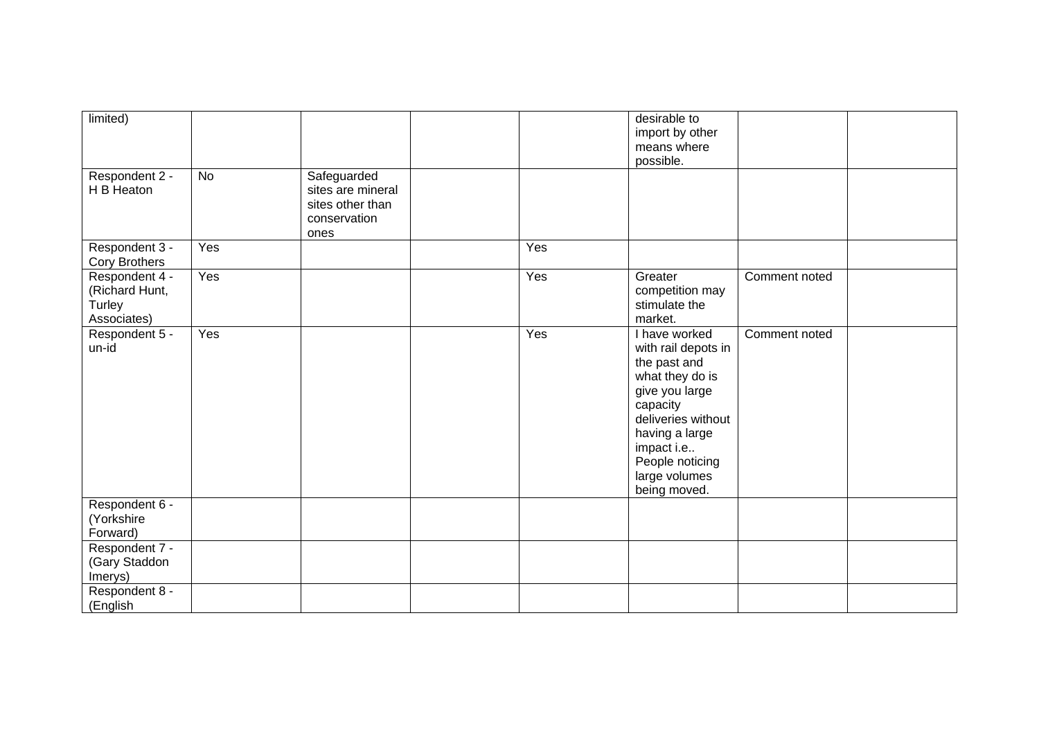| limited) | | | | | desirable to import by other means where possible. | | |
|---|---|---|---|---|---|---|---|
| Respondent 2 - H B Heaton | No | Safeguarded sites are mineral sites other than conservation ones | | | | | |
| Respondent 3 - Cory Brothers | Yes | | | Yes | | | |
| Respondent 4 - (Richard Hunt, Turley Associates) | Yes | | | Yes | Greater competition may stimulate the market. | Comment noted | |
| Respondent 5 - un-id | Yes | | | Yes | I have worked with rail depots in the past and what they do is give you large capacity deliveries without having a large impact i.e.. People noticing large volumes being moved. | Comment noted | |
| Respondent 6 - (Yorkshire Forward) | | | | | | | |
| Respondent 7 - (Gary Staddon Imerys) | | | | | | | |
| Respondent 8 - (English | | | | | | | |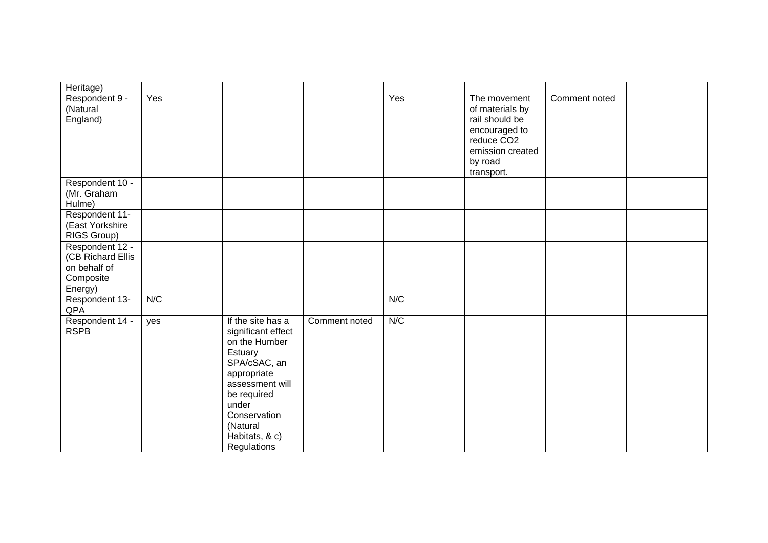| | | | | | | | |
|---|---|---|---|---|---|---|---|
| Heritage) | | | | | | | |
| Respondent 9 - (Natural England) | Yes | | | Yes | The movement of materials by rail should be encouraged to reduce $CO_2$ emission created by road transport. | Comment noted | |
| Respondent 10 - (Mr. Graham Hulme) | | | | | | | |
| Respondent 11- (East Yorkshire RIGS Group) | | | | | | | |
| Respondent 12 - (CB Richard Ellis on behalf of Composite Energy) | | | | | | | |
| Respondent 13- QPA | N/C | | | N/C | | | |
| Respondent 14 - RSPB | yes | If the site has a significant effect on the Humber Estuary SPA/cSAC, an appropriate assessment will be required under Conservation (Natural Habitats, & c) Regulations | Comment noted | N/C | | | |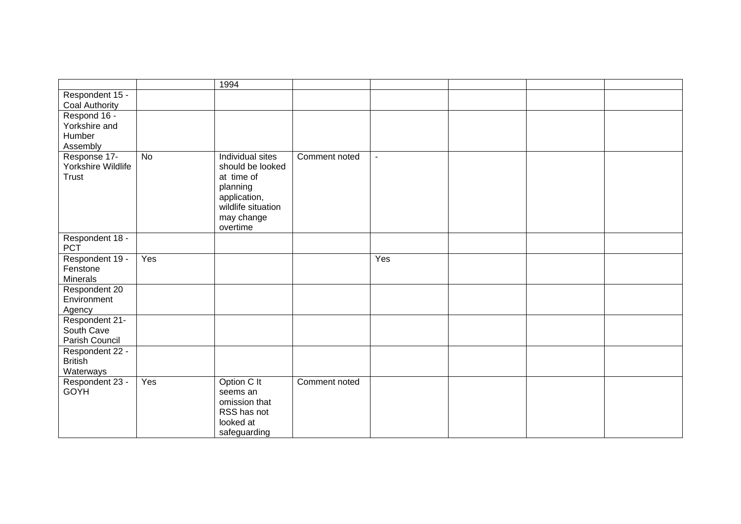| | | | | | | | |
|---|---|---|---|---|---|---|---|
| | | 1994 | | | | | |
| Respondent 15 - Coal Authority | | | | | | | |
| Respond 16 - Yorkshire and Humber Assembly | | | | | | | |
| Response 17- Yorkshire Wildlife Trust | No | Individual sites should be looked at time of planning application, wildlife situation may change overtime | Comment noted | - | | | |
| Respondent 18 - PCT | | | | | | | |
| Respondent 19 - Fenstone Minerals | Yes | | | Yes | | | |
| Respondent 20 Environment Agency | | | | | | | |
| Respondent 21- South Cave Parish Council | | | | | | | |
| Respondent 22 - British Waterways | | | | | | | |
| Respondent 23 - GOYH | Yes | Option C It seems an omission that RSS has not looked at safeguarding | Comment noted | | | | |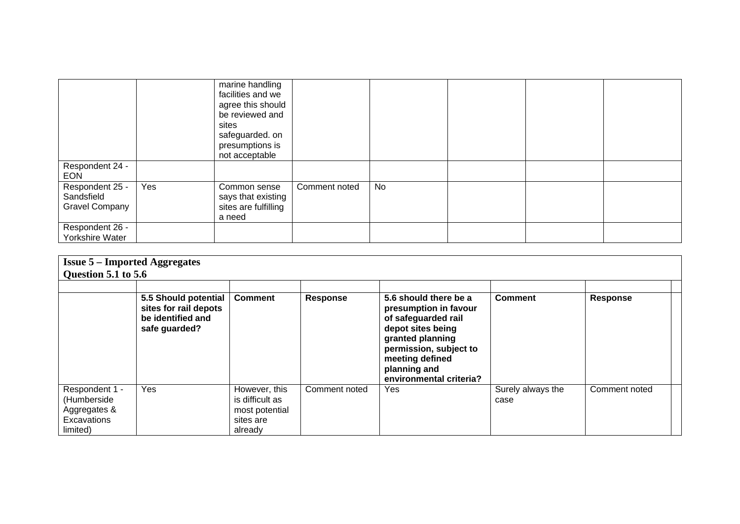|  |  |  |  |  |  |  |  |
|---|---|---|---|---|---|---|---|
|  |  | marine handling facilities and we agree this should be reviewed and sites safeguarded. on presumptions is not acceptable |  |  |  |  |  |
| Respondent 24 - EON |  |  |  |  |  |  |  |
| Respondent 25 - Sandsfield Gravel Company | Yes | Common sense says that existing sites are fulfilling a need | Comment noted | No |  |  |  |
| Respondent 26 - Yorkshire Water |  |  |  |  |  |  |  |

**Issue 5 – Imported Aggregates**
**Question 5.1 to 5.6**

|  |  |  |  |  |  |  |  |
|---|---|---|---|---|---|---|---|
|  | **5.5 Should potential sites for rail depots be identified and safe guarded?** | **Comment** | **Response** | **5.6 should there be a presumption in favour of safeguarded rail depot sites being granted planning permission, subject to meeting defined planning and environmental criteria?** | **Comment** | **Response** |  |
| Respondent 1 - (Humberside Aggregates & Excavations limited) | Yes | However, this is difficult as most potential sites are already | Comment noted | Yes | Surely always the case | Comment noted |  |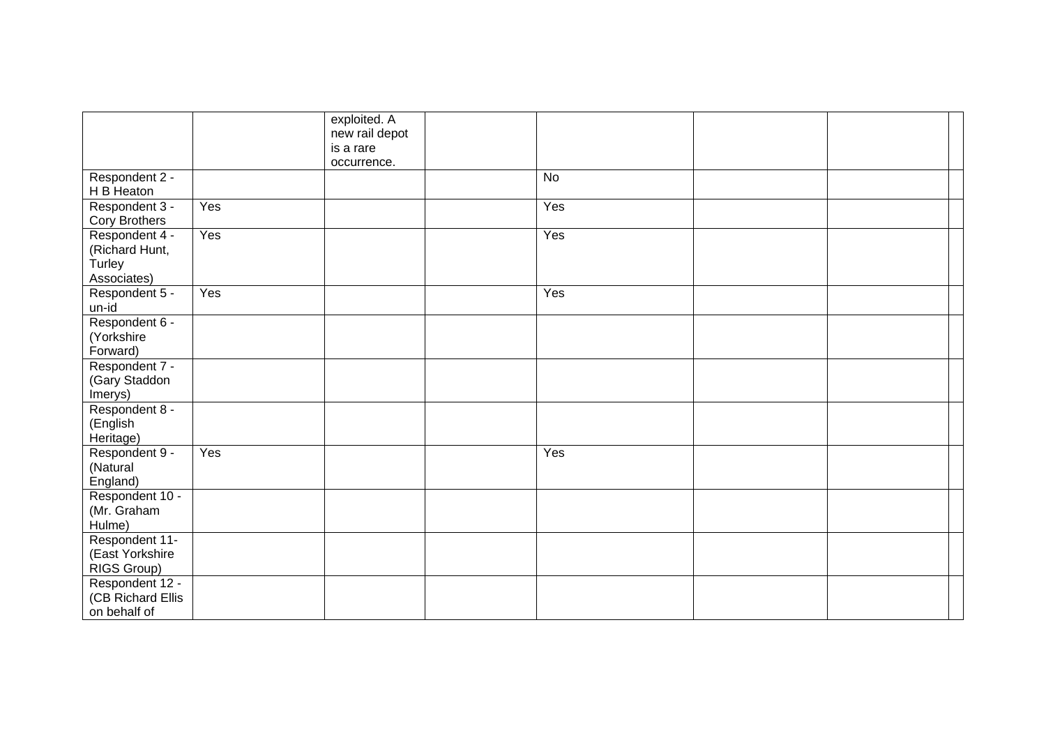| | | | | | | | |
|---|---|---|---|---|---|---|---|
| | | exploited. A new rail depot is a rare occurrence. | | | | | |
| Respondent 2 - H B Heaton | | | | No | | | |
| Respondent 3 - Cory Brothers | Yes | | | Yes | | | |
| Respondent 4 - (Richard Hunt, Turley Associates) | Yes | | | Yes | | | |
| Respondent 5 - un-id | Yes | | | Yes | | | |
| Respondent 6 - (Yorkshire Forward) | | | | | | | |
| Respondent 7 - (Gary Staddon Imerys) | | | | | | | |
| Respondent 8 - (English Heritage) | | | | | | | |
| Respondent 9 - (Natural England) | Yes | | | Yes | | | |
| Respondent 10 - (Mr. Graham Hulme) | | | | | | | |
| Respondent 11- (East Yorkshire RIGS Group) | | | | | | | |
| Respondent 12 - (CB Richard Ellis on behalf of | | | | | | | |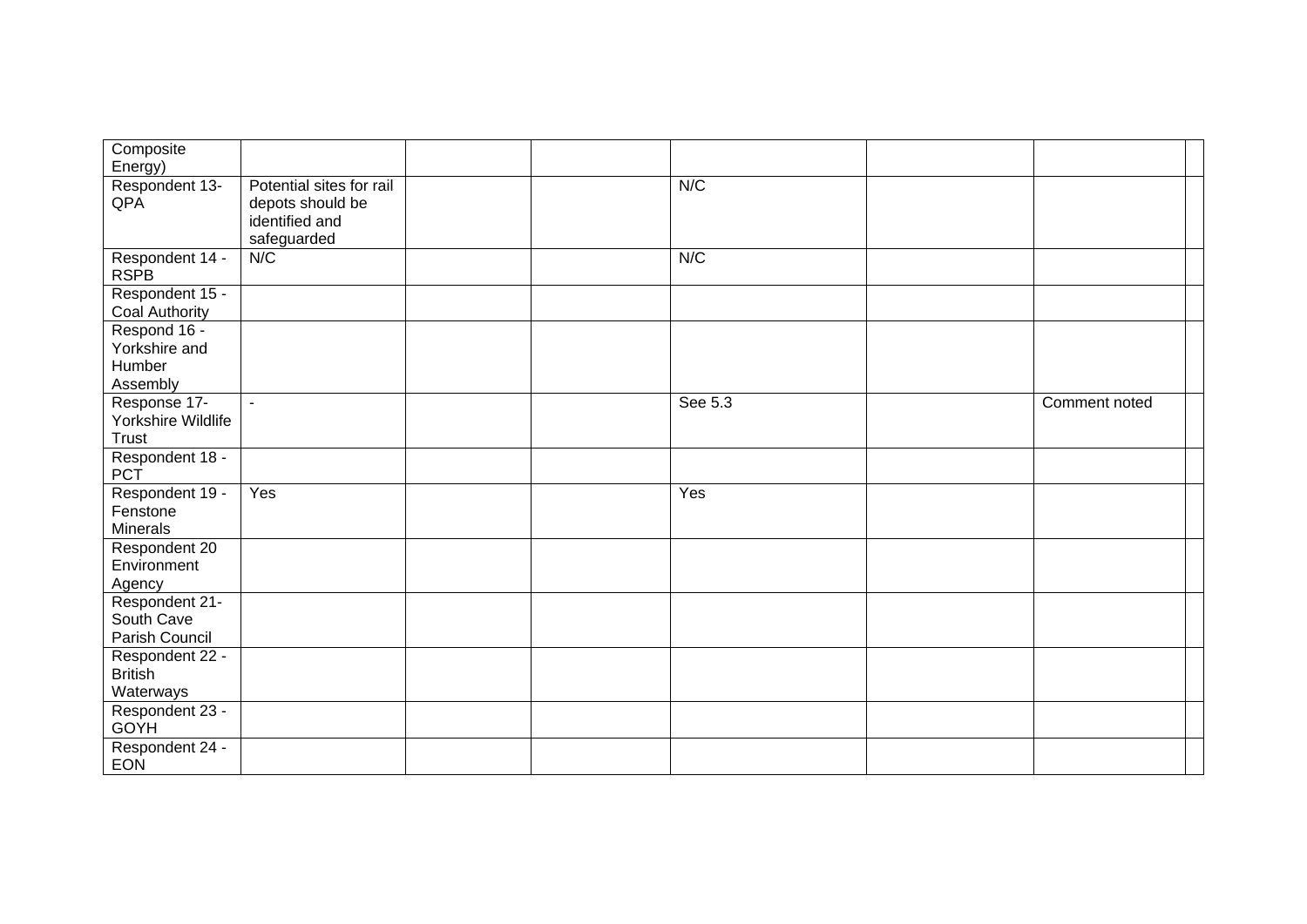| | | | | | | | |
|---|---|---|---|---|---|---|---|
| Composite Energy) | | | | | | | |
| Respondent 13- QPA | Potential sites for rail depots should be identified and safeguarded | | | N/C | | | |
| Respondent 14 - RSPB | N/C | | | N/C | | | |
| Respondent 15 - Coal Authority | | | | | | | |
| Respond 16 - Yorkshire and Humber Assembly | | | | | | | |
| Response 17- Yorkshire Wildlife Trust | - | | | See 5.3 | | Comment noted | |
| Respondent 18 - PCT | | | | | | | |
| Respondent 19 - Fenstone Minerals | Yes | | | Yes | | | |
| Respondent 20 Environment Agency | | | | | | | |
| Respondent 21- South Cave Parish Council | | | | | | | |
| Respondent 22 - British Waterways | | | | | | | |
| Respondent 23 - GOYH | | | | | | | |
| Respondent 24 - EON | | | | | | | |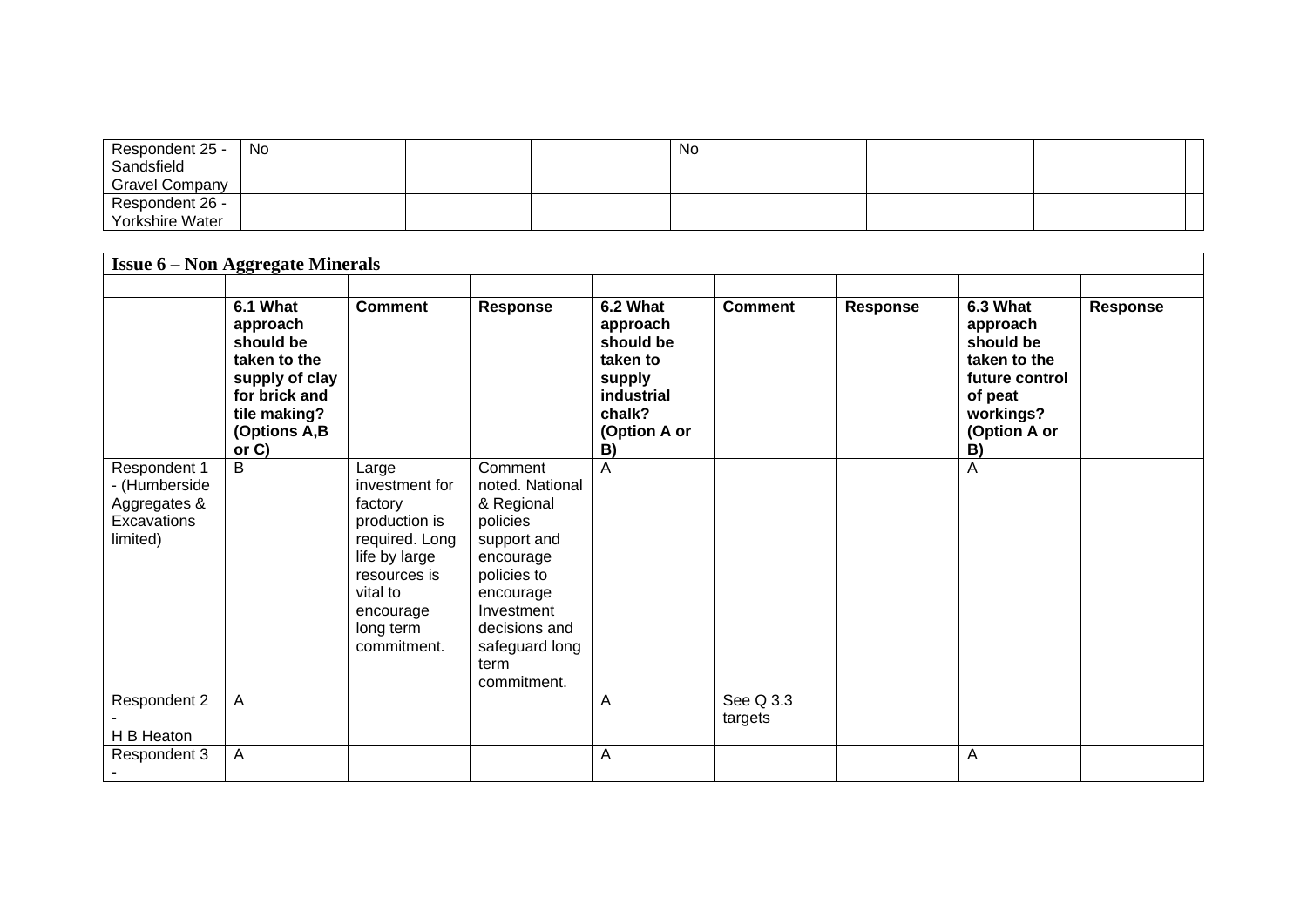| | | | | | | | | |
|---|---|---|---|---|---|---|---|---|
| Respondent 25 - Sandsfield Gravel Company | No | | | No | | | | |
| Respondent 26 - Yorkshire Water | | | | | | | | |

| **Issue 6 – Non Aggregate Minerals** | | | | | | | | |
|---|---|---|---|---|---|---|---|---|
| | | | | | | | | |
| | **6.1 What approach should be taken to the supply of clay for brick and tile making? (Options A,B or C)** | **Comment** | **Response** | **6.2 What approach should be taken to supply industrial chalk? (Option A or B)** | **Comment** | **Response** | **6.3 What approach should be taken to the future control of peat workings? (Option A or B)** | **Response** |
| Respondent 1 - (Humberside Aggregates & Excavations limited) | B | Large investment for factory production is required. Long life by large resources is vital to encourage long term commitment. | Comment noted. National & Regional policies support and encourage policies to encourage Investment decisions and safeguard long term commitment. | A | | | A | |
| Respondent 2 - H B Heaton | A | | | A | See Q 3.3 targets | | | |
| Respondent 3 - | A | | | A | | | A | |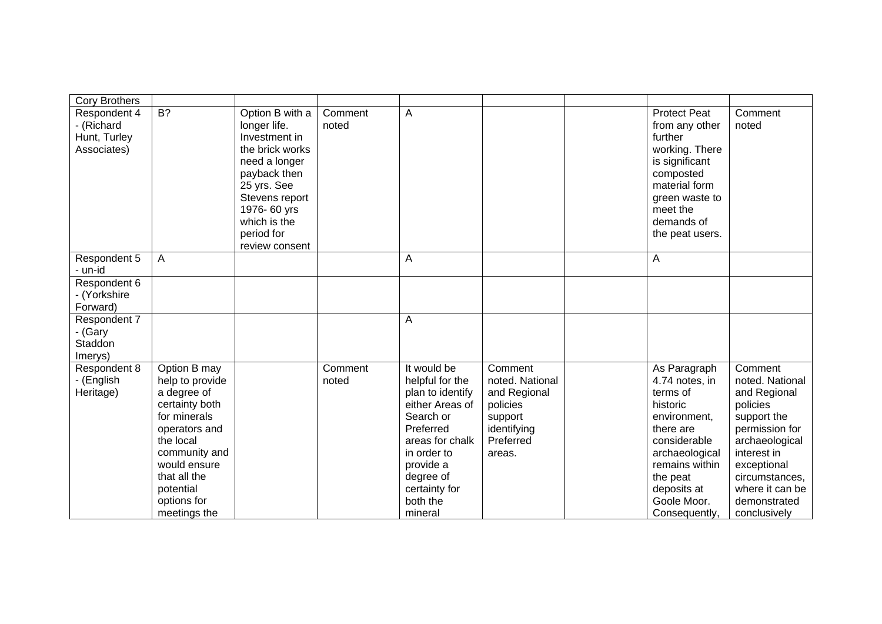| Cory Brothers | | | | | | | | |
|---|---|---|---|---|---|---|---|---|
| Respondent 4 - (Richard Hunt, Turley Associates) | B? | Option B with a longer life. Investment in the brick works need a longer payback then 25 yrs. See Stevens report 1976- 60 yrs which is the period for review consent | Comment noted | A | | | Protect Peat from any other further working. There is significant composted material form green waste to meet the demands of the peat users. | Comment noted |
| Respondent 5 - un-id | A | | | A | | | A | |
| Respondent 6 - (Yorkshire Forward) | | | | | | | | |
| Respondent 7 - (Gary Staddon Imerys) | | | | A | | | | |
| Respondent 8 - (English Heritage) | Option B may help to provide a degree of certainty both for minerals operators and the local community and would ensure that all the potential options for meetings the | | Comment noted | It would be helpful for the plan to identify either Areas of Search or Preferred areas for chalk in order to provide a degree of certainty for both the mineral | Comment noted. National and Regional policies support identifying Preferred areas. | | As Paragraph 4.74 notes, in terms of historic environment, there are considerable archaeological remains within the peat deposits at Goole Moor. Consequently, | Comment noted. National and Regional policies support the permission for archaeological interest in exceptional circumstances, where it can be demonstrated conclusively |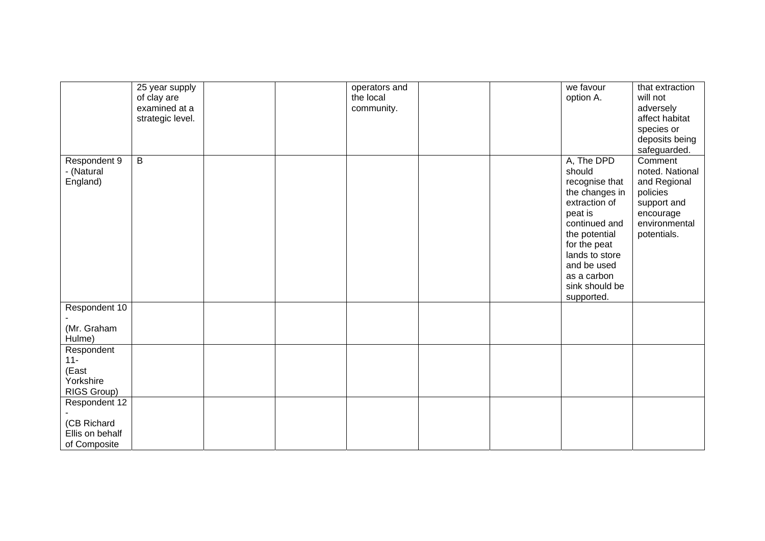| | | | | | | | | |
|---|---|---|---|---|---|---|---|---|
| | 25 year supply of clay are examined at a strategic level. | | | operators and the local community. | | | we favour option A. | that extraction will not adversely affect habitat species or deposits being safeguarded. |
| Respondent 9 - (Natural England) | B | | | | | | A, The DPD should recognise that the changes in extraction of peat is continued and the potential for the peat lands to store and be used as a carbon sink should be supported. | Comment noted. National and Regional policies support and encourage environmental potentials. |
| Respondent 10 - (Mr. Graham Hulme) | | | | | | | | |
| Respondent 11- (East Yorkshire RIGS Group) | | | | | | | | |
| Respondent 12 - (CB Richard Ellis on behalf of Composite | | | | | | | | |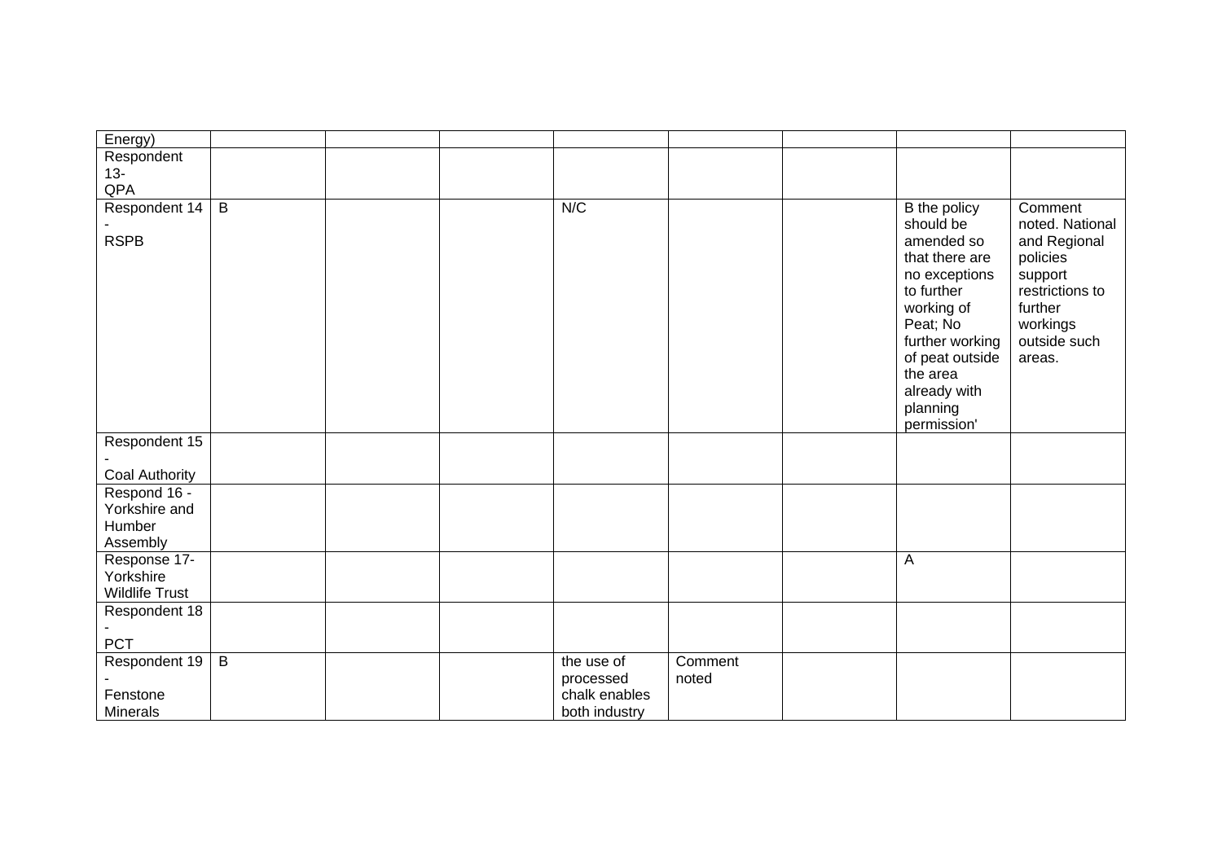| Energy) | | | | | | | | |
|---|---|---|---|---|---|---|---|---|
| Respondent 13- QPA | | | | | | | | |
| Respondent 14 - RSPB | B | | | N/C | | | B the policy should be amended so that there are no exceptions to further working of Peat; No further working of peat outside the area already with planning permission' | Comment noted. National and Regional policies support restrictions to further workings outside such areas. |
| Respondent 15 - Coal Authority | | | | | | | | |
| Respond 16 - Yorkshire and Humber Assembly | | | | | | | | |
| Response 17- Yorkshire Wildlife Trust | | | | | | | A | |
| Respondent 18 - PCT | | | | | | | | |
| Respondent 19 - Fenstone Minerals | B | | | the use of processed chalk enables both industry | Comment noted | | | |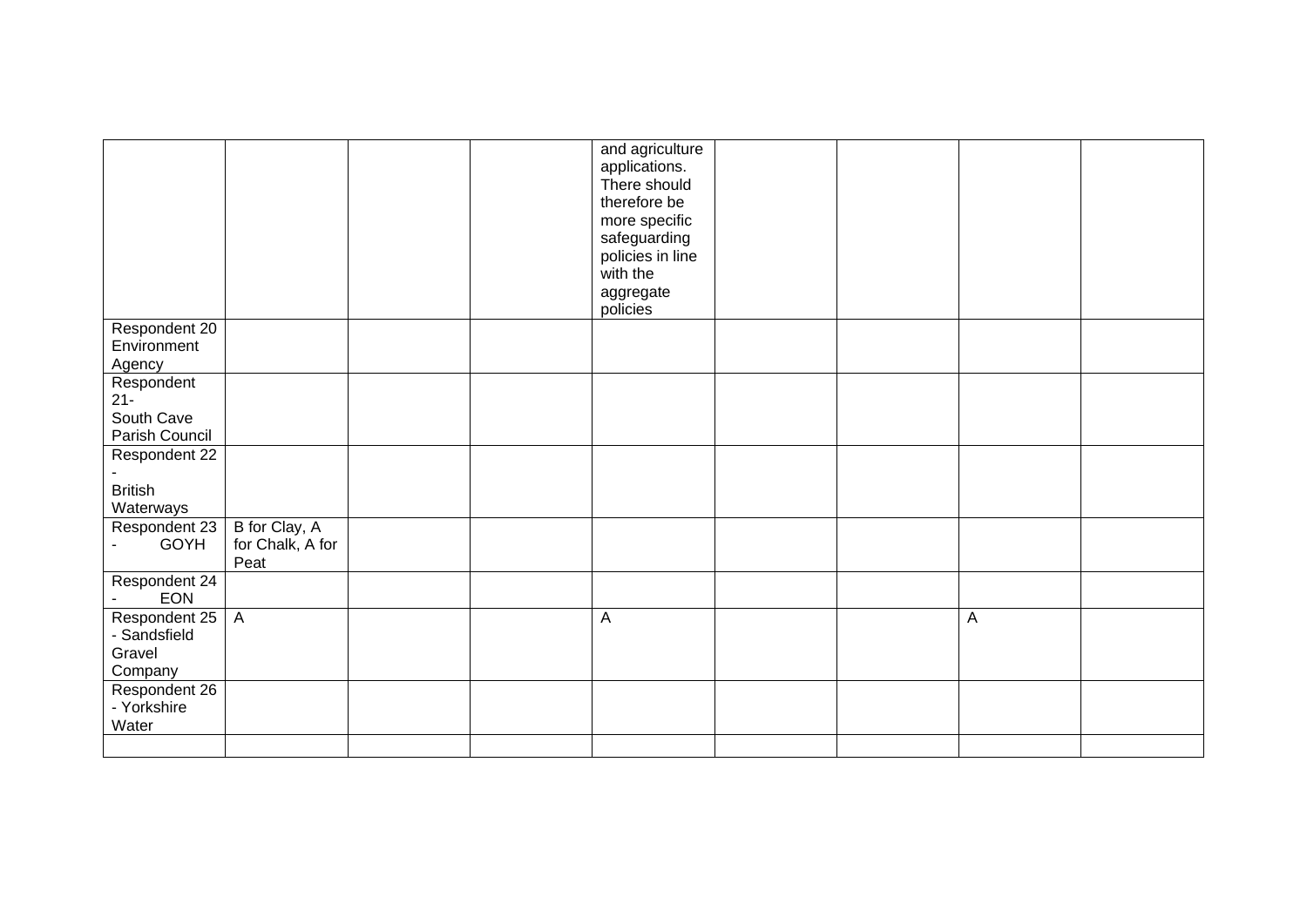| | | | | | | | | |
|---|---|---|---|---|---|---|---|---|
| | | | | and agriculture applications. There should therefore be more specific safeguarding policies in line with the aggregate policies | | | | |
| Respondent 20 Environment Agency | | | | | | | | |
| Respondent 21- South Cave Parish Council | | | | | | | | |
| Respondent 22 - British Waterways | | | | | | | | |
| Respondent 23 - GOYH | B for Clay, A for Chalk, A for Peat | | | | | | | |
| Respondent 24 - EON | | | | | | | | |
| Respondent 25 - Sandsfield Gravel Company | A | | | A | | | A | |
| Respondent 26 - Yorkshire Water | | | | | | | | |
| | | | | | | | | |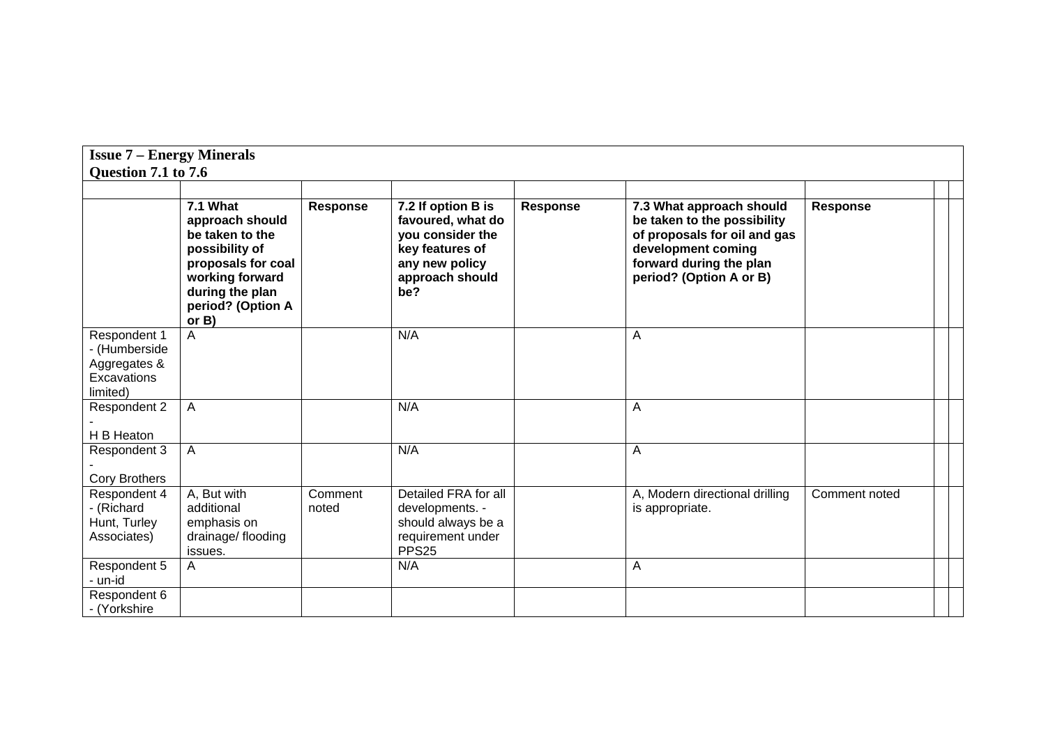**Issue 7 – Energy Minerals**
**Question 7.1 to 7.6**

| | **7.1 What approach should be taken to the possibility of proposals for coal working forward during the plan period? (Option A or B)** | **Response** | **7.2 If option B is favoured, what do you consider the key features of any new policy approach should be?** | **Response** | **7.3 What approach should be taken to the possibility of proposals for oil and gas development coming forward during the plan period? (Option A or B)** | **Response** | | |
|---|---|---|---|---|---|---|---|---|
| Respondent 1 - (Humberside Aggregates & Excavations limited) | A | | N/A | | A | | | |
| Respondent 2 - H B Heaton | A | | N/A | | A | | | |
| Respondent 3 - Cory Brothers | A | | N/A | | A | | | |
| Respondent 4 - (Richard Hunt, Turley Associates) | A, But with additional emphasis on drainage/ flooding issues. | Comment noted | Detailed FRA for all developments. - should always be a requirement under PPS25 | | A, Modern directional drilling is appropriate. | Comment noted | | |
| Respondent 5 - un-id | A | | N/A | | A | | | |
| Respondent 6 - (Yorkshire | | | | | | | | |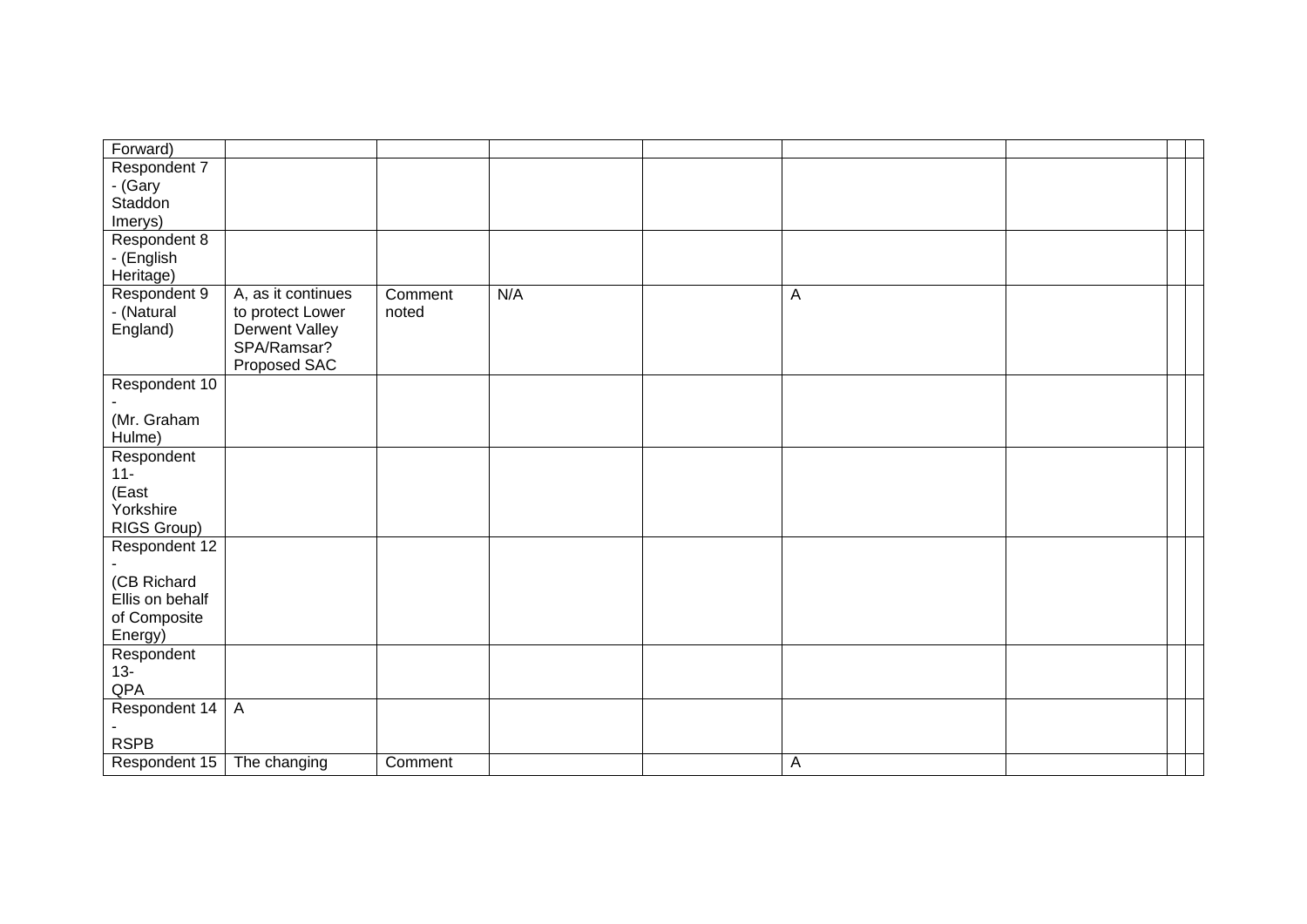| | | | | | | | | |
|---|---|---|---|---|---|---|---|---|
| Forward) | | | | | | | | |
| Respondent 7 - (Gary Staddon Imerys) | | | | | | | | |
| Respondent 8 - (English Heritage) | | | | | | | | |
| Respondent 9 - (Natural England) | A, as it continues to protect Lower Derwent Valley SPA/Ramsar? Proposed SAC | Comment noted | N/A | | A | | | |
| Respondent 10 - (Mr. Graham Hulme) | | | | | | | | |
| Respondent 11- (East Yorkshire RIGS Group) | | | | | | | | |
| Respondent 12 - (CB Richard Ellis on behalf of Composite Energy) | | | | | | | | |
| Respondent 13- QPA | | | | | | | | |
| Respondent 14 - RSPB | A | | | | | | | |
| Respondent 15 | The changing | Comment | | | A | | | |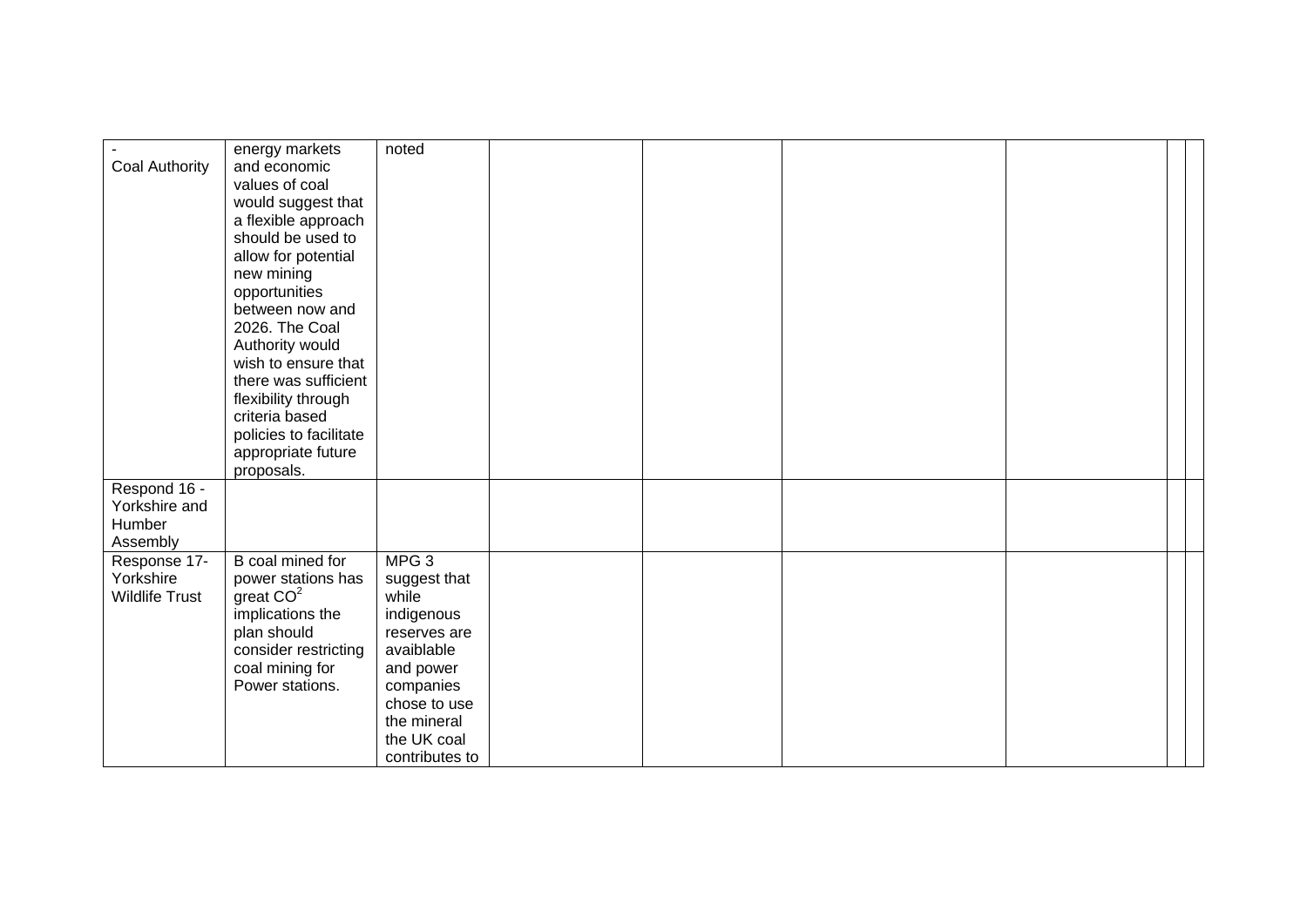| | | | | | | | | |
|---|---|---|---|---|---|---|---|---|
| - Coal Authority | energy markets and economic values of coal would suggest that a flexible approach should be used to allow for potential new mining opportunities between now and 2026. The Coal Authority would wish to ensure that there was sufficient flexibility through criteria based policies to facilitate appropriate future proposals. | noted | | | | | | |
| Respond 16 - Yorkshire and Humber Assembly | | | | | | | | |
| Response 17- Yorkshire Wildlife Trust | B coal mined for power stations has great $CO^2$ implications the plan should consider restricting coal mining for Power stations. | MPG 3 suggest that while indigenous reserves are avaiblable and power companies chose to use the mineral the UK coal contributes to | | | | | | |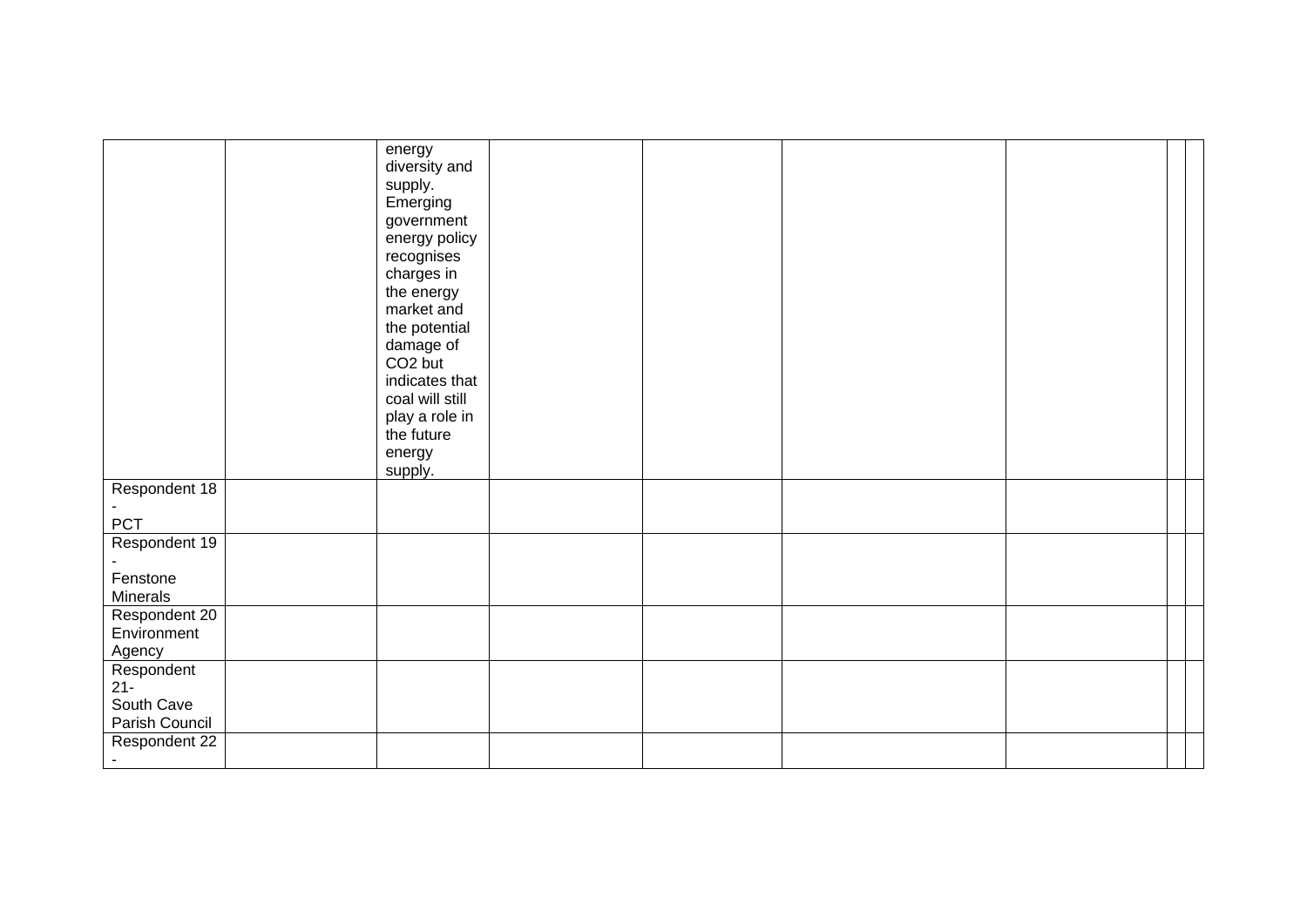| | | | | | | | | |
|---|---|---|---|---|---|---|---|---|
| | | energy diversity and supply. Emerging government energy policy recognises charges in the energy market and the potential damage of $CO_2$ but indicates that coal will still play a role in the future energy supply. | | | | | | |
| Respondent 18 - PCT | | | | | | | | |
| Respondent 19 - Fenstone Minerals | | | | | | | | |
| Respondent 20 Environment Agency | | | | | | | | |
| Respondent 21- South Cave Parish Council | | | | | | | | |
| Respondent 22 - | | | | | | | | |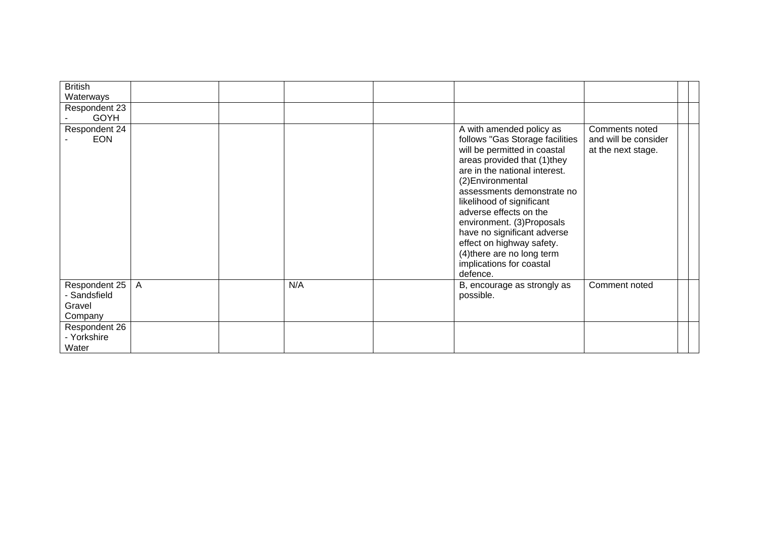| | | | | | | | | |
|---|---|---|---|---|---|---|---|---|
| British Waterways | | | | | | | | |
| Respondent 23 - GOYH | | | | | | | | |
| Respondent 24 - EON | | | | | A with amended policy as follows "Gas Storage facilities will be permitted in coastal areas provided that (1)they are in the national interest. (2)Environmental assessments demonstrate no likelihood of significant adverse effects on the environment. (3)Proposals have no significant adverse effect on highway safety. (4)there are no long term implications for coastal defence. | Comments noted and will be consider at the next stage. | | |
| Respondent 25 - Sandsfield Gravel Company | A | | N/A | | B, encourage as strongly as possible. | Comment noted | | |
| Respondent 26 - Yorkshire Water | | | | | | | | |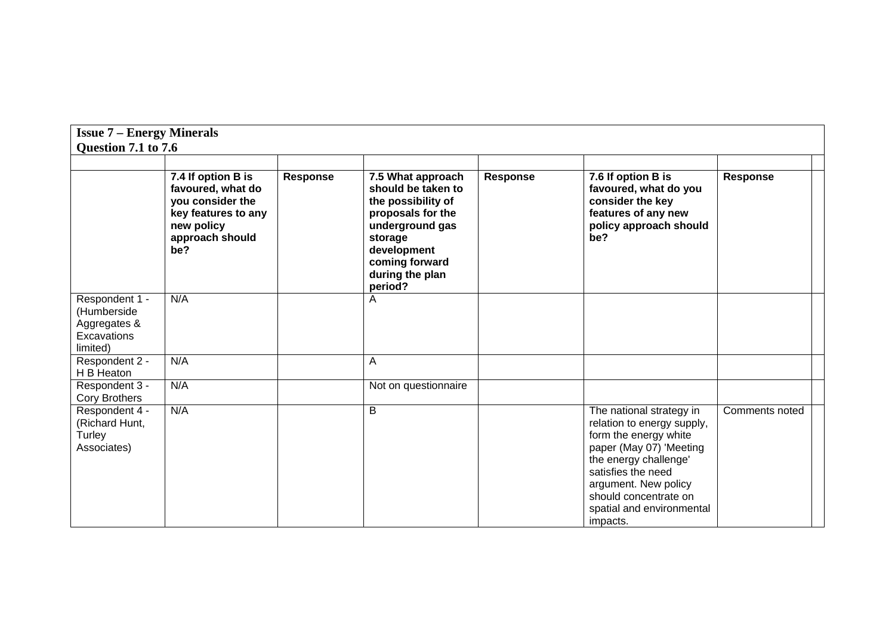**Issue 7 – Energy Minerals**
**Question 7.1 to 7.6**

| | | | | | | | |
|---|---|---|---|---|---|---|---|
| | **7.4 If option B is favoured, what do you consider the key features to any new policy approach should be?** | **Response** | **7.5 What approach should be taken to the possibility of proposals for the underground gas storage development coming forward during the plan period?** | **Response** | **7.6 If option B is favoured, what do you consider the key features of any new policy approach should be?** | **Response** | |
| Respondent 1 - (Humberside Aggregates & Excavations limited) | N/A | | A | | | | |
| Respondent 2 - H B Heaton | N/A | | A | | | | |
| Respondent 3 - Cory Brothers | N/A | | Not on questionnaire | | | | |
| Respondent 4 - (Richard Hunt, Turley Associates) | N/A | | B | | The national strategy in relation to energy supply, form the energy white paper (May 07) 'Meeting the energy challenge' satisfies the need argument. New policy should concentrate on spatial and environmental impacts. | Comments noted | |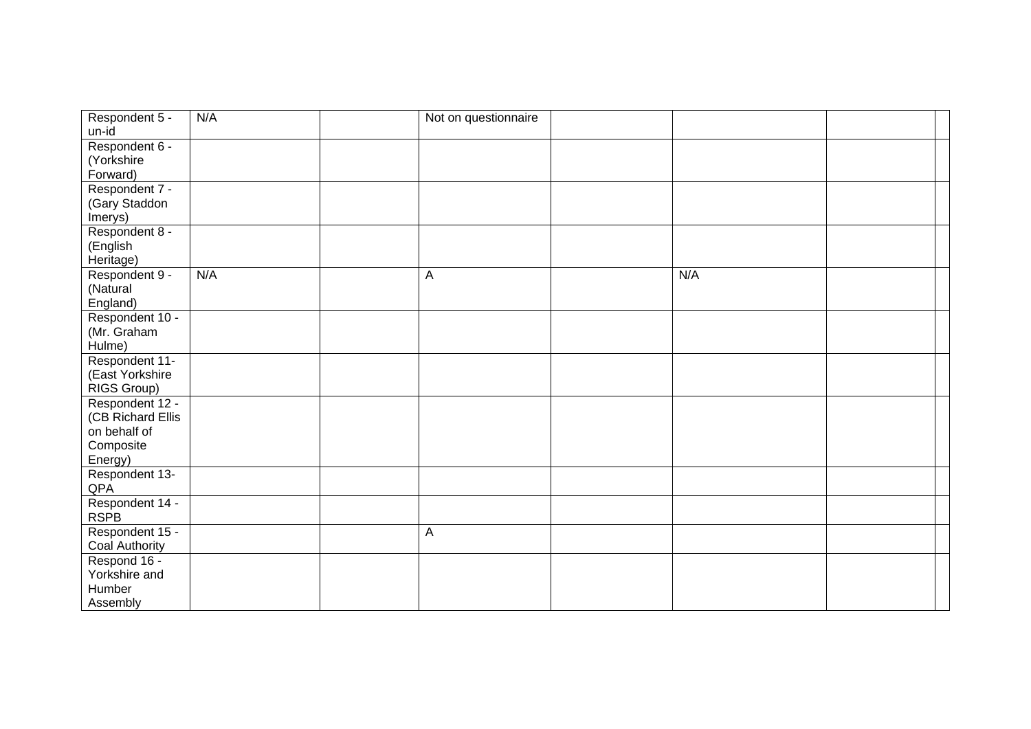| | | | | | | | |
|---|---|---|---|---|---|---|---|
| Respondent 5 - un-id | N/A | | Not on questionnaire | | | | |
| Respondent 6 - (Yorkshire Forward) | | | | | | | |
| Respondent 7 - (Gary Staddon Imerys) | | | | | | | |
| Respondent 8 - (English Heritage) | | | | | | | |
| Respondent 9 - (Natural England) | N/A | | A | | N/A | | |
| Respondent 10 - (Mr. Graham Hulme) | | | | | | | |
| Respondent 11- (East Yorkshire RIGS Group) | | | | | | | |
| Respondent 12 - (CB Richard Ellis on behalf of Composite Energy) | | | | | | | |
| Respondent 13- QPA | | | | | | | |
| Respondent 14 - RSPB | | | | | | | |
| Respondent 15 - Coal Authority | | | A | | | | |
| Respond 16 - Yorkshire and Humber Assembly | | | | | | | |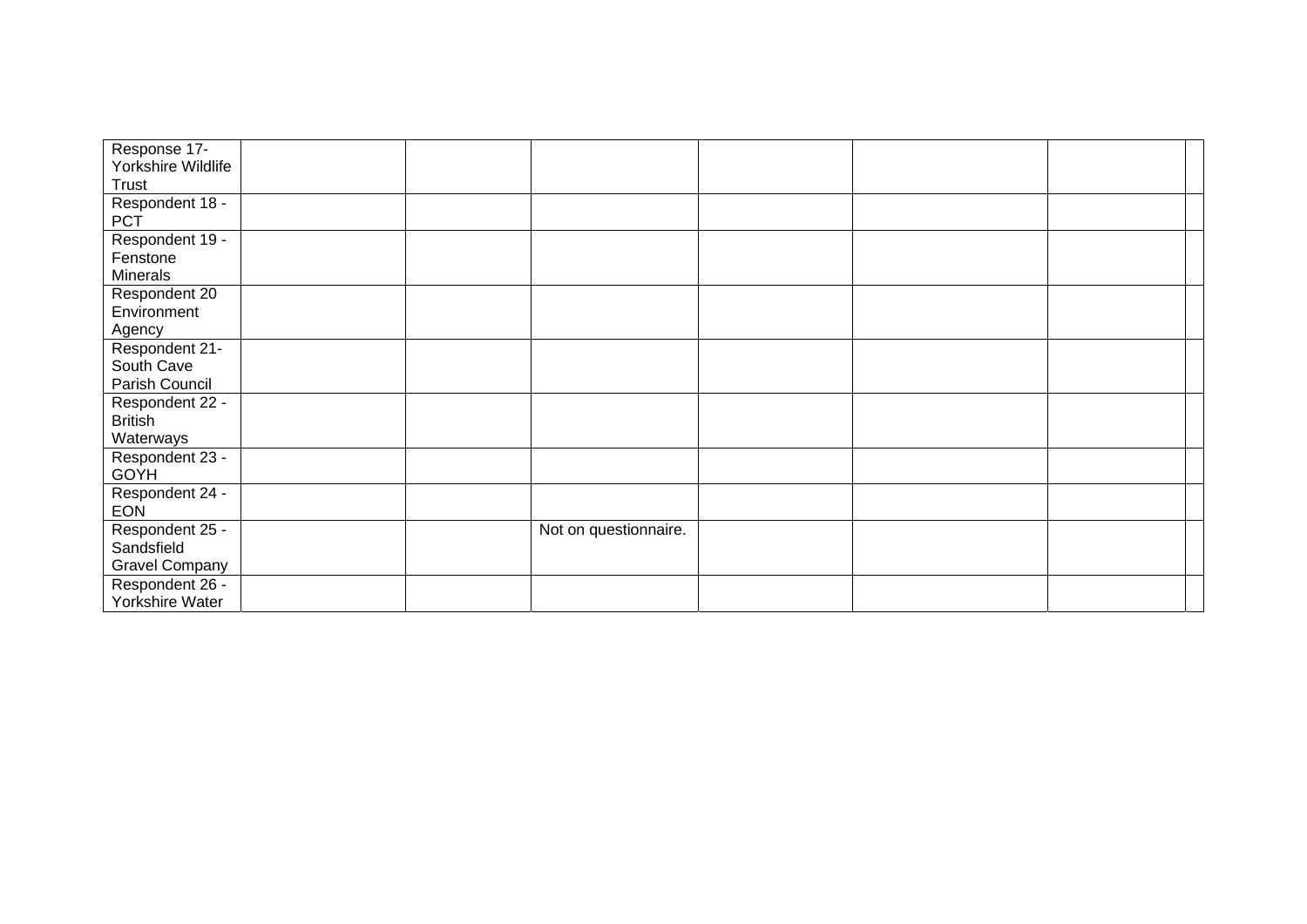| Response 17- Yorkshire Wildlife Trust | | | | | | | |
|---|---|---|---|---|---|---|---|
| Respondent 18 - PCT | | | | | | | |
| Respondent 19 - Fenstone Minerals | | | | | | | |
| Respondent 20 Environment Agency | | | | | | | |
| Respondent 21- South Cave Parish Council | | | | | | | |
| Respondent 22 - British Waterways | | | | | | | |
| Respondent 23 - GOYH | | | | | | | |
| Respondent 24 - EON | | | | | | | |
| Respondent 25 - Sandsfield Gravel Company | | | Not on questionnaire. | | | | |
| Respondent 26 - Yorkshire Water | | | | | | | |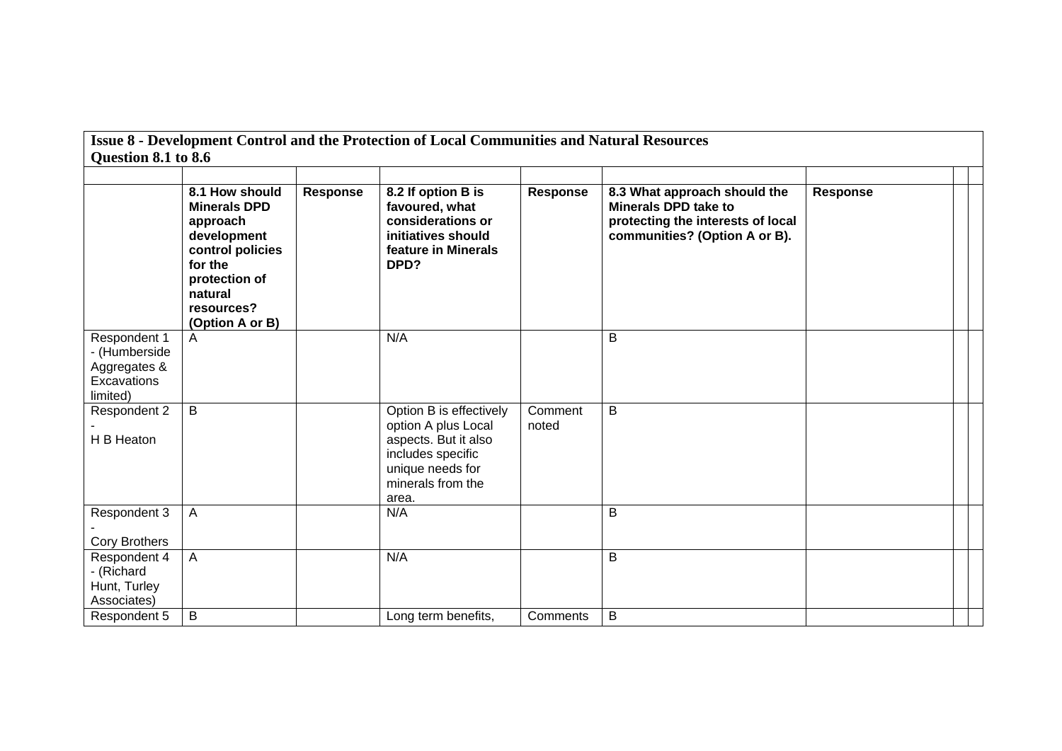**Issue 8 - Development Control and the Protection of Local Communities and Natural Resources**
**Question 8.1 to 8.6**

| | **8.1 How should Minerals DPD approach development control policies for the protection of natural resources? (Option A or B)** | **Response** | **8.2 If option B is favoured, what considerations or initiatives should feature in Minerals DPD?** | **Response** | **8.3 What approach should the Minerals DPD take to protecting the interests of local communities? (Option A or B).** | **Response** | | |
|---|---|---|---|---|---|---|---|---|
| Respondent 1 - (Humberside Aggregates & Excavations limited) | A | | N/A | | B | | | |
| Respondent 2 - H B Heaton | B | | Option B is effectively option A plus Local aspects. But it also includes specific unique needs for minerals from the area. | Comment noted | B | | | |
| Respondent 3 - Cory Brothers | A | | N/A | | B | | | |
| Respondent 4 - (Richard Hunt, Turley Associates) | A | | N/A | | B | | | |
| Respondent 5 | B | | Long term benefits, | Comments | B | | | |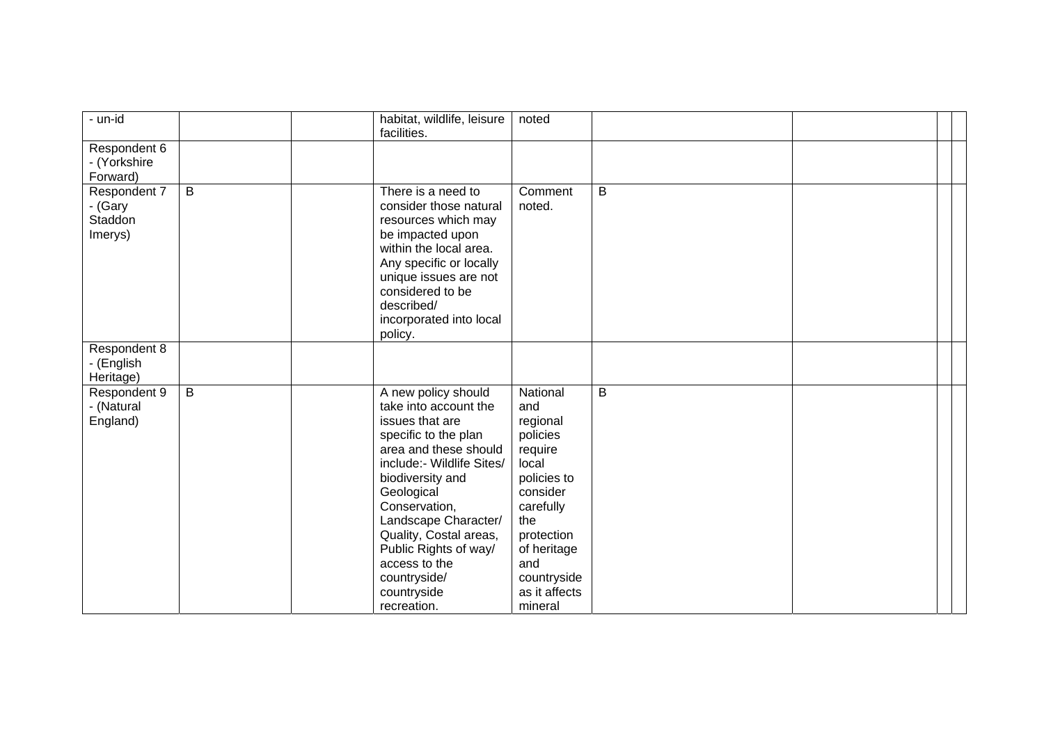| - un-id | | | habitat, wildlife, leisure facilities. | noted | | | | |
|---|---|---|---|---|---|---|---|---|
| Respondent 6 - (Yorkshire Forward) | | | | | | | | |
| Respondent 7 - (Gary Staddon Imerys) | B | | There is a need to consider those natural resources which may be impacted upon within the local area. Any specific or locally unique issues are not considered to be described/ incorporated into local policy. | Comment noted. | B | | | |
| Respondent 8 - (English Heritage) | | | | | | | | |
| Respondent 9 - (Natural England) | B | | A new policy should take into account the issues that are specific to the plan area and these should include:- Wildlife Sites/ biodiversity and Geological Conservation, Landscape Character/ Quality, Costal areas, Public Rights of way/ access to the countryside/ countryside recreation. | National and regional policies require local policies to consider carefully the protection of heritage and countryside as it affects mineral | B | | | |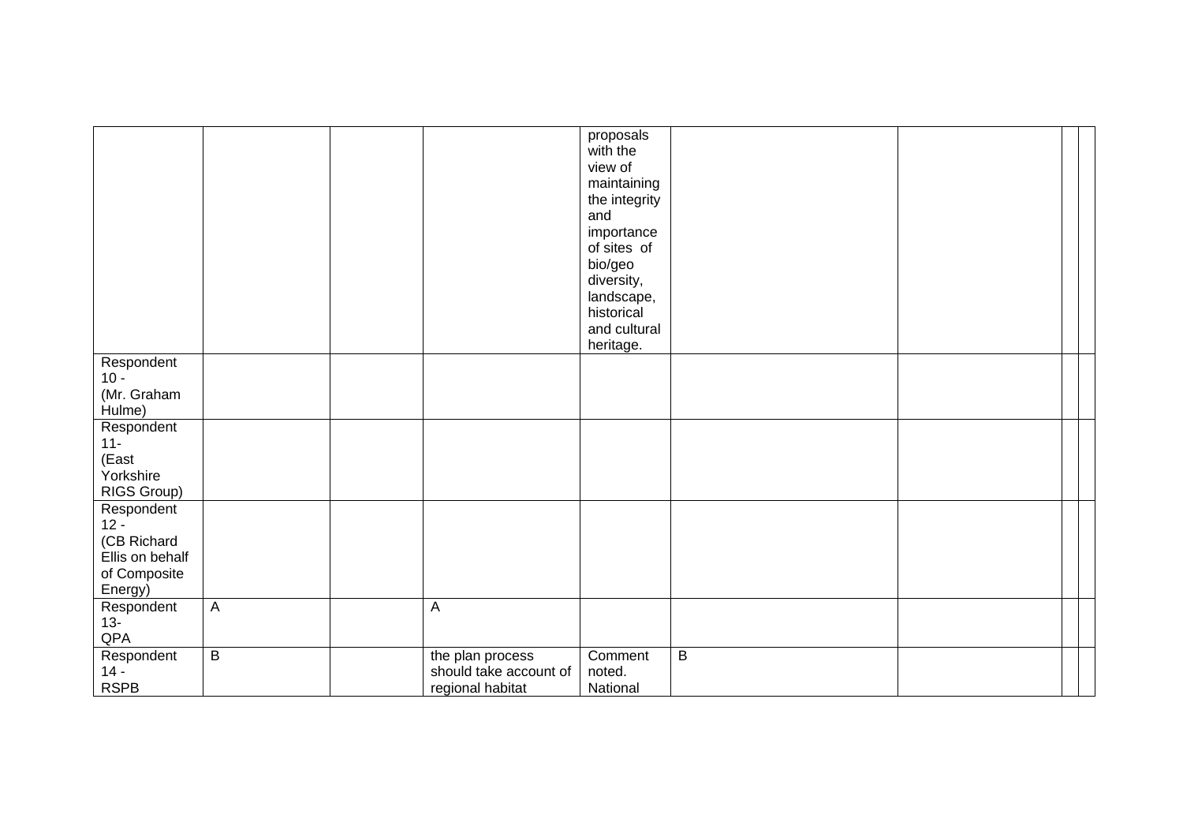| | | | | | | | | |
|---|---|---|---|---|---|---|---|---|
| | | | | proposals with the view of maintaining the integrity and importance of sites of bio/geo diversity, landscape, historical and cultural heritage. | | | | |
| Respondent 10 - (Mr. Graham Hulme) | | | | | | | | |
| Respondent 11- (East Yorkshire RIGS Group) | | | | | | | | |
| Respondent 12 - (CB Richard Ellis on behalf of Composite Energy) | | | | | | | | |
| Respondent 13- QPA | A | | A | | | | | |
| Respondent 14 - RSPB | B | | the plan process should take account of regional habitat | Comment noted. National | B | | | |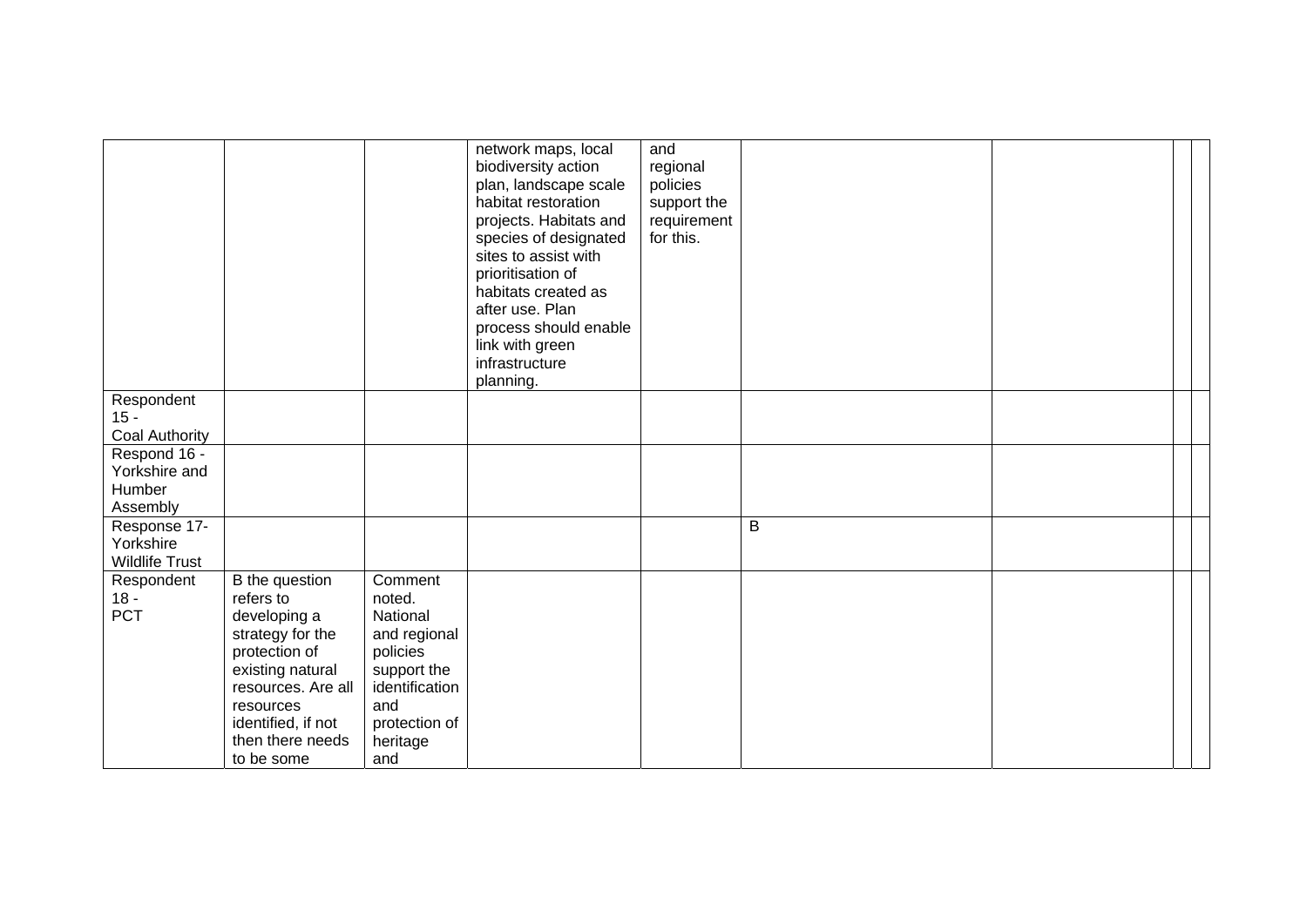| | | | | | | | | |
|---|---|---|---|---|---|---|---|---|
| | | | network maps, local biodiversity action plan, landscape scale habitat restoration projects. Habitats and species of designated sites to assist with prioritisation of habitats created as after use. Plan process should enable link with green infrastructure planning. | and regional policies support the requirement for this. | | | | |
| Respondent 15 - Coal Authority | | | | | | | | |
| Respond 16 - Yorkshire and Humber Assembly | | | | | | | | |
| Response 17- Yorkshire Wildlife Trust | | | | | B | | | |
| Respondent 18 - PCT | B the question refers to developing a strategy for the protection of existing natural resources. Are all resources identified, if not then there needs to be some | Comment noted. National and regional policies support the identification and protection of heritage and | | | | | | |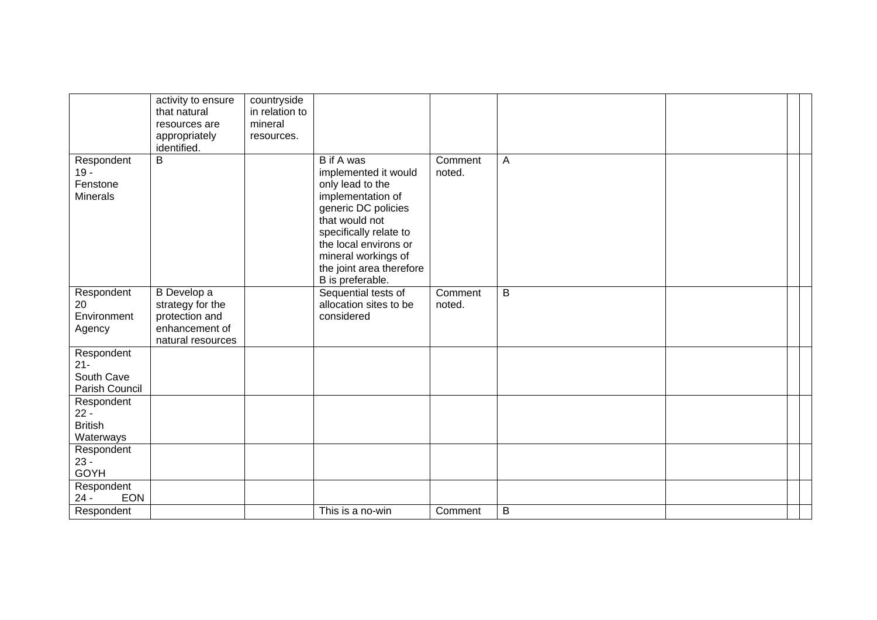| | | | | | | | | |
|---|---|---|---|---|---|---|---|---|
| | activity to ensure that natural resources are appropriately identified. | countryside in relation to mineral resources. | | | | | | |
| Respondent 19 - Fenstone Minerals | B | | B if A was implemented it would only lead to the implementation of generic DC policies that would not specifically relate to the local environs or mineral workings of the joint area therefore B is preferable. | Comment noted. | A | | | |
| Respondent 20 Environment Agency | B Develop a strategy for the protection and enhancement of natural resources | | Sequential tests of allocation sites to be considered | Comment noted. | B | | | |
| Respondent 21- South Cave Parish Council | | | | | | | | |
| Respondent 22 - British Waterways | | | | | | | | |
| Respondent 23 - GOYH | | | | | | | | |
| Respondent 24 - EON | | | | | | | | |
| Respondent | | | This is a no-win | Comment | B | | | |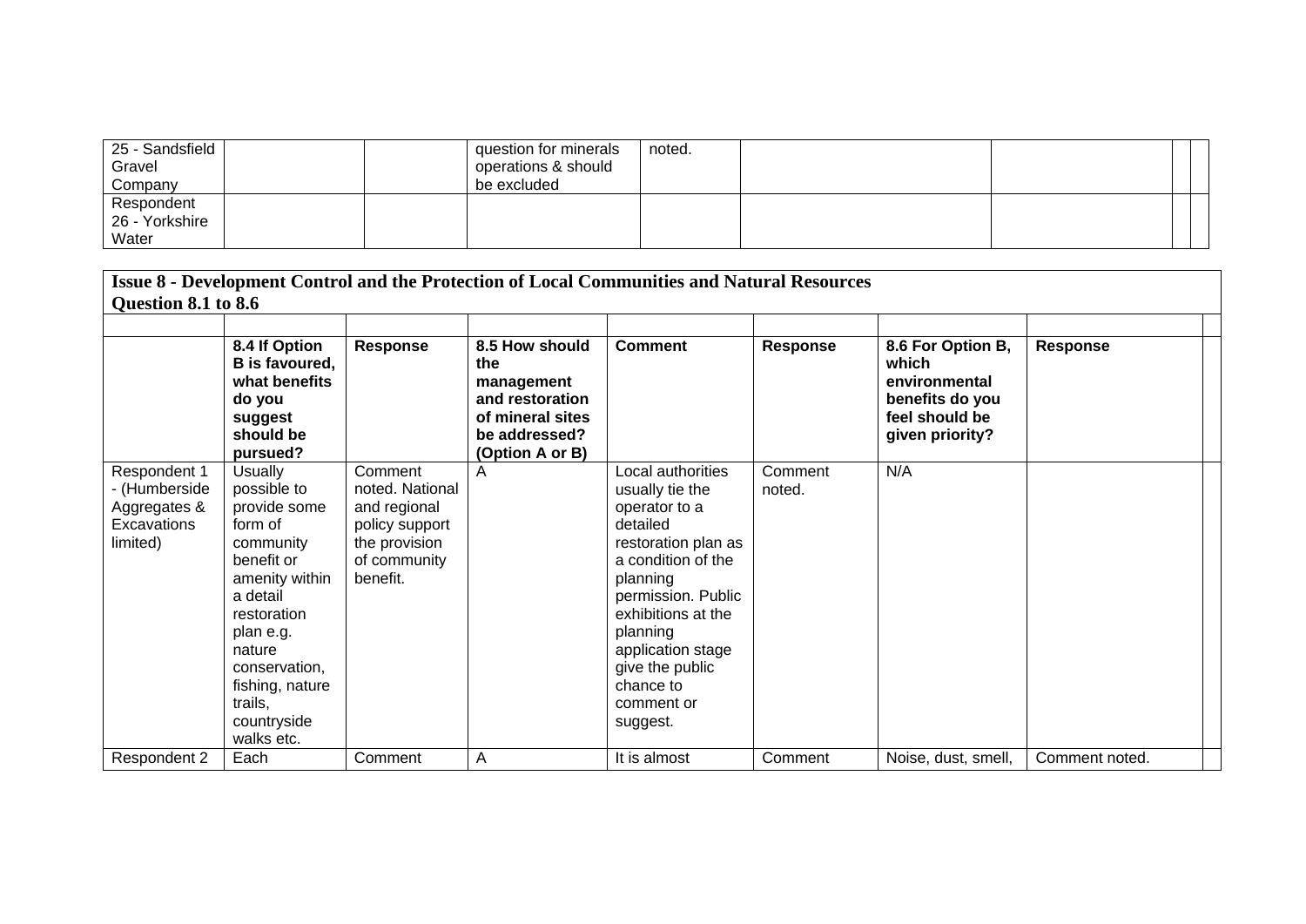| 25 - Sandsfield Gravel Company | | | question for minerals operations & should be excluded | noted. | | | | |
|---|---|---|---|---|---|---|---|---|
| Respondent 26 - Yorkshire Water | | | | | | | | |

**Issue 8 - Development Control and the Protection of Local Communities and Natural Resources**
**Question 8.1 to 8.6**

| | 8.4 If Option B is favoured, what benefits do you suggest should be pursued? | Response | 8.5 How should the management and restoration of mineral sites be addressed? (Option A or B) | Comment | Response | 8.6 For Option B, which environmental benefits do you feel should be given priority? | Response | |
|---|---|---|---|---|---|---|---|---|
| Respondent 1 - (Humberside Aggregates & Excavations limited) | Usually possible to provide some form of community benefit or amenity within a detail restoration plan e.g. nature conservation, fishing, nature trails, countryside walks etc. | Comment noted. National and regional policy support the provision of community benefit. | A | Local authorities usually tie the operator to a detailed restoration plan as a condition of the planning permission. Public exhibitions at the planning application stage give the public chance to comment or suggest. | Comment noted. | N/A | | |
| Respondent 2 | Each | Comment | A | It is almost | Comment | Noise, dust, smell, | Comment noted. | |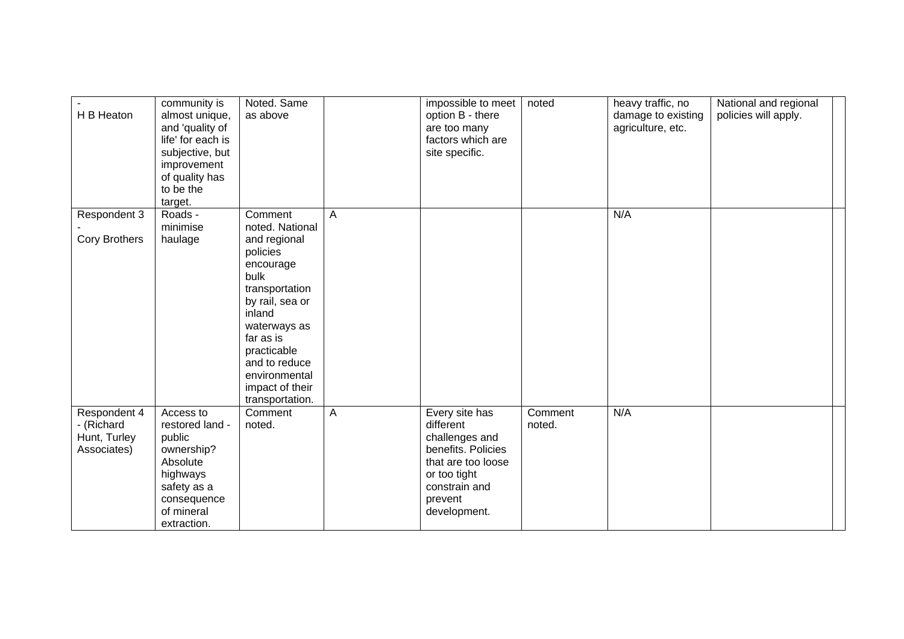| | | | | | | | | |
|---|---|---|---|---|---|---|---|---|
| - H B Heaton | community is almost unique, and 'quality of life' for each is subjective, but improvement of quality has to be the target. | Noted. Same as above | | impossible to meet option B - there are too many factors which are site specific. | noted | heavy traffic, no damage to existing agriculture, etc. | National and regional policies will apply. | |
| Respondent 3 - Cory Brothers | Roads - minimise haulage | Comment noted. National and regional policies encourage bulk transportation by rail, sea or inland waterways as far as is practicable and to reduce environmental impact of their transportation. | A | | | N/A | | |
| Respondent 4 - (Richard Hunt, Turley Associates) | Access to restored land - public ownership? Absolute highways safety as a consequence of mineral extraction. | Comment noted. | A | Every site has different challenges and benefits. Policies that are too loose or too tight constrain and prevent development. | Comment noted. | N/A | | |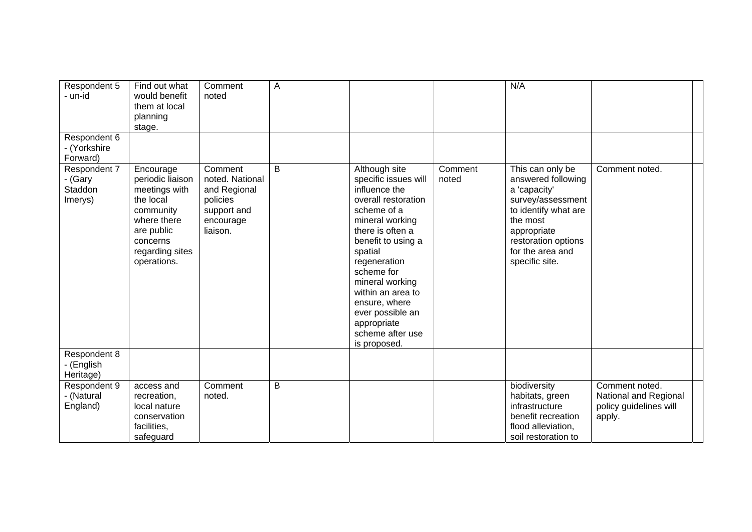| | | | | | | | | |
|---|---|---|---|---|---|---|---|---|
| Respondent 5 - un-id | Find out what would benefit them at local planning stage. | Comment noted | A | | | N/A | | |
| Respondent 6 - (Yorkshire Forward) | | | | | | | | |
| Respondent 7 - (Gary Staddon Imerys) | Encourage periodic liaison meetings with the local community where there are public concerns regarding sites operations. | Comment noted. National and Regional policies support and encourage liaison. | B | Although site specific issues will influence the overall restoration scheme of a mineral working there is often a benefit to using a spatial regeneration scheme for mineral working within an area to ensure, where ever possible an appropriate scheme after use is proposed. | Comment noted | This can only be answered following a 'capacity' survey/assessment to identify what are the most appropriate restoration options for the area and specific site. | Comment noted. | |
| Respondent 8 - (English Heritage) | | | | | | | | |
| Respondent 9 - (Natural England) | access and recreation, local nature conservation facilities, safeguard | Comment noted. | B | | | biodiversity habitats, green infrastructure benefit recreation flood alleviation, soil restoration to | Comment noted. National and Regional policy guidelines will apply. | |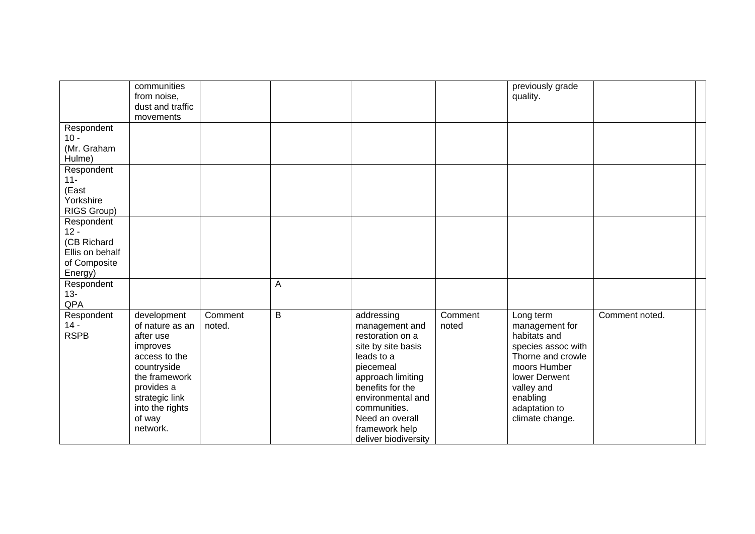| | | | | | | | | |
|---|---|---|---|---|---|---|---|---|
| | communities from noise, dust and traffic movements | | | | | previously grade quality. | | |
| Respondent 10 - (Mr. Graham Hulme) | | | | | | | | |
| Respondent 11- (East Yorkshire RIGS Group) | | | | | | | | |
| Respondent 12 - (CB Richard Ellis on behalf of Composite Energy) | | | | | | | | |
| Respondent 13- QPA | | | A | | | | | |
| Respondent 14 - RSPB | development of nature as an after use improves access to the countryside the framework provides a strategic link into the rights of way network. | Comment noted. | B | addressing management and restoration on a site by site basis leads to a piecemeal approach limiting benefits for the environmental and communities. Need an overall framework help deliver biodiversity | Comment noted | Long term management for habitats and species assoc with Thorne and crowle moors Humber lower Derwent valley and enabling adaptation to climate change. | Comment noted. | |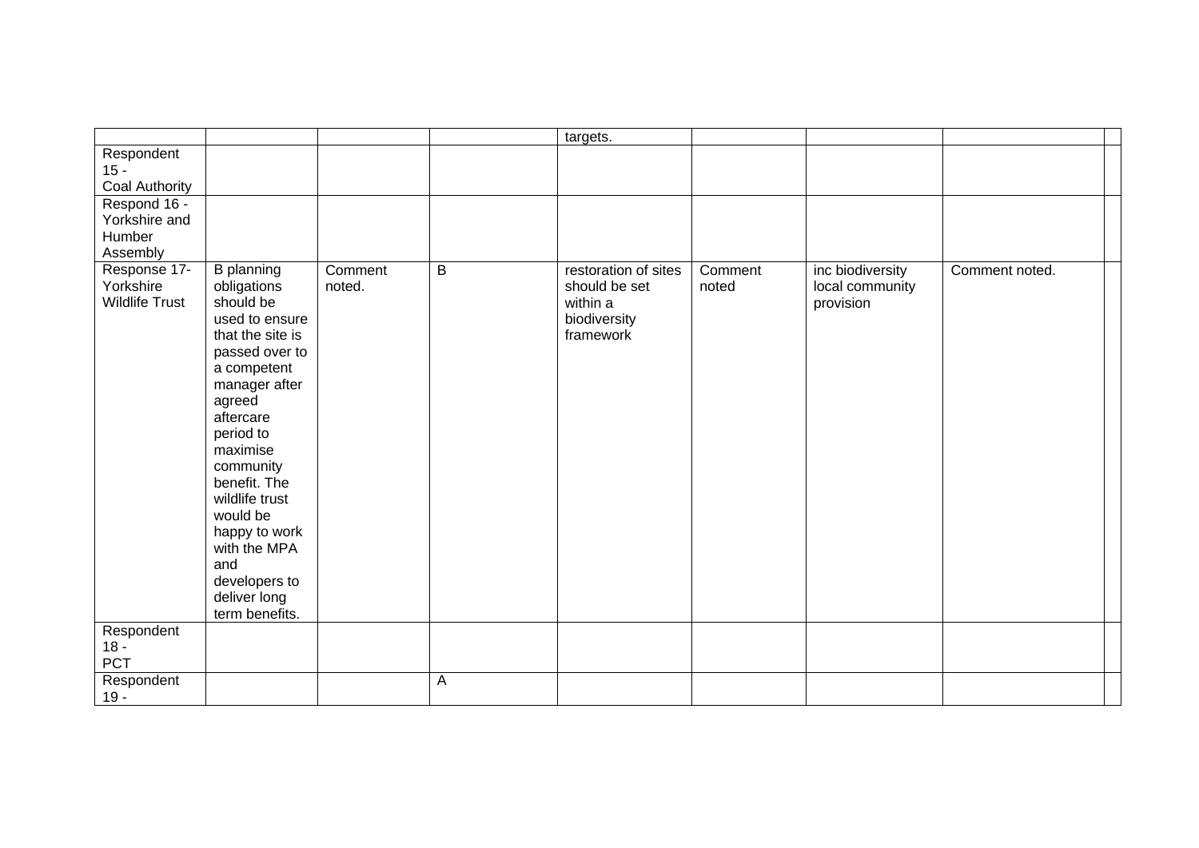| | | | | | | | | |
|---|---|---|---|---|---|---|---|---|
| | | | | targets. | | | | |
| Respondent 15 - Coal Authority | | | | | | | | |
| Respond 16 - Yorkshire and Humber Assembly | | | | | | | | |
| Response 17- Yorkshire Wildlife Trust | B planning obligations should be used to ensure that the site is passed over to a competent manager after agreed aftercare period to maximise community benefit. The wildlife trust would be happy to work with the MPA and developers to deliver long term benefits. | Comment noted. | B | restoration of sites should be set within a biodiversity framework | Comment noted | inc biodiversity local community provision | Comment noted. | |
| Respondent 18 - PCT | | | | | | | | |
| Respondent 19 - | | | A | | | | | |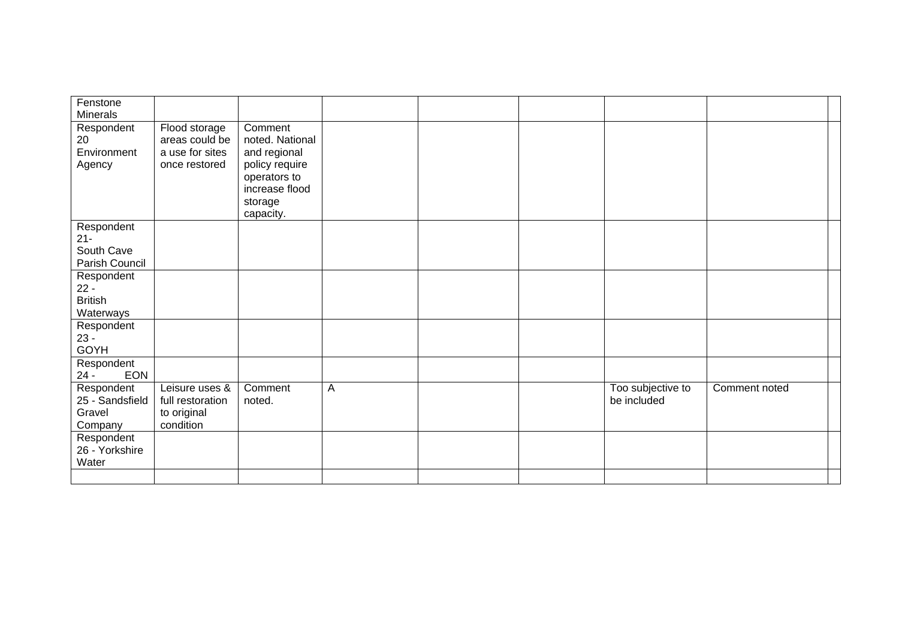| | | | | | | | | |
|---|---|---|---|---|---|---|---|---|
| Fenstone Minerals | | | | | | | | |
| Respondent 20 Environment Agency | Flood storage areas could be a use for sites once restored | Comment noted. National and regional policy require operators to increase flood storage capacity. | | | | | | |
| Respondent 21- South Cave Parish Council | | | | | | | | |
| Respondent 22 - British Waterways | | | | | | | | |
| Respondent 23 - GOYH | | | | | | | | |
| Respondent 24 - EON | | | | | | | | |
| Respondent 25 - Sandsfield Gravel Company | Leisure uses & full restoration to original condition | Comment noted. | A | | | Too subjective to be included | Comment noted | |
| Respondent 26 - Yorkshire Water | | | | | | | | |
| | | | | | | | | |